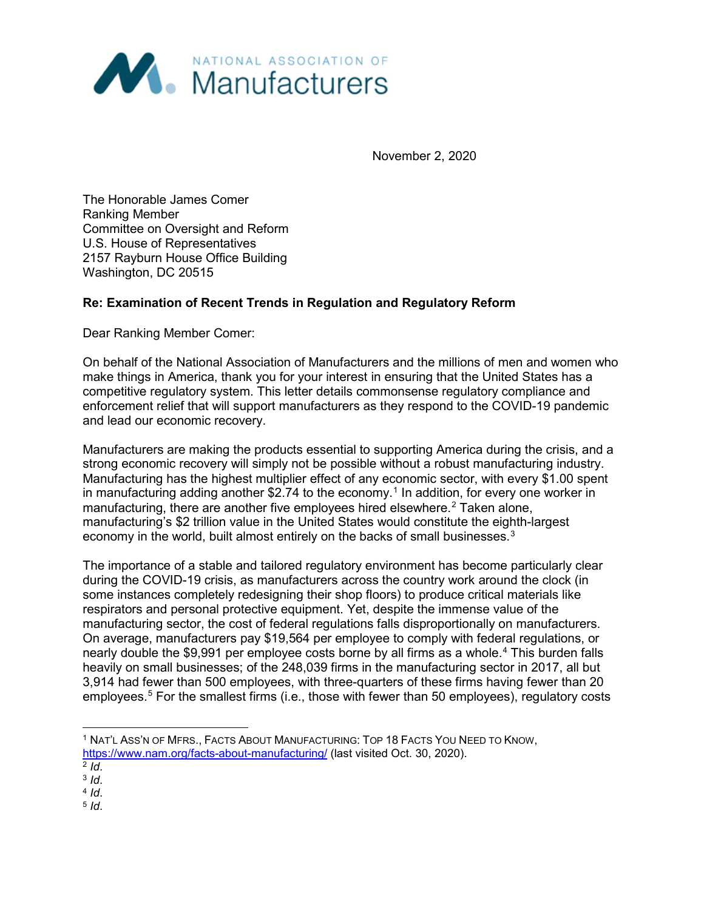NATIONAL ASSOCIATION OF Manufacturers

November 2, 2020

The Honorable James Comer
Ranking Member
Committee on Oversight and Reform
U.S. House of Representatives
2157 Rayburn House Office Building
Washington, DC 20515

**Re: Examination of Recent Trends in Regulation and Regulatory Reform**

Dear Ranking Member Comer:

On behalf of the National Association of Manufacturers and the millions of men and women who make things in America, thank you for your interest in ensuring that the United States has a competitive regulatory system. This letter details commonsense regulatory compliance and enforcement relief that will support manufacturers as they respond to the COVID-19 pandemic and lead our economic recovery.

Manufacturers are making the products essential to supporting America during the crisis, and a strong economic recovery will simply not be possible without a robust manufacturing industry. Manufacturing has the highest multiplier effect of any economic sector, with every $1.00 spent in manufacturing adding another $2.74 to the economy.[1] In addition, for every one worker in manufacturing, there are another five employees hired elsewhere.[2] Taken alone, manufacturing's $2 trillion value in the United States would constitute the eighth-largest economy in the world, built almost entirely on the backs of small businesses.[3]

The importance of a stable and tailored regulatory environment has become particularly clear during the COVID-19 crisis, as manufacturers across the country work around the clock (in some instances completely redesigning their shop floors) to produce critical materials like respirators and personal protective equipment. Yet, despite the immense value of the manufacturing sector, the cost of federal regulations falls disproportionally on manufacturers. On average, manufacturers pay $19,564 per employee to comply with federal regulations, or nearly double the $9,991 per employee costs borne by all firms as a whole.[4] This burden falls heavily on small businesses; of the 248,039 firms in the manufacturing sector in 2017, all but 3,914 had fewer than 500 employees, with three-quarters of these firms having fewer than 20 employees.[5] For the smallest firms (i.e., those with fewer than 50 employees), regulatory costs

---

[1] NAT'L ASS'N OF MFRS., FACTS ABOUT MANUFACTURING: TOP 18 FACTS YOU NEED TO KNOW, https://www.nam.org/facts-about-manufacturing/ (last visited Oct. 30, 2020).

[2] *Id.*

[3] *Id.*

[4] *Id.*

[5] *Id.*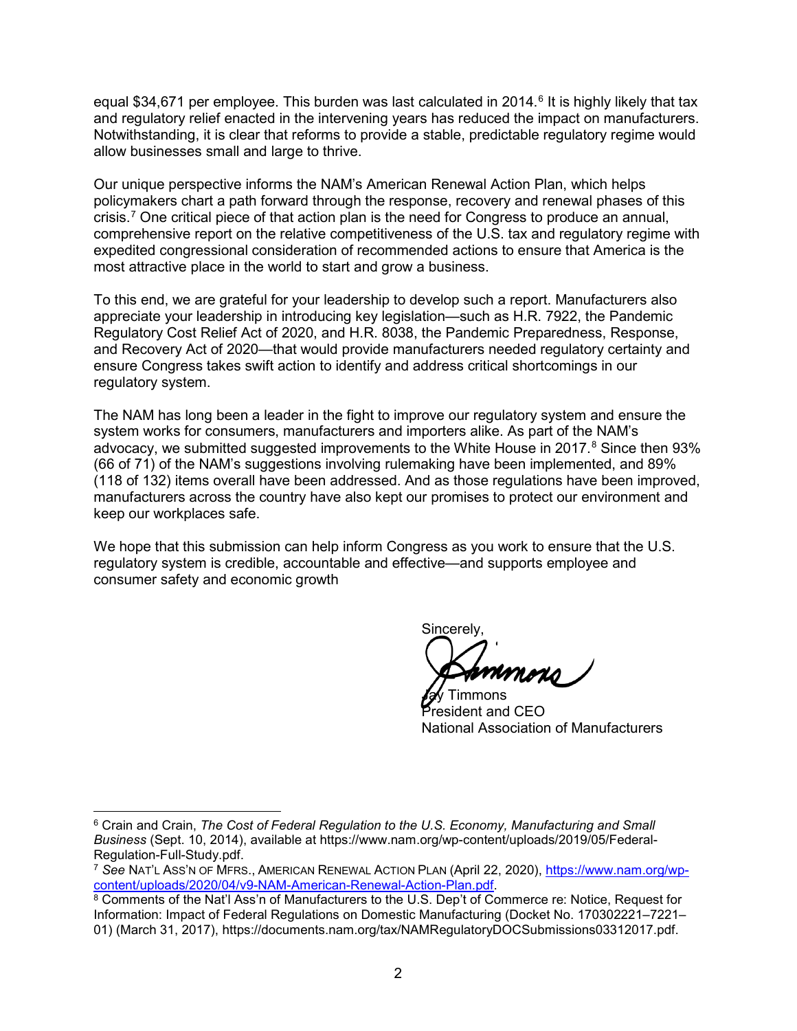equal $34,671 per employee. This burden was last calculated in 2014.[6] It is highly likely that tax and regulatory relief enacted in the intervening years has reduced the impact on manufacturers. Notwithstanding, it is clear that reforms to provide a stable, predictable regulatory regime would allow businesses small and large to thrive.

Our unique perspective informs the NAM's American Renewal Action Plan, which helps policymakers chart a path forward through the response, recovery and renewal phases of this crisis.[7] One critical piece of that action plan is the need for Congress to produce an annual, comprehensive report on the relative competitiveness of the U.S. tax and regulatory regime with expedited congressional consideration of recommended actions to ensure that America is the most attractive place in the world to start and grow a business.

To this end, we are grateful for your leadership to develop such a report. Manufacturers also appreciate your leadership in introducing key legislation—such as H.R. 7922, the Pandemic Regulatory Cost Relief Act of 2020, and H.R. 8038, the Pandemic Preparedness, Response, and Recovery Act of 2020—that would provide manufacturers needed regulatory certainty and ensure Congress takes swift action to identify and address critical shortcomings in our regulatory system.

The NAM has long been a leader in the fight to improve our regulatory system and ensure the system works for consumers, manufacturers and importers alike. As part of the NAM's advocacy, we submitted suggested improvements to the White House in 2017.[8] Since then 93% (66 of 71) of the NAM's suggestions involving rulemaking have been implemented, and 89% (118 of 132) items overall have been addressed. And as those regulations have been improved, manufacturers across the country have also kept our promises to protect our environment and keep our workplaces safe.

We hope that this submission can help inform Congress as you work to ensure that the U.S. regulatory system is credible, accountable and effective—and supports employee and consumer safety and economic growth

Sincerely,

Jay Timmons
President and CEO
National Association of Manufacturers

---

[6] Crain and Crain, *The Cost of Federal Regulation to the U.S. Economy, Manufacturing and Small Business* (Sept. 10, 2014), available at https://www.nam.org/wp-content/uploads/2019/05/Federal-Regulation-Full-Study.pdf.

[7] *See* NAT'L ASS'N OF MFRS., AMERICAN RENEWAL ACTION PLAN (April 22, 2020), https://www.nam.org/wp-content/uploads/2020/04/v9-NAM-American-Renewal-Action-Plan.pdf.

[8] Comments of the Nat'l Ass'n of Manufacturers to the U.S. Dep't of Commerce re: Notice, Request for Information: Impact of Federal Regulations on Domestic Manufacturing (Docket No. 170302221–7221–01) (March 31, 2017), https://documents.nam.org/tax/NAMRegulatoryDOCSubmissions03312017.pdf.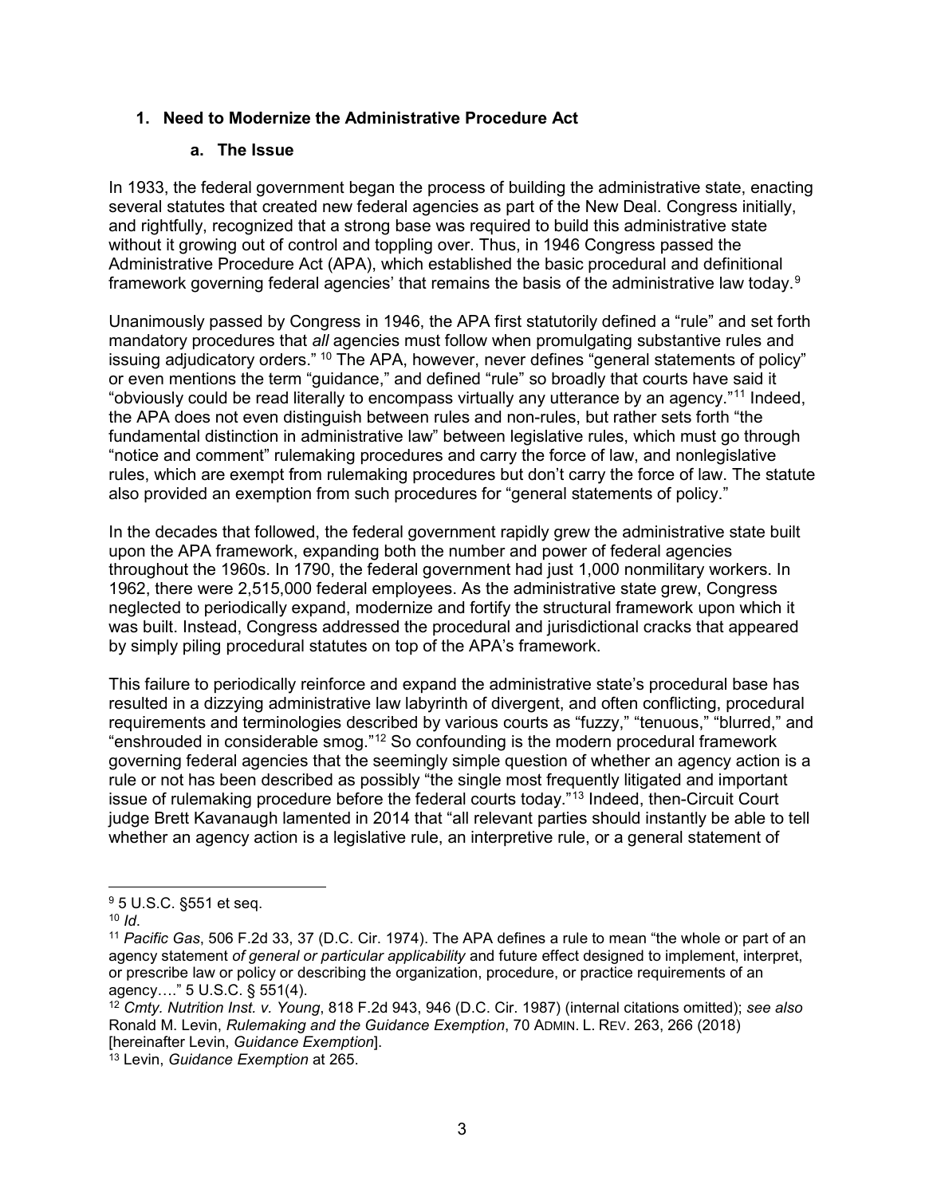## 1. Need to Modernize the Administrative Procedure Act

### a. The Issue

In 1933, the federal government began the process of building the administrative state, enacting several statutes that created new federal agencies as part of the New Deal. Congress initially, and rightfully, recognized that a strong base was required to build this administrative state without it growing out of control and toppling over. Thus, in 1946 Congress passed the Administrative Procedure Act (APA), which established the basic procedural and definitional framework governing federal agencies' that remains the basis of the administrative law today.[9]

Unanimously passed by Congress in 1946, the APA first statutorily defined a "rule" and set forth mandatory procedures that *all* agencies must follow when promulgating substantive rules and issuing adjudicatory orders."[10] The APA, however, never defines "general statements of policy" or even mentions the term "guidance," and defined "rule" so broadly that courts have said it "obviously could be read literally to encompass virtually any utterance by an agency."[11] Indeed, the APA does not even distinguish between rules and non-rules, but rather sets forth "the fundamental distinction in administrative law" between legislative rules, which must go through "notice and comment" rulemaking procedures and carry the force of law, and nonlegislative rules, which are exempt from rulemaking procedures but don't carry the force of law. The statute also provided an exemption from such procedures for "general statements of policy."

In the decades that followed, the federal government rapidly grew the administrative state built upon the APA framework, expanding both the number and power of federal agencies throughout the 1960s. In 1790, the federal government had just 1,000 nonmilitary workers. In 1962, there were 2,515,000 federal employees. As the administrative state grew, Congress neglected to periodically expand, modernize and fortify the structural framework upon which it was built. Instead, Congress addressed the procedural and jurisdictional cracks that appeared by simply piling procedural statutes on top of the APA's framework.

This failure to periodically reinforce and expand the administrative state's procedural base has resulted in a dizzying administrative law labyrinth of divergent, and often conflicting, procedural requirements and terminologies described by various courts as "fuzzy," "tenuous," "blurred," and "enshrouded in considerable smog."[12] So confounding is the modern procedural framework governing federal agencies that the seemingly simple question of whether an agency action is a rule or not has been described as possibly "the single most frequently litigated and important issue of rulemaking procedure before the federal courts today."[13] Indeed, then-Circuit Court judge Brett Kavanaugh lamented in 2014 that "all relevant parties should instantly be able to tell whether an agency action is a legislative rule, an interpretive rule, or a general statement of

---

[9] 5 U.S.C. §551 et seq.

[10] *Id*.

[11] *Pacific Gas*, 506 F.2d 33, 37 (D.C. Cir. 1974). The APA defines a rule to mean "the whole or part of an agency statement *of general or particular applicability* and future effect designed to implement, interpret, or prescribe law or policy or describing the organization, procedure, or practice requirements of an agency…." 5 U.S.C. § 551(4).

[12] *Cmty. Nutrition Inst. v. Young*, 818 F.2d 943, 946 (D.C. Cir. 1987) (internal citations omitted); *see also* Ronald M. Levin, *Rulemaking and the Guidance Exemption*, 70 ADMIN. L. REV. 263, 266 (2018) [hereinafter Levin, *Guidance Exemption*].

[13] Levin, *Guidance Exemption* at 265.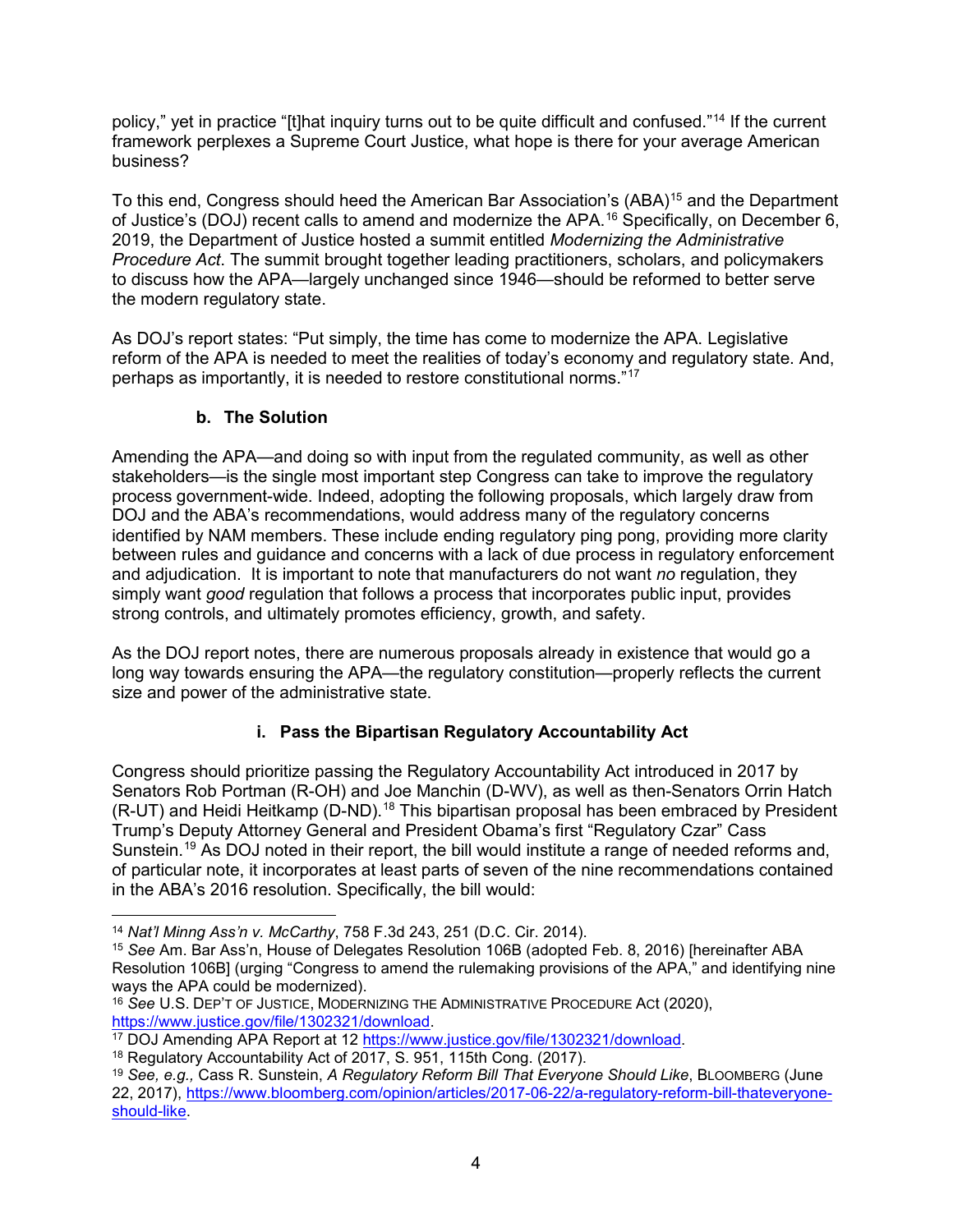policy," yet in practice "[t]hat inquiry turns out to be quite difficult and confused."[14] If the current framework perplexes a Supreme Court Justice, what hope is there for your average American business?

To this end, Congress should heed the American Bar Association's (ABA)[15] and the Department of Justice's (DOJ) recent calls to amend and modernize the APA.[16] Specifically, on December 6, 2019, the Department of Justice hosted a summit entitled *Modernizing the Administrative Procedure Act*. The summit brought together leading practitioners, scholars, and policymakers to discuss how the APA—largely unchanged since 1946—should be reformed to better serve the modern regulatory state.

As DOJ's report states: "Put simply, the time has come to modernize the APA. Legislative reform of the APA is needed to meet the realities of today's economy and regulatory state. And, perhaps as importantly, it is needed to restore constitutional norms."[17]

### b. The Solution

Amending the APA—and doing so with input from the regulated community, as well as other stakeholders—is the single most important step Congress can take to improve the regulatory process government-wide. Indeed, adopting the following proposals, which largely draw from DOJ and the ABA's recommendations, would address many of the regulatory concerns identified by NAM members. These include ending regulatory ping pong, providing more clarity between rules and guidance and concerns with a lack of due process in regulatory enforcement and adjudication. It is important to note that manufacturers do not want *no* regulation, they simply want *good* regulation that follows a process that incorporates public input, provides strong controls, and ultimately promotes efficiency, growth, and safety.

As the DOJ report notes, there are numerous proposals already in existence that would go a long way towards ensuring the APA—the regulatory constitution—properly reflects the current size and power of the administrative state.

#### i. Pass the Bipartisan Regulatory Accountability Act

Congress should prioritize passing the Regulatory Accountability Act introduced in 2017 by Senators Rob Portman (R-OH) and Joe Manchin (D-WV), as well as then-Senators Orrin Hatch (R-UT) and Heidi Heitkamp (D-ND).[18] This bipartisan proposal has been embraced by President Trump's Deputy Attorney General and President Obama's first "Regulatory Czar" Cass Sunstein.[19] As DOJ noted in their report, the bill would institute a range of needed reforms and, of particular note, it incorporates at least parts of seven of the nine recommendations contained in the ABA's 2016 resolution. Specifically, the bill would:

---

[14] *Nat'l Minng Ass'n v. McCarthy*, 758 F.3d 243, 251 (D.C. Cir. 2014).

[15] *See* Am. Bar Ass'n, House of Delegates Resolution 106B (adopted Feb. 8, 2016) [hereinafter ABA Resolution 106B] (urging "Congress to amend the rulemaking provisions of the APA," and identifying nine ways the APA could be modernized).

[16] *See* U.S. DEP'T OF JUSTICE, MODERNIZING THE ADMINISTRATIVE PROCEDURE ACT (2020), https://www.justice.gov/file/1302321/download.

[17] DOJ Amending APA Report at 12 https://www.justice.gov/file/1302321/download.

[18] Regulatory Accountability Act of 2017, S. 951, 115th Cong. (2017).

[19] *See, e.g.,* Cass R. Sunstein, *A Regulatory Reform Bill That Everyone Should Like*, BLOOMBERG (June 22, 2017), https://www.bloomberg.com/opinion/articles/2017-06-22/a-regulatory-reform-bill-thateveryone-should-like.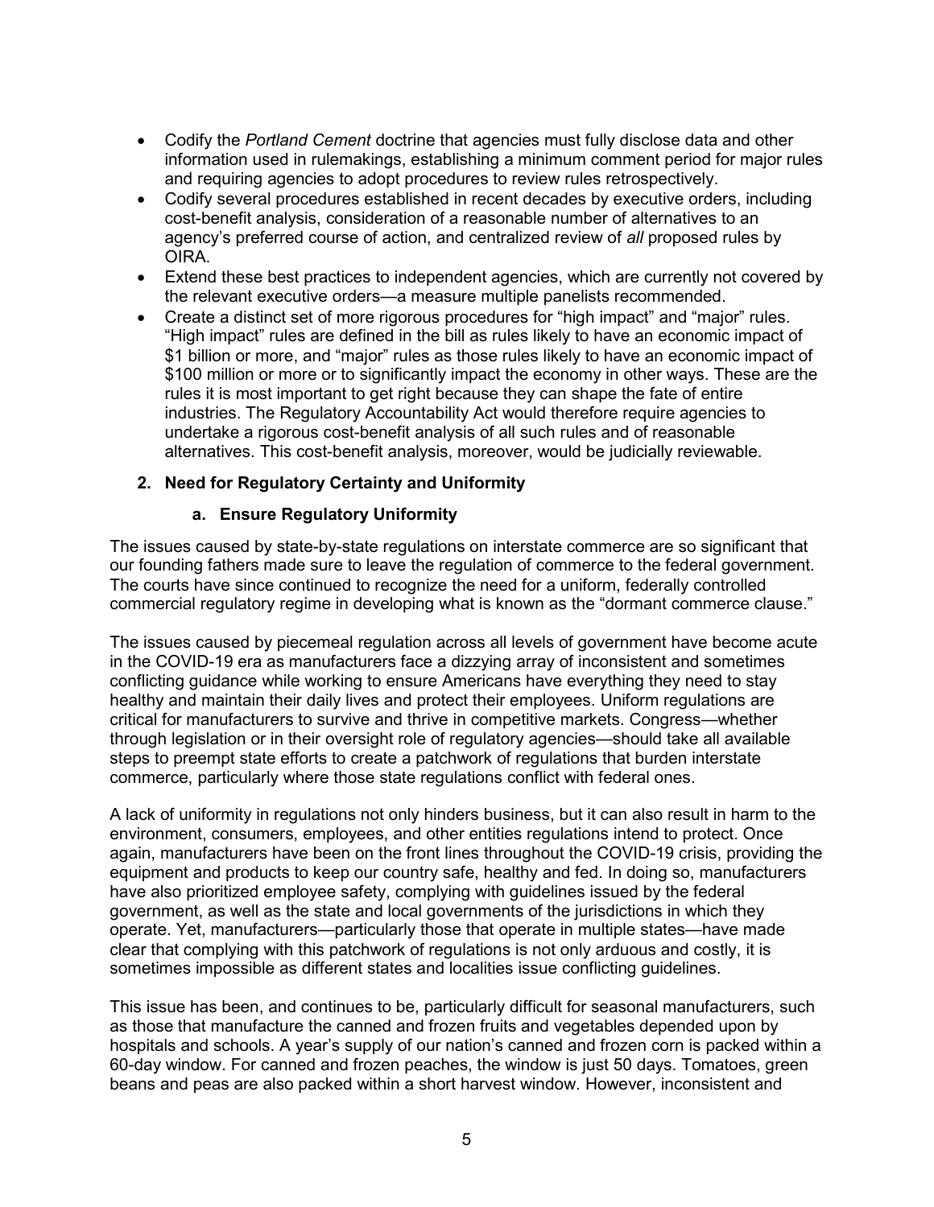- Codify the *Portland Cement* doctrine that agencies must fully disclose data and other information used in rulemakings, establishing a minimum comment period for major rules and requiring agencies to adopt procedures to review rules retrospectively.
- Codify several procedures established in recent decades by executive orders, including cost-benefit analysis, consideration of a reasonable number of alternatives to an agency's preferred course of action, and centralized review of *all* proposed rules by OIRA.
- Extend these best practices to independent agencies, which are currently not covered by the relevant executive orders—a measure multiple panelists recommended.
- Create a distinct set of more rigorous procedures for "high impact" and "major" rules. "High impact" rules are defined in the bill as rules likely to have an economic impact of \$1 billion or more, and "major" rules as those rules likely to have an economic impact of \$100 million or more or to significantly impact the economy in other ways. These are the rules it is most important to get right because they can shape the fate of entire industries. The Regulatory Accountability Act would therefore require agencies to undertake a rigorous cost-benefit analysis of all such rules and of reasonable alternatives. This cost-benefit analysis, moreover, would be judicially reviewable.

## 2. Need for Regulatory Certainty and Uniformity

### a. Ensure Regulatory Uniformity

The issues caused by state-by-state regulations on interstate commerce are so significant that our founding fathers made sure to leave the regulation of commerce to the federal government. The courts have since continued to recognize the need for a uniform, federally controlled commercial regulatory regime in developing what is known as the "dormant commerce clause."

The issues caused by piecemeal regulation across all levels of government have become acute in the COVID-19 era as manufacturers face a dizzying array of inconsistent and sometimes conflicting guidance while working to ensure Americans have everything they need to stay healthy and maintain their daily lives and protect their employees. Uniform regulations are critical for manufacturers to survive and thrive in competitive markets. Congress—whether through legislation or in their oversight role of regulatory agencies—should take all available steps to preempt state efforts to create a patchwork of regulations that burden interstate commerce, particularly where those state regulations conflict with federal ones.

A lack of uniformity in regulations not only hinders business, but it can also result in harm to the environment, consumers, employees, and other entities regulations intend to protect. Once again, manufacturers have been on the front lines throughout the COVID-19 crisis, providing the equipment and products to keep our country safe, healthy and fed. In doing so, manufacturers have also prioritized employee safety, complying with guidelines issued by the federal government, as well as the state and local governments of the jurisdictions in which they operate. Yet, manufacturers—particularly those that operate in multiple states—have made clear that complying with this patchwork of regulations is not only arduous and costly, it is sometimes impossible as different states and localities issue conflicting guidelines.

This issue has been, and continues to be, particularly difficult for seasonal manufacturers, such as those that manufacture the canned and frozen fruits and vegetables depended upon by hospitals and schools. A year's supply of our nation's canned and frozen corn is packed within a 60-day window. For canned and frozen peaches, the window is just 50 days. Tomatoes, green beans and peas are also packed within a short harvest window. However, inconsistent and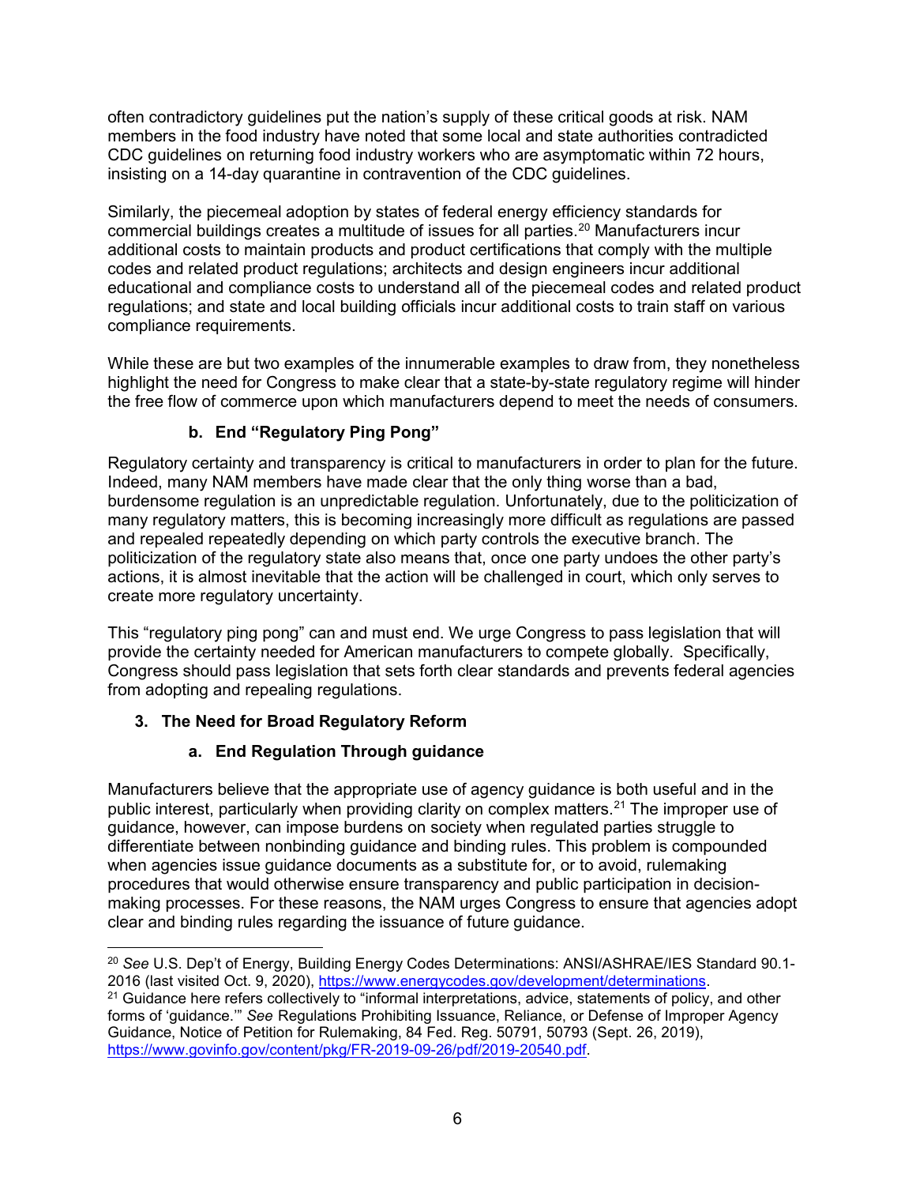often contradictory guidelines put the nation's supply of these critical goods at risk. NAM members in the food industry have noted that some local and state authorities contradicted CDC guidelines on returning food industry workers who are asymptomatic within 72 hours, insisting on a 14-day quarantine in contravention of the CDC guidelines.

Similarly, the piecemeal adoption by states of federal energy efficiency standards for commercial buildings creates a multitude of issues for all parties.[20] Manufacturers incur additional costs to maintain products and product certifications that comply with the multiple codes and related product regulations; architects and design engineers incur additional educational and compliance costs to understand all of the piecemeal codes and related product regulations; and state and local building officials incur additional costs to train staff on various compliance requirements.

While these are but two examples of the innumerable examples to draw from, they nonetheless highlight the need for Congress to make clear that a state-by-state regulatory regime will hinder the free flow of commerce upon which manufacturers depend to meet the needs of consumers.

#### b. End "Regulatory Ping Pong"

Regulatory certainty and transparency is critical to manufacturers in order to plan for the future. Indeed, many NAM members have made clear that the only thing worse than a bad, burdensome regulation is an unpredictable regulation. Unfortunately, due to the politicization of many regulatory matters, this is becoming increasingly more difficult as regulations are passed and repealed repeatedly depending on which party controls the executive branch. The politicization of the regulatory state also means that, once one party undoes the other party's actions, it is almost inevitable that the action will be challenged in court, which only serves to create more regulatory uncertainty.

This "regulatory ping pong" can and must end. We urge Congress to pass legislation that will provide the certainty needed for American manufacturers to compete globally. Specifically, Congress should pass legislation that sets forth clear standards and prevents federal agencies from adopting and repealing regulations.

### 3. The Need for Broad Regulatory Reform

#### a. End Regulation Through guidance

Manufacturers believe that the appropriate use of agency guidance is both useful and in the public interest, particularly when providing clarity on complex matters.[21] The improper use of guidance, however, can impose burdens on society when regulated parties struggle to differentiate between nonbinding guidance and binding rules. This problem is compounded when agencies issue guidance documents as a substitute for, or to avoid, rulemaking procedures that would otherwise ensure transparency and public participation in decision-making processes. For these reasons, the NAM urges Congress to ensure that agencies adopt clear and binding rules regarding the issuance of future guidance.

---

[20] *See* U.S. Dep't of Energy, Building Energy Codes Determinations: ANSI/ASHRAE/IES Standard 90.1-2016 (last visited Oct. 9, 2020), https://www.energycodes.gov/development/determinations.

[21] Guidance here refers collectively to "informal interpretations, advice, statements of policy, and other forms of 'guidance.'" *See* Regulations Prohibiting Issuance, Reliance, or Defense of Improper Agency Guidance, Notice of Petition for Rulemaking, 84 Fed. Reg. 50791, 50793 (Sept. 26, 2019), https://www.govinfo.gov/content/pkg/FR-2019-09-26/pdf/2019-20540.pdf.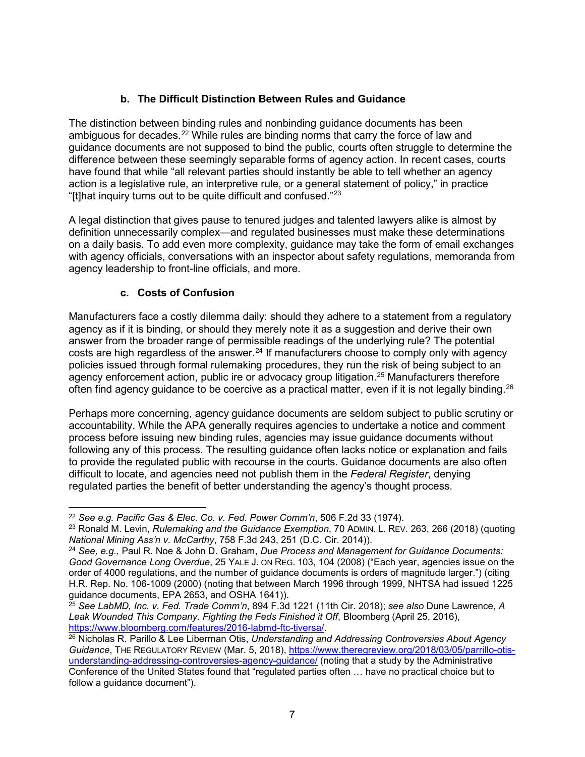### b. The Difficult Distinction Between Rules and Guidance

The distinction between binding rules and nonbinding guidance documents has been ambiguous for decades.[22] While rules are binding norms that carry the force of law and guidance documents are not supposed to bind the public, courts often struggle to determine the difference between these seemingly separable forms of agency action. In recent cases, courts have found that while "all relevant parties should instantly be able to tell whether an agency action is a legislative rule, an interpretive rule, or a general statement of policy," in practice "[t]hat inquiry turns out to be quite difficult and confused."[23]

A legal distinction that gives pause to tenured judges and talented lawyers alike is almost by definition unnecessarily complex—and regulated businesses must make these determinations on a daily basis. To add even more complexity, guidance may take the form of email exchanges with agency officials, conversations with an inspector about safety regulations, memoranda from agency leadership to front-line officials, and more.

### c. Costs of Confusion

Manufacturers face a costly dilemma daily: should they adhere to a statement from a regulatory agency as if it is binding, or should they merely note it as a suggestion and derive their own answer from the broader range of permissible readings of the underlying rule? The potential costs are high regardless of the answer.[24] If manufacturers choose to comply only with agency policies issued through formal rulemaking procedures, they run the risk of being subject to an agency enforcement action, public ire or advocacy group litigation.[25] Manufacturers therefore often find agency guidance to be coercive as a practical matter, even if it is not legally binding.[26]

Perhaps more concerning, agency guidance documents are seldom subject to public scrutiny or accountability. While the APA generally requires agencies to undertake a notice and comment process before issuing new binding rules, agencies may issue guidance documents without following any of this process. The resulting guidance often lacks notice or explanation and fails to provide the regulated public with recourse in the courts. Guidance documents are also often difficult to locate, and agencies need not publish them in the *Federal Register*, denying regulated parties the benefit of better understanding the agency's thought process.

---

[22] *See e.g. Pacific Gas & Elec. Co. v. Fed. Power Comm'n*, 506 F.2d 33 (1974).

[23] Ronald M. Levin, *Rulemaking and the Guidance Exemption*, 70 ADMIN. L. REV. 263, 266 (2018) (quoting *National Mining Ass'n v. McCarthy*, 758 F.3d 243, 251 (D.C. Cir. 2014)).

[24] *See, e.g.,* Paul R. Noe & John D. Graham, *Due Process and Management for Guidance Documents: Good Governance Long Overdue*, 25 YALE J. ON REG. 103, 104 (2008) ("Each year, agencies issue on the order of 4000 regulations, and the number of guidance documents is orders of magnitude larger.") (citing H.R. Rep. No. 106-1009 (2000) (noting that between March 1996 through 1999, NHTSA had issued 1225 guidance documents, EPA 2653, and OSHA 1641)).

[25] *See LabMD, Inc. v. Fed. Trade Comm'n*, 894 F.3d 1221 (11th Cir. 2018); *see also* Dune Lawrence, *A Leak Wounded This Company. Fighting the Feds Finished it Off*, Bloomberg (April 25, 2016), https://www.bloomberg.com/features/2016-labmd-ftc-tiversa/.

[26] Nicholas R. Parillo & Lee Liberman Otis, *Understanding and Addressing Controversies About Agency Guidance*, THE REGULATORY REVIEW (Mar. 5, 2018), https://www.theregreview.org/2018/03/05/parrillo-otis-understanding-addressing-controversies-agency-guidance/ (noting that a study by the Administrative Conference of the United States found that "regulated parties often … have no practical choice but to follow a guidance document").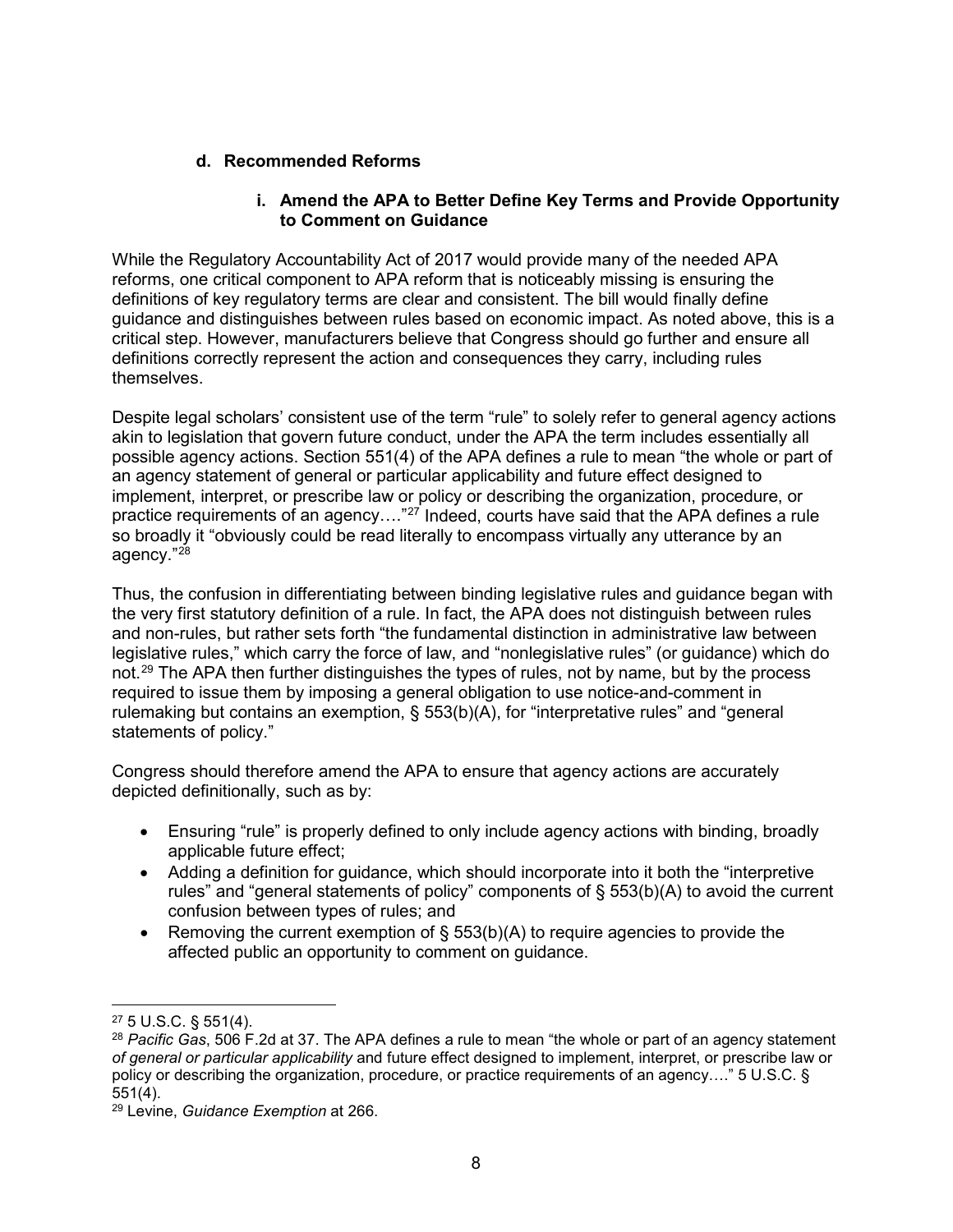### d. Recommended Reforms

#### i. Amend the APA to Better Define Key Terms and Provide Opportunity to Comment on Guidance

While the Regulatory Accountability Act of 2017 would provide many of the needed APA reforms, one critical component to APA reform that is noticeably missing is ensuring the definitions of key regulatory terms are clear and consistent. The bill would finally define guidance and distinguishes between rules based on economic impact. As noted above, this is a critical step. However, manufacturers believe that Congress should go further and ensure all definitions correctly represent the action and consequences they carry, including rules themselves.

Despite legal scholars' consistent use of the term "rule" to solely refer to general agency actions akin to legislation that govern future conduct, under the APA the term includes essentially all possible agency actions. Section 551(4) of the APA defines a rule to mean "the whole or part of an agency statement of general or particular applicability and future effect designed to implement, interpret, or prescribe law or policy or describing the organization, procedure, or practice requirements of an agency…."[27] Indeed, courts have said that the APA defines a rule so broadly it "obviously could be read literally to encompass virtually any utterance by an agency."[28]

Thus, the confusion in differentiating between binding legislative rules and guidance began with the very first statutory definition of a rule. In fact, the APA does not distinguish between rules and non-rules, but rather sets forth "the fundamental distinction in administrative law between legislative rules," which carry the force of law, and "nonlegislative rules" (or guidance) which do not.[29] The APA then further distinguishes the types of rules, not by name, but by the process required to issue them by imposing a general obligation to use notice-and-comment in rulemaking but contains an exemption, § 553(b)(A), for "interpretative rules" and "general statements of policy."

Congress should therefore amend the APA to ensure that agency actions are accurately depicted definitionally, such as by:

- Ensuring "rule" is properly defined to only include agency actions with binding, broadly applicable future effect;
- Adding a definition for guidance, which should incorporate into it both the "interpretive rules" and "general statements of policy" components of § 553(b)(A) to avoid the current confusion between types of rules; and
- Removing the current exemption of § 553(b)(A) to require agencies to provide the affected public an opportunity to comment on guidance.

---

[27] 5 U.S.C. § 551(4).

[28] *Pacific Gas*, 506 F.2d at 37. The APA defines a rule to mean "the whole or part of an agency statement *of general or particular applicability* and future effect designed to implement, interpret, or prescribe law or policy or describing the organization, procedure, or practice requirements of an agency…." 5 U.S.C. § 551(4).

[29] Levine, *Guidance Exemption* at 266.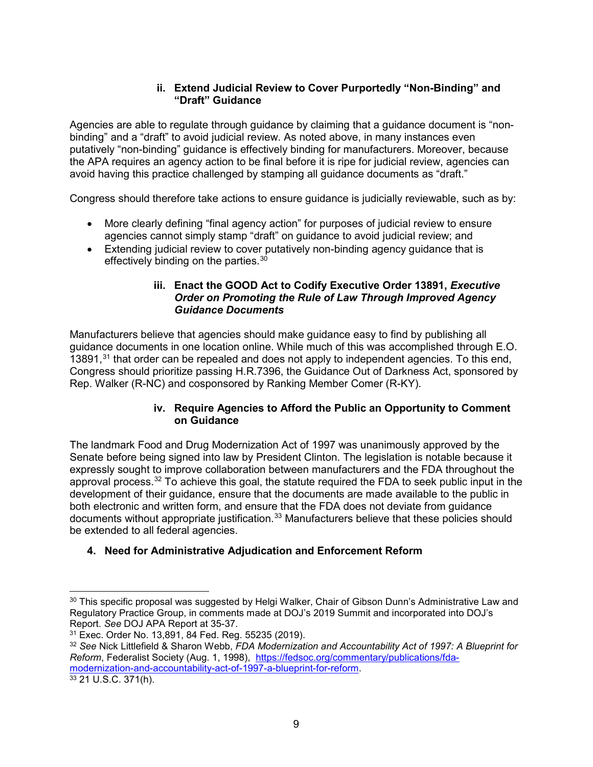#### ii. Extend Judicial Review to Cover Purportedly "Non-Binding" and "Draft" Guidance

Agencies are able to regulate through guidance by claiming that a guidance document is "non-binding" and a "draft" to avoid judicial review. As noted above, in many instances even putatively "non-binding" guidance is effectively binding for manufacturers. Moreover, because the APA requires an agency action to be final before it is ripe for judicial review, agencies can avoid having this practice challenged by stamping all guidance documents as "draft."

Congress should therefore take actions to ensure guidance is judicially reviewable, such as by:

- More clearly defining "final agency action" for purposes of judicial review to ensure agencies cannot simply stamp "draft" on guidance to avoid judicial review; and
- Extending judicial review to cover putatively non-binding agency guidance that is effectively binding on the parties.[30]

#### iii. Enact the GOOD Act to Codify Executive Order 13891, *Executive Order on Promoting the Rule of Law Through Improved Agency Guidance Documents*

Manufacturers believe that agencies should make guidance easy to find by publishing all guidance documents in one location online. While much of this was accomplished through E.O. 13891,[31] that order can be repealed and does not apply to independent agencies. To this end, Congress should prioritize passing H.R.7396, the Guidance Out of Darkness Act, sponsored by Rep. Walker (R-NC) and cosponsored by Ranking Member Comer (R-KY).

#### iv. Require Agencies to Afford the Public an Opportunity to Comment on Guidance

The landmark Food and Drug Modernization Act of 1997 was unanimously approved by the Senate before being signed into law by President Clinton. The legislation is notable because it expressly sought to improve collaboration between manufacturers and the FDA throughout the approval process.[32] To achieve this goal, the statute required the FDA to seek public input in the development of their guidance, ensure that the documents are made available to the public in both electronic and written form, and ensure that the FDA does not deviate from guidance documents without appropriate justification.[33] Manufacturers believe that these policies should be extended to all federal agencies.

### 4. Need for Administrative Adjudication and Enforcement Reform

---

[30] This specific proposal was suggested by Helgi Walker, Chair of Gibson Dunn's Administrative Law and Regulatory Practice Group, in comments made at DOJ's 2019 Summit and incorporated into DOJ's Report. *See* DOJ APA Report at 35-37.

[31] Exec. Order No. 13,891, 84 Fed. Reg. 55235 (2019).

[32] *See* Nick Littlefield & Sharon Webb, *FDA Modernization and Accountability Act of 1997: A Blueprint for Reform*, Federalist Society (Aug. 1, 1998), https://fedsoc.org/commentary/publications/fda-modernization-and-accountability-act-of-1997-a-blueprint-for-reform.

[33] 21 U.S.C. 371(h).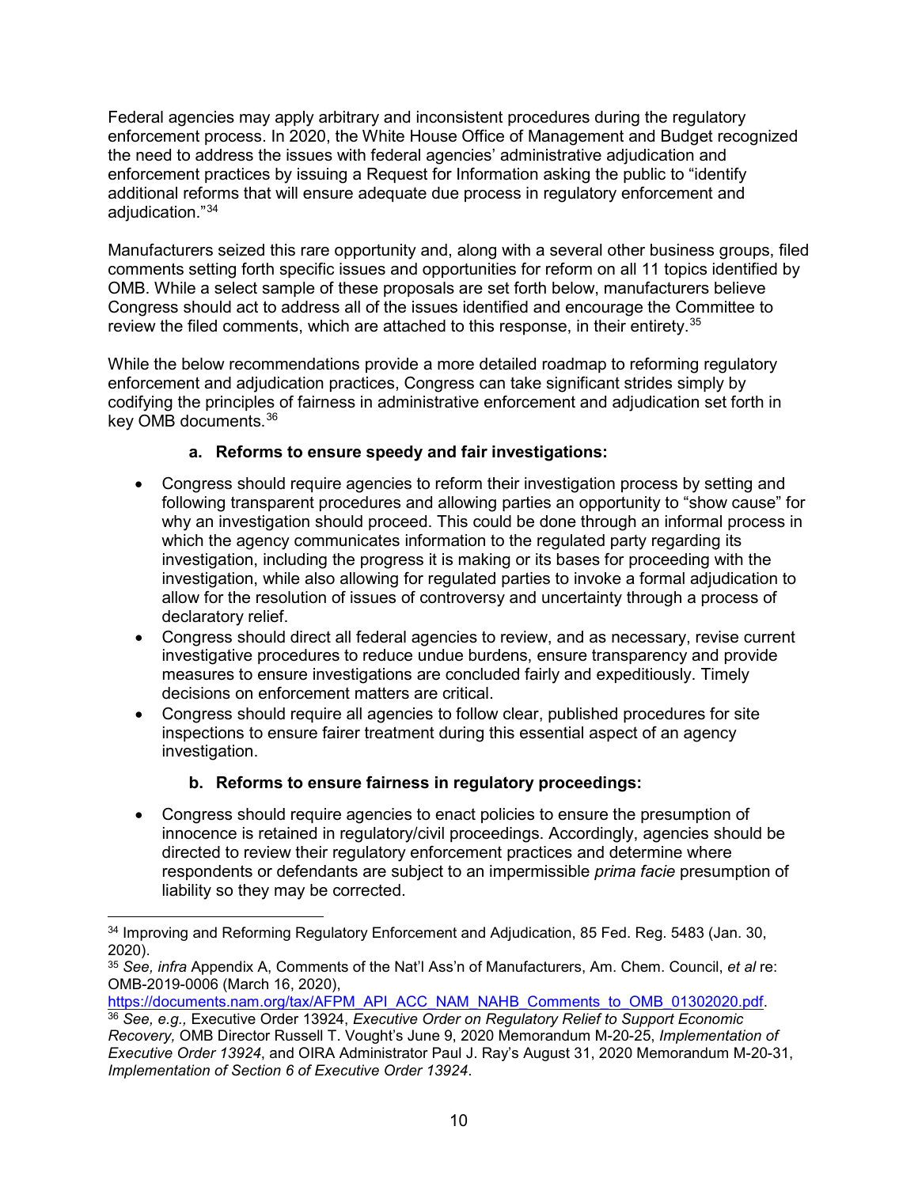Federal agencies may apply arbitrary and inconsistent procedures during the regulatory enforcement process. In 2020, the White House Office of Management and Budget recognized the need to address the issues with federal agencies' administrative adjudication and enforcement practices by issuing a Request for Information asking the public to "identify additional reforms that will ensure adequate due process in regulatory enforcement and adjudication."[34]

Manufacturers seized this rare opportunity and, along with a several other business groups, filed comments setting forth specific issues and opportunities for reform on all 11 topics identified by OMB. While a select sample of these proposals are set forth below, manufacturers believe Congress should act to address all of the issues identified and encourage the Committee to review the filed comments, which are attached to this response, in their entirety.[35]

While the below recommendations provide a more detailed roadmap to reforming regulatory enforcement and adjudication practices, Congress can take significant strides simply by codifying the principles of fairness in administrative enforcement and adjudication set forth in key OMB documents.[36]

**a. Reforms to ensure speedy and fair investigations:**

- Congress should require agencies to reform their investigation process by setting and following transparent procedures and allowing parties an opportunity to "show cause" for why an investigation should proceed. This could be done through an informal process in which the agency communicates information to the regulated party regarding its investigation, including the progress it is making or its bases for proceeding with the investigation, while also allowing for regulated parties to invoke a formal adjudication to allow for the resolution of issues of controversy and uncertainty through a process of declaratory relief.
- Congress should direct all federal agencies to review, and as necessary, revise current investigative procedures to reduce undue burdens, ensure transparency and provide measures to ensure investigations are concluded fairly and expeditiously. Timely decisions on enforcement matters are critical.
- Congress should require all agencies to follow clear, published procedures for site inspections to ensure fairer treatment during this essential aspect of an agency investigation.

**b. Reforms to ensure fairness in regulatory proceedings:**

- Congress should require agencies to enact policies to ensure the presumption of innocence is retained in regulatory/civil proceedings. Accordingly, agencies should be directed to review their regulatory enforcement practices and determine where respondents or defendants are subject to an impermissible *prima facie* presumption of liability so they may be corrected.

---

[34] Improving and Reforming Regulatory Enforcement and Adjudication, 85 Fed. Reg. 5483 (Jan. 30, 2020).

[35] *See, infra* Appendix A, Comments of the Nat'l Ass'n of Manufacturers, Am. Chem. Council, *et al* re: OMB-2019-0006 (March 16, 2020), https://documents.nam.org/tax/AFPM_API_ACC_NAM_NAHB_Comments_to_OMB_01302020.pdf.

[36] *See, e.g.,* Executive Order 13924, *Executive Order on Regulatory Relief to Support Economic Recovery,* OMB Director Russell T. Vought's June 9, 2020 Memorandum M-20-25, *Implementation of Executive Order 13924*, and OIRA Administrator Paul J. Ray's August 31, 2020 Memorandum M-20-31, *Implementation of Section 6 of Executive Order 13924*.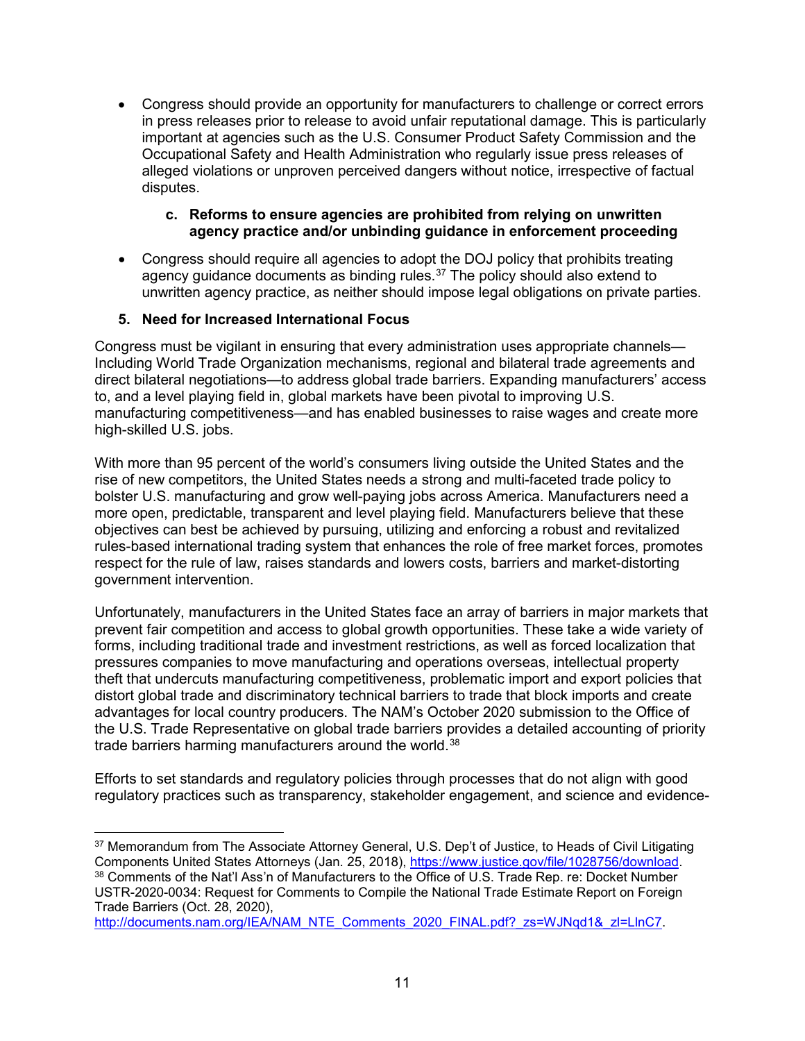- Congress should provide an opportunity for manufacturers to challenge or correct errors in press releases prior to release to avoid unfair reputational damage. This is particularly important at agencies such as the U.S. Consumer Product Safety Commission and the Occupational Safety and Health Administration who regularly issue press releases of alleged violations or unproven perceived dangers without notice, irrespective of factual disputes.

#### c. Reforms to ensure agencies are prohibited from relying on unwritten agency practice and/or unbinding guidance in enforcement proceeding

- Congress should require all agencies to adopt the DOJ policy that prohibits treating agency guidance documents as binding rules.[37] The policy should also extend to unwritten agency practice, as neither should impose legal obligations on private parties.

### 5. Need for Increased International Focus

Congress must be vigilant in ensuring that every administration uses appropriate channels—Including World Trade Organization mechanisms, regional and bilateral trade agreements and direct bilateral negotiations—to address global trade barriers. Expanding manufacturers' access to, and a level playing field in, global markets have been pivotal to improving U.S. manufacturing competitiveness—and has enabled businesses to raise wages and create more high-skilled U.S. jobs.

With more than 95 percent of the world's consumers living outside the United States and the rise of new competitors, the United States needs a strong and multi-faceted trade policy to bolster U.S. manufacturing and grow well-paying jobs across America. Manufacturers need a more open, predictable, transparent and level playing field. Manufacturers believe that these objectives can best be achieved by pursuing, utilizing and enforcing a robust and revitalized rules-based international trading system that enhances the role of free market forces, promotes respect for the rule of law, raises standards and lowers costs, barriers and market-distorting government intervention.

Unfortunately, manufacturers in the United States face an array of barriers in major markets that prevent fair competition and access to global growth opportunities. These take a wide variety of forms, including traditional trade and investment restrictions, as well as forced localization that pressures companies to move manufacturing and operations overseas, intellectual property theft that undercuts manufacturing competitiveness, problematic import and export policies that distort global trade and discriminatory technical barriers to trade that block imports and create advantages for local country producers. The NAM's October 2020 submission to the Office of the U.S. Trade Representative on global trade barriers provides a detailed accounting of priority trade barriers harming manufacturers around the world.[38]

Efforts to set standards and regulatory policies through processes that do not align with good regulatory practices such as transparency, stakeholder engagement, and science and evidence-

---

[37] Memorandum from The Associate Attorney General, U.S. Dep't of Justice, to Heads of Civil Litigating Components United States Attorneys (Jan. 25, 2018), https://www.justice.gov/file/1028756/download.

[38] Comments of the Nat'l Ass'n of Manufacturers to the Office of U.S. Trade Rep. re: Docket Number USTR-2020-0034: Request for Comments to Compile the National Trade Estimate Report on Foreign Trade Barriers (Oct. 28, 2020), http://documents.nam.org/IEA/NAM_NTE_Comments_2020_FINAL.pdf?_zs=WJNqd1&_zl=LlnC7.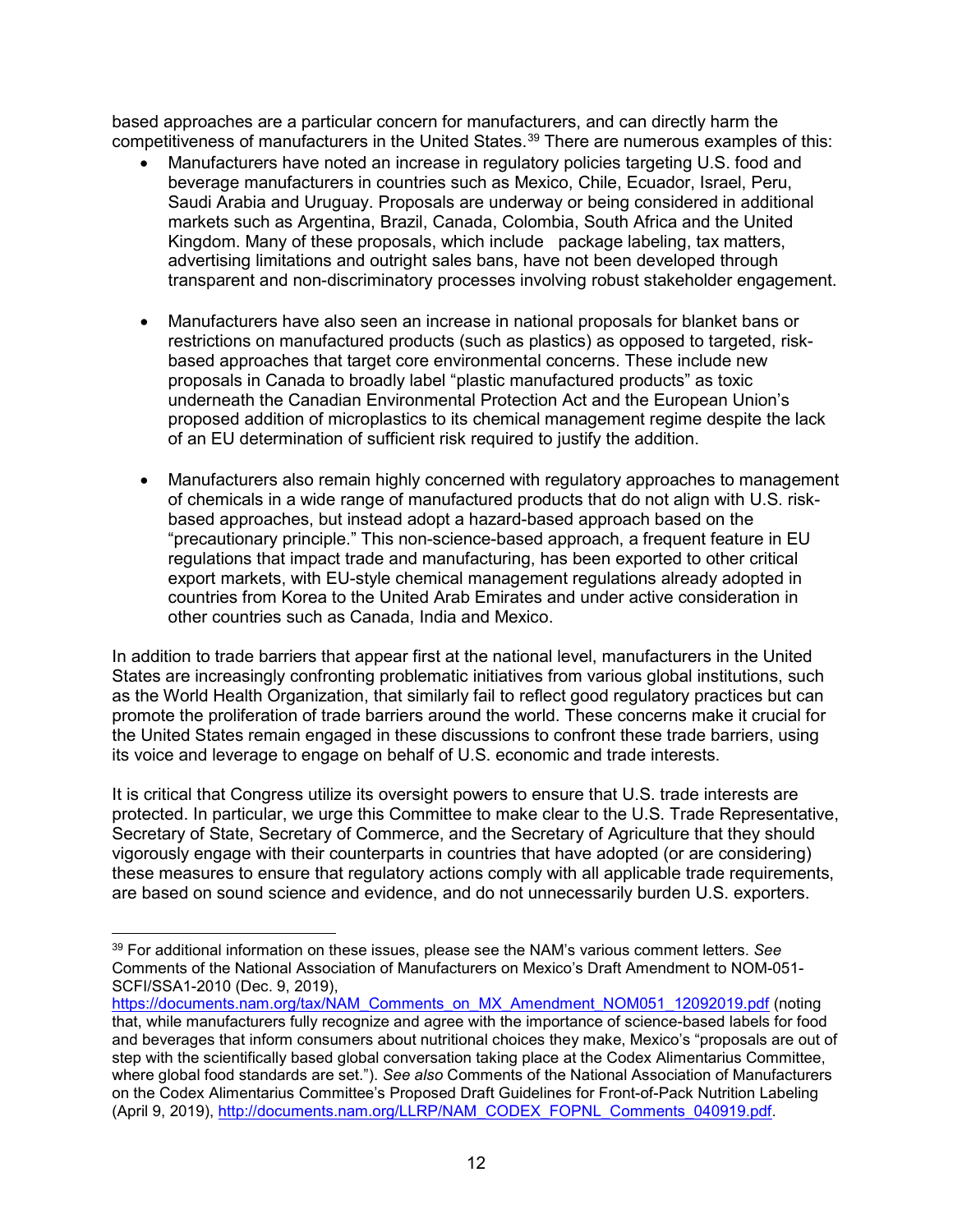based approaches are a particular concern for manufacturers, and can directly harm the competitiveness of manufacturers in the United States.[39] There are numerous examples of this:

- Manufacturers have noted an increase in regulatory policies targeting U.S. food and beverage manufacturers in countries such as Mexico, Chile, Ecuador, Israel, Peru, Saudi Arabia and Uruguay. Proposals are underway or being considered in additional markets such as Argentina, Brazil, Canada, Colombia, South Africa and the United Kingdom. Many of these proposals, which include package labeling, tax matters, advertising limitations and outright sales bans, have not been developed through transparent and non-discriminatory processes involving robust stakeholder engagement.

- Manufacturers have also seen an increase in national proposals for blanket bans or restrictions on manufactured products (such as plastics) as opposed to targeted, risk-based approaches that target core environmental concerns. These include new proposals in Canada to broadly label "plastic manufactured products" as toxic underneath the Canadian Environmental Protection Act and the European Union's proposed addition of microplastics to its chemical management regime despite the lack of an EU determination of sufficient risk required to justify the addition.

- Manufacturers also remain highly concerned with regulatory approaches to management of chemicals in a wide range of manufactured products that do not align with U.S. risk-based approaches, but instead adopt a hazard-based approach based on the "precautionary principle." This non-science-based approach, a frequent feature in EU regulations that impact trade and manufacturing, has been exported to other critical export markets, with EU-style chemical management regulations already adopted in countries from Korea to the United Arab Emirates and under active consideration in other countries such as Canada, India and Mexico.

In addition to trade barriers that appear first at the national level, manufacturers in the United States are increasingly confronting problematic initiatives from various global institutions, such as the World Health Organization, that similarly fail to reflect good regulatory practices but can promote the proliferation of trade barriers around the world. These concerns make it crucial for the United States remain engaged in these discussions to confront these trade barriers, using its voice and leverage to engage on behalf of U.S. economic and trade interests.

It is critical that Congress utilize its oversight powers to ensure that U.S. trade interests are protected. In particular, we urge this Committee to make clear to the U.S. Trade Representative, Secretary of State, Secretary of Commerce, and the Secretary of Agriculture that they should vigorously engage with their counterparts in countries that have adopted (or are considering) these measures to ensure that regulatory actions comply with all applicable trade requirements, are based on sound science and evidence, and do not unnecessarily burden U.S. exporters.

---

[39] For additional information on these issues, please see the NAM's various comment letters. *See* Comments of the National Association of Manufacturers on Mexico's Draft Amendment to NOM-051-SCFI/SSA1-2010 (Dec. 9, 2019), https://documents.nam.org/tax/NAM_Comments_on_MX_Amendment_NOM051_12092019.pdf (noting that, while manufacturers fully recognize and agree with the importance of science-based labels for food and beverages that inform consumers about nutritional choices they make, Mexico's "proposals are out of step with the scientifically based global conversation taking place at the Codex Alimentarius Committee, where global food standards are set."). *See also* Comments of the National Association of Manufacturers on the Codex Alimentarius Committee's Proposed Draft Guidelines for Front-of-Pack Nutrition Labeling (April 9, 2019), http://documents.nam.org/LLRP/NAM_CODEX_FOPNL_Comments_040919.pdf.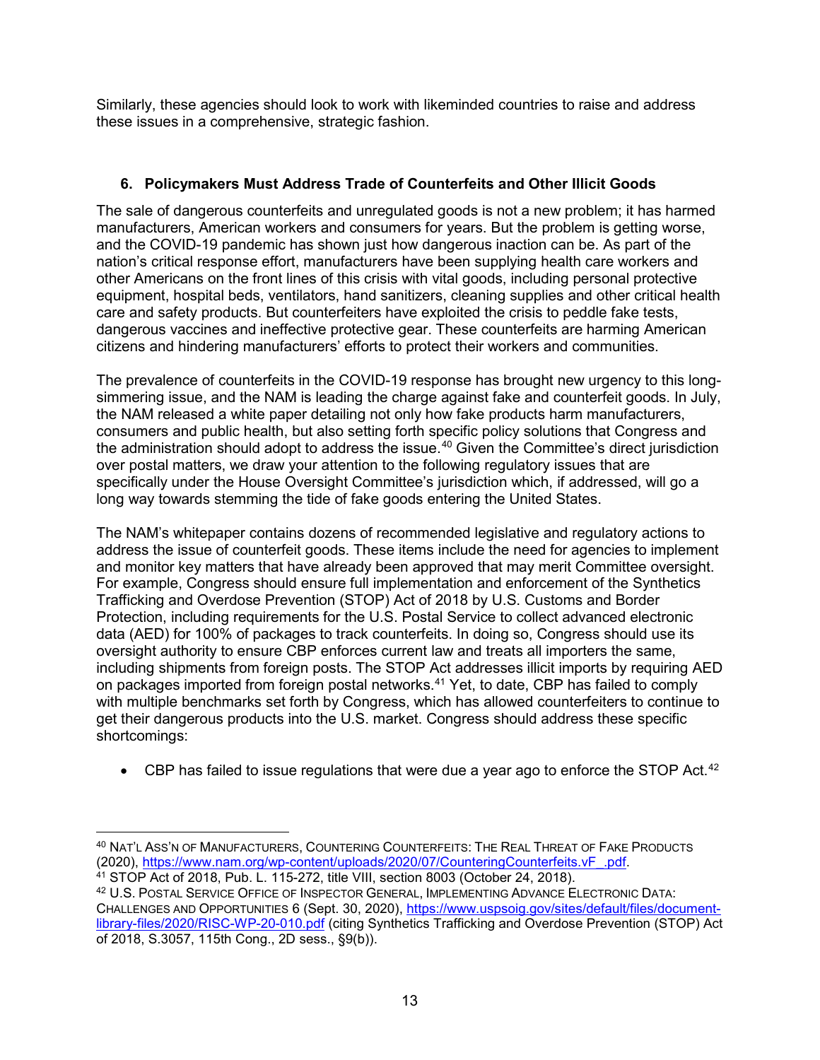Similarly, these agencies should look to work with likeminded countries to raise and address these issues in a comprehensive, strategic fashion.

### 6. Policymakers Must Address Trade of Counterfeits and Other Illicit Goods

The sale of dangerous counterfeits and unregulated goods is not a new problem; it has harmed manufacturers, American workers and consumers for years. But the problem is getting worse, and the COVID-19 pandemic has shown just how dangerous inaction can be. As part of the nation's critical response effort, manufacturers have been supplying health care workers and other Americans on the front lines of this crisis with vital goods, including personal protective equipment, hospital beds, ventilators, hand sanitizers, cleaning supplies and other critical health care and safety products. But counterfeiters have exploited the crisis to peddle fake tests, dangerous vaccines and ineffective protective gear. These counterfeits are harming American citizens and hindering manufacturers' efforts to protect their workers and communities.

The prevalence of counterfeits in the COVID-19 response has brought new urgency to this long-simmering issue, and the NAM is leading the charge against fake and counterfeit goods. In July, the NAM released a white paper detailing not only how fake products harm manufacturers, consumers and public health, but also setting forth specific policy solutions that Congress and the administration should adopt to address the issue.[40] Given the Committee's direct jurisdiction over postal matters, we draw your attention to the following regulatory issues that are specifically under the House Oversight Committee's jurisdiction which, if addressed, will go a long way towards stemming the tide of fake goods entering the United States.

The NAM's whitepaper contains dozens of recommended legislative and regulatory actions to address the issue of counterfeit goods. These items include the need for agencies to implement and monitor key matters that have already been approved that may merit Committee oversight. For example, Congress should ensure full implementation and enforcement of the Synthetics Trafficking and Overdose Prevention (STOP) Act of 2018 by U.S. Customs and Border Protection, including requirements for the U.S. Postal Service to collect advanced electronic data (AED) for 100% of packages to track counterfeits. In doing so, Congress should use its oversight authority to ensure CBP enforces current law and treats all importers the same, including shipments from foreign posts. The STOP Act addresses illicit imports by requiring AED on packages imported from foreign postal networks.[41] Yet, to date, CBP has failed to comply with multiple benchmarks set forth by Congress, which has allowed counterfeiters to continue to get their dangerous products into the U.S. market. Congress should address these specific shortcomings:

- CBP has failed to issue regulations that were due a year ago to enforce the STOP Act.[42]

---

[40] NAT'L ASS'N OF MANUFACTURERS, COUNTERING COUNTERFEITS: THE REAL THREAT OF FAKE PRODUCTS (2020), https://www.nam.org/wp-content/uploads/2020/07/CounteringCounterfeits.vF_.pdf.

[41] STOP Act of 2018, Pub. L. 115-272, title VIII, section 8003 (October 24, 2018).

[42] U.S. POSTAL SERVICE OFFICE OF INSPECTOR GENERAL, IMPLEMENTING ADVANCE ELECTRONIC DATA: CHALLENGES AND OPPORTUNITIES 6 (Sept. 30, 2020), https://www.uspsoig.gov/sites/default/files/document-library-files/2020/RISC-WP-20-010.pdf (citing Synthetics Trafficking and Overdose Prevention (STOP) Act of 2018, S.3057, 115th Cong., 2D sess., §9(b)).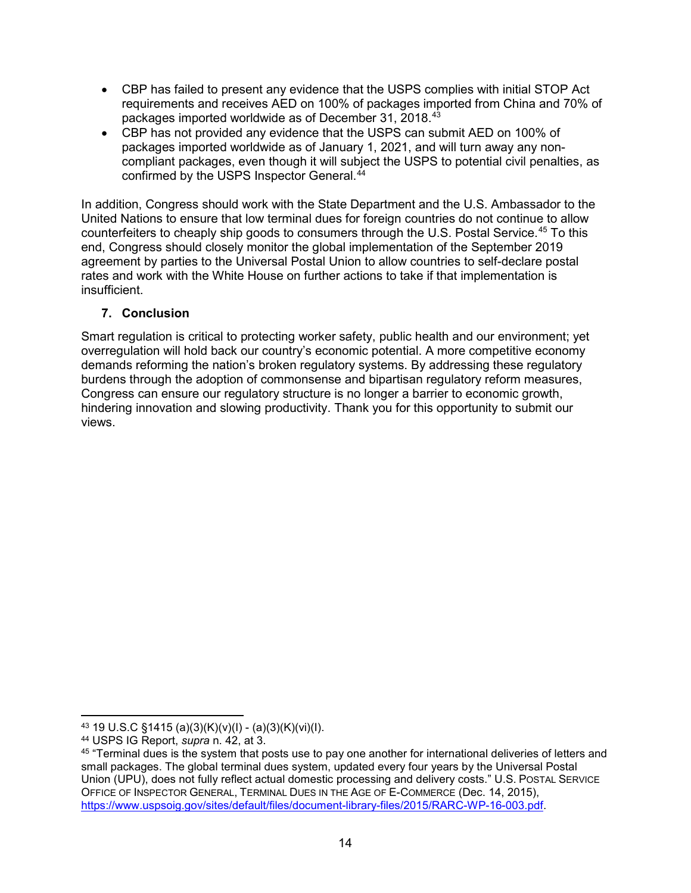- CBP has failed to present any evidence that the USPS complies with initial STOP Act requirements and receives AED on 100% of packages imported from China and 70% of packages imported worldwide as of December 31, 2018.[43]
- CBP has not provided any evidence that the USPS can submit AED on 100% of packages imported worldwide as of January 1, 2021, and will turn away any non-compliant packages, even though it will subject the USPS to potential civil penalties, as confirmed by the USPS Inspector General.[44]

In addition, Congress should work with the State Department and the U.S. Ambassador to the United Nations to ensure that low terminal dues for foreign countries do not continue to allow counterfeiters to cheaply ship goods to consumers through the U.S. Postal Service.[45] To this end, Congress should closely monitor the global implementation of the September 2019 agreement by parties to the Universal Postal Union to allow countries to self-declare postal rates and work with the White House on further actions to take if that implementation is insufficient.

### 7. Conclusion

Smart regulation is critical to protecting worker safety, public health and our environment; yet overregulation will hold back our country's economic potential. A more competitive economy demands reforming the nation's broken regulatory systems. By addressing these regulatory burdens through the adoption of commonsense and bipartisan regulatory reform measures, Congress can ensure our regulatory structure is no longer a barrier to economic growth, hindering innovation and slowing productivity. Thank you for this opportunity to submit our views.

---

[43] 19 U.S.C §1415 (a)(3)(K)(v)(I) - (a)(3)(K)(vi)(I).

[44] USPS IG Report, *supra* n. 42, at 3.

[45] "Terminal dues is the system that posts use to pay one another for international deliveries of letters and small packages. The global terminal dues system, updated every four years by the Universal Postal Union (UPU), does not fully reflect actual domestic processing and delivery costs." U.S. POSTAL SERVICE OFFICE OF INSPECTOR GENERAL, TERMINAL DUES IN THE AGE OF E-COMMERCE (Dec. 14, 2015), https://www.uspsoig.gov/sites/default/files/document-library-files/2015/RARC-WP-16-003.pdf.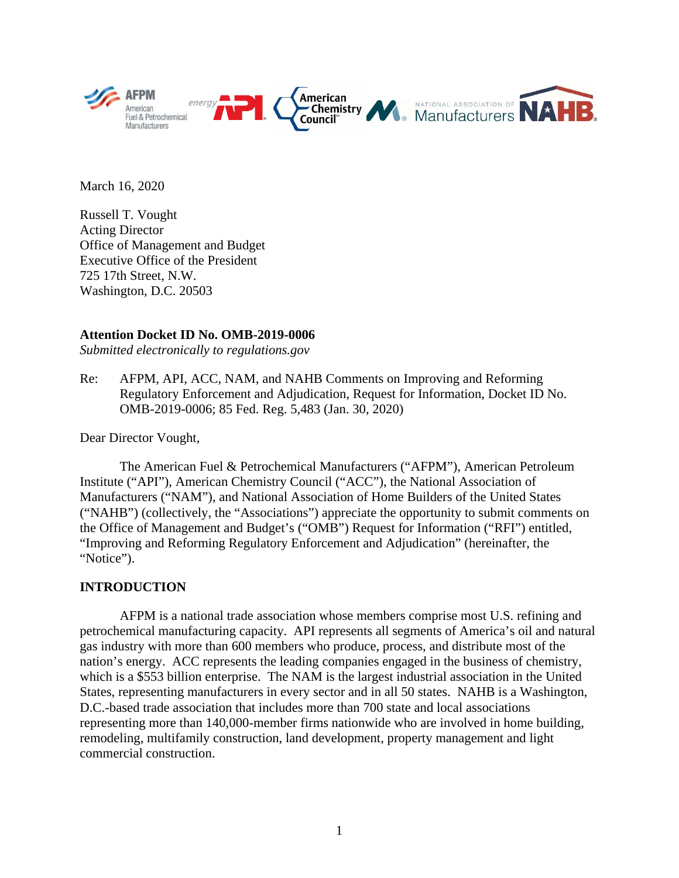March 16, 2020

Russell T. Vought
Acting Director
Office of Management and Budget
Executive Office of the President
725 17th Street, N.W.
Washington, D.C. 20503

**Attention Docket ID No. OMB-2019-0006**
*Submitted electronically to regulations.gov*

Re: AFPM, API, ACC, NAM, and NAHB Comments on Improving and Reforming Regulatory Enforcement and Adjudication, Request for Information, Docket ID No. OMB-2019-0006; 85 Fed. Reg. 5,483 (Jan. 30, 2020)

Dear Director Vought,

The American Fuel & Petrochemical Manufacturers ("AFPM"), American Petroleum Institute ("API"), American Chemistry Council ("ACC"), the National Association of Manufacturers ("NAM"), and National Association of Home Builders of the United States ("NAHB") (collectively, the "Associations") appreciate the opportunity to submit comments on the Office of Management and Budget's ("OMB") Request for Information ("RFI") entitled, "Improving and Reforming Regulatory Enforcement and Adjudication" (hereinafter, the "Notice").

## INTRODUCTION

AFPM is a national trade association whose members comprise most U.S. refining and petrochemical manufacturing capacity. API represents all segments of America's oil and natural gas industry with more than 600 members who produce, process, and distribute most of the nation's energy. ACC represents the leading companies engaged in the business of chemistry, which is a $553 billion enterprise. The NAM is the largest industrial association in the United States, representing manufacturers in every sector and in all 50 states. NAHB is a Washington, D.C.-based trade association that includes more than 700 state and local associations representing more than 140,000-member firms nationwide who are involved in home building, remodeling, multifamily construction, land development, property management and light commercial construction.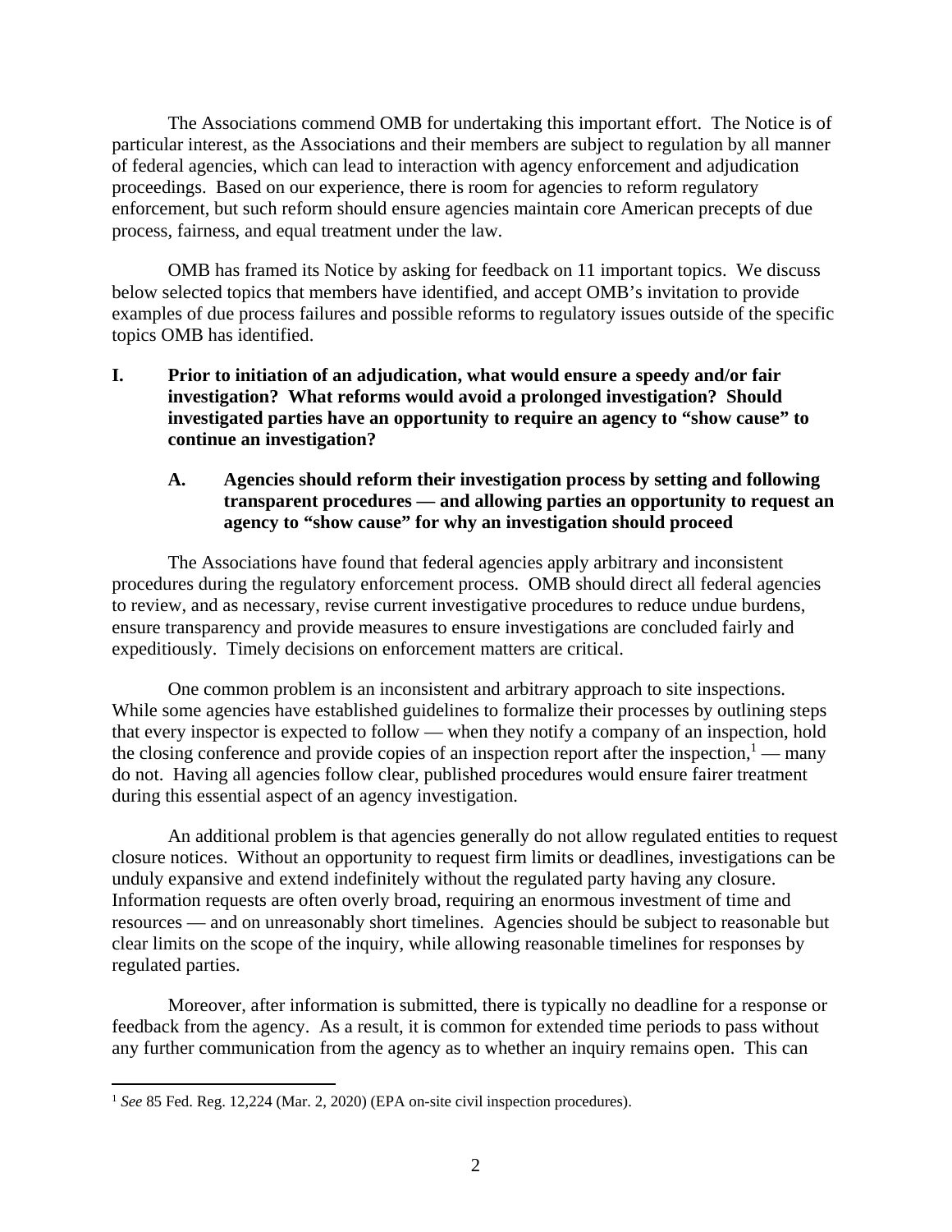The Associations commend OMB for undertaking this important effort. The Notice is of particular interest, as the Associations and their members are subject to regulation by all manner of federal agencies, which can lead to interaction with agency enforcement and adjudication proceedings. Based on our experience, there is room for agencies to reform regulatory enforcement, but such reform should ensure agencies maintain core American precepts of due process, fairness, and equal treatment under the law.

OMB has framed its Notice by asking for feedback on 11 important topics. We discuss below selected topics that members have identified, and accept OMB's invitation to provide examples of due process failures and possible reforms to regulatory issues outside of the specific topics OMB has identified.

## I. Prior to initiation of an adjudication, what would ensure a speedy and/or fair investigation? What reforms would avoid a prolonged investigation? Should investigated parties have an opportunity to require an agency to "show cause" to continue an investigation?

### A. Agencies should reform their investigation process by setting and following transparent procedures — and allowing parties an opportunity to request an agency to "show cause" for why an investigation should proceed

The Associations have found that federal agencies apply arbitrary and inconsistent procedures during the regulatory enforcement process. OMB should direct all federal agencies to review, and as necessary, revise current investigative procedures to reduce undue burdens, ensure transparency and provide measures to ensure investigations are concluded fairly and expeditiously. Timely decisions on enforcement matters are critical.

One common problem is an inconsistent and arbitrary approach to site inspections. While some agencies have established guidelines to formalize their processes by outlining steps that every inspector is expected to follow — when they notify a company of an inspection, hold the closing conference and provide copies of an inspection report after the inspection,[1] — many do not. Having all agencies follow clear, published procedures would ensure fairer treatment during this essential aspect of an agency investigation.

An additional problem is that agencies generally do not allow regulated entities to request closure notices. Without an opportunity to request firm limits or deadlines, investigations can be unduly expansive and extend indefinitely without the regulated party having any closure. Information requests are often overly broad, requiring an enormous investment of time and resources — and on unreasonably short timelines. Agencies should be subject to reasonable but clear limits on the scope of the inquiry, while allowing reasonable timelines for responses by regulated parties.

Moreover, after information is submitted, there is typically no deadline for a response or feedback from the agency. As a result, it is common for extended time periods to pass without any further communication from the agency as to whether an inquiry remains open. This can

---

[1] *See* 85 Fed. Reg. 12,224 (Mar. 2, 2020) (EPA on-site civil inspection procedures).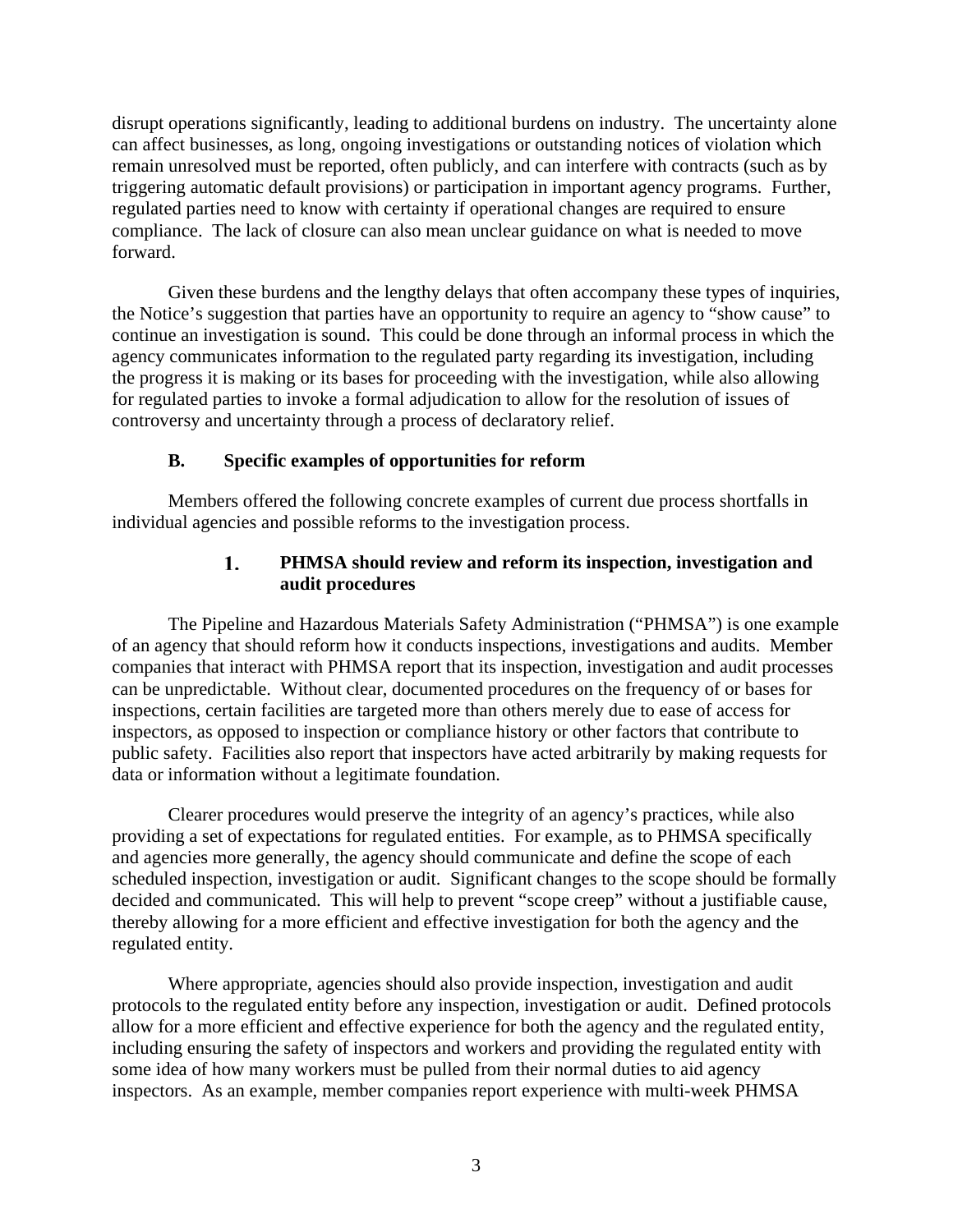disrupt operations significantly, leading to additional burdens on industry. The uncertainty alone can affect businesses, as long, ongoing investigations or outstanding notices of violation which remain unresolved must be reported, often publicly, and can interfere with contracts (such as by triggering automatic default provisions) or participation in important agency programs. Further, regulated parties need to know with certainty if operational changes are required to ensure compliance. The lack of closure can also mean unclear guidance on what is needed to move forward.

Given these burdens and the lengthy delays that often accompany these types of inquiries, the Notice's suggestion that parties have an opportunity to require an agency to "show cause" to continue an investigation is sound. This could be done through an informal process in which the agency communicates information to the regulated party regarding its investigation, including the progress it is making or its bases for proceeding with the investigation, while also allowing for regulated parties to invoke a formal adjudication to allow for the resolution of issues of controversy and uncertainty through a process of declaratory relief.

### B. Specific examples of opportunities for reform

Members offered the following concrete examples of current due process shortfalls in individual agencies and possible reforms to the investigation process.

#### 1. PHMSA should review and reform its inspection, investigation and audit procedures

The Pipeline and Hazardous Materials Safety Administration ("PHMSA") is one example of an agency that should reform how it conducts inspections, investigations and audits. Member companies that interact with PHMSA report that its inspection, investigation and audit processes can be unpredictable. Without clear, documented procedures on the frequency of or bases for inspections, certain facilities are targeted more than others merely due to ease of access for inspectors, as opposed to inspection or compliance history or other factors that contribute to public safety. Facilities also report that inspectors have acted arbitrarily by making requests for data or information without a legitimate foundation.

Clearer procedures would preserve the integrity of an agency's practices, while also providing a set of expectations for regulated entities. For example, as to PHMSA specifically and agencies more generally, the agency should communicate and define the scope of each scheduled inspection, investigation or audit. Significant changes to the scope should be formally decided and communicated. This will help to prevent "scope creep" without a justifiable cause, thereby allowing for a more efficient and effective investigation for both the agency and the regulated entity.

Where appropriate, agencies should also provide inspection, investigation and audit protocols to the regulated entity before any inspection, investigation or audit. Defined protocols allow for a more efficient and effective experience for both the agency and the regulated entity, including ensuring the safety of inspectors and workers and providing the regulated entity with some idea of how many workers must be pulled from their normal duties to aid agency inspectors. As an example, member companies report experience with multi-week PHMSA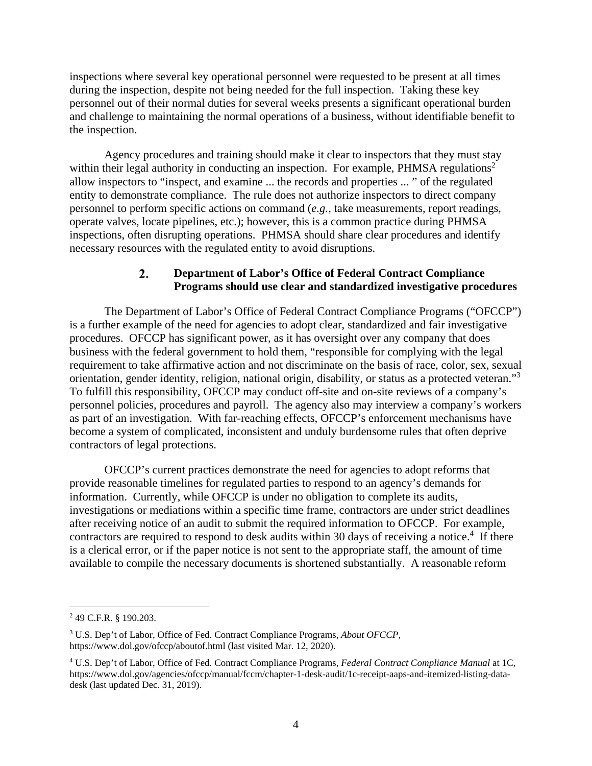inspections where several key operational personnel were requested to be present at all times during the inspection, despite not being needed for the full inspection. Taking these key personnel out of their normal duties for several weeks presents a significant operational burden and challenge to maintaining the normal operations of a business, without identifiable benefit to the inspection.

Agency procedures and training should make it clear to inspectors that they must stay within their legal authority in conducting an inspection. For example, PHMSA regulations[2] allow inspectors to "inspect, and examine ... the records and properties ... " of the regulated entity to demonstrate compliance. The rule does not authorize inspectors to direct company personnel to perform specific actions on command (*e.g.*, take measurements, report readings, operate valves, locate pipelines, etc.); however, this is a common practice during PHMSA inspections, often disrupting operations. PHMSA should share clear procedures and identify necessary resources with the regulated entity to avoid disruptions.

### 2. Department of Labor's Office of Federal Contract Compliance Programs should use clear and standardized investigative procedures

The Department of Labor's Office of Federal Contract Compliance Programs ("OFCCP") is a further example of the need for agencies to adopt clear, standardized and fair investigative procedures. OFCCP has significant power, as it has oversight over any company that does business with the federal government to hold them, "responsible for complying with the legal requirement to take affirmative action and not discriminate on the basis of race, color, sex, sexual orientation, gender identity, religion, national origin, disability, or status as a protected veteran."[3] To fulfill this responsibility, OFCCP may conduct off-site and on-site reviews of a company's personnel policies, procedures and payroll. The agency also may interview a company's workers as part of an investigation. With far-reaching effects, OFCCP's enforcement mechanisms have become a system of complicated, inconsistent and unduly burdensome rules that often deprive contractors of legal protections.

OFCCP's current practices demonstrate the need for agencies to adopt reforms that provide reasonable timelines for regulated parties to respond to an agency's demands for information. Currently, while OFCCP is under no obligation to complete its audits, investigations or mediations within a specific time frame, contractors are under strict deadlines after receiving notice of an audit to submit the required information to OFCCP. For example, contractors are required to respond to desk audits within 30 days of receiving a notice.[4] If there is a clerical error, or if the paper notice is not sent to the appropriate staff, the amount of time available to compile the necessary documents is shortened substantially. A reasonable reform

---

[2] 49 C.F.R. § 190.203.

[3] U.S. Dep't of Labor, Office of Fed. Contract Compliance Programs, *About OFCCP*, https://www.dol.gov/ofccp/aboutof.html (last visited Mar. 12, 2020).

[4] U.S. Dep't of Labor, Office of Fed. Contract Compliance Programs, *Federal Contract Compliance Manual* at 1C, https://www.dol.gov/agencies/ofccp/manual/fccm/chapter-1-desk-audit/1c-receipt-aaps-and-itemized-listing-data-desk (last updated Dec. 31, 2019).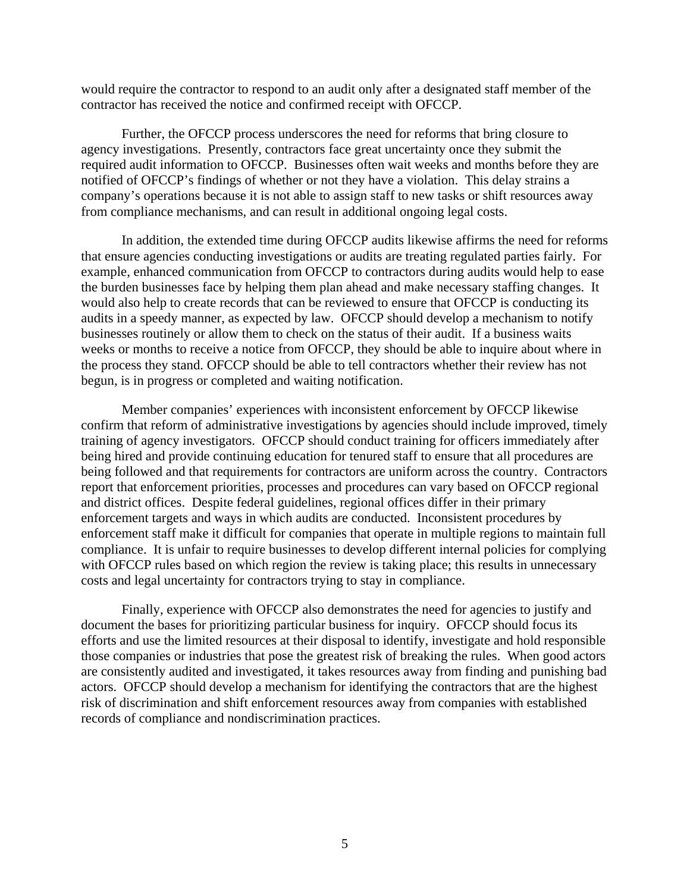would require the contractor to respond to an audit only after a designated staff member of the contractor has received the notice and confirmed receipt with OFCCP.

Further, the OFCCP process underscores the need for reforms that bring closure to agency investigations. Presently, contractors face great uncertainty once they submit the required audit information to OFCCP. Businesses often wait weeks and months before they are notified of OFCCP's findings of whether or not they have a violation. This delay strains a company's operations because it is not able to assign staff to new tasks or shift resources away from compliance mechanisms, and can result in additional ongoing legal costs.

In addition, the extended time during OFCCP audits likewise affirms the need for reforms that ensure agencies conducting investigations or audits are treating regulated parties fairly. For example, enhanced communication from OFCCP to contractors during audits would help to ease the burden businesses face by helping them plan ahead and make necessary staffing changes. It would also help to create records that can be reviewed to ensure that OFCCP is conducting its audits in a speedy manner, as expected by law. OFCCP should develop a mechanism to notify businesses routinely or allow them to check on the status of their audit. If a business waits weeks or months to receive a notice from OFCCP, they should be able to inquire about where in the process they stand. OFCCP should be able to tell contractors whether their review has not begun, is in progress or completed and waiting notification.

Member companies' experiences with inconsistent enforcement by OFCCP likewise confirm that reform of administrative investigations by agencies should include improved, timely training of agency investigators. OFCCP should conduct training for officers immediately after being hired and provide continuing education for tenured staff to ensure that all procedures are being followed and that requirements for contractors are uniform across the country. Contractors report that enforcement priorities, processes and procedures can vary based on OFCCP regional and district offices. Despite federal guidelines, regional offices differ in their primary enforcement targets and ways in which audits are conducted. Inconsistent procedures by enforcement staff make it difficult for companies that operate in multiple regions to maintain full compliance. It is unfair to require businesses to develop different internal policies for complying with OFCCP rules based on which region the review is taking place; this results in unnecessary costs and legal uncertainty for contractors trying to stay in compliance.

Finally, experience with OFCCP also demonstrates the need for agencies to justify and document the bases for prioritizing particular business for inquiry. OFCCP should focus its efforts and use the limited resources at their disposal to identify, investigate and hold responsible those companies or industries that pose the greatest risk of breaking the rules. When good actors are consistently audited and investigated, it takes resources away from finding and punishing bad actors. OFCCP should develop a mechanism for identifying the contractors that are the highest risk of discrimination and shift enforcement resources away from companies with established records of compliance and nondiscrimination practices.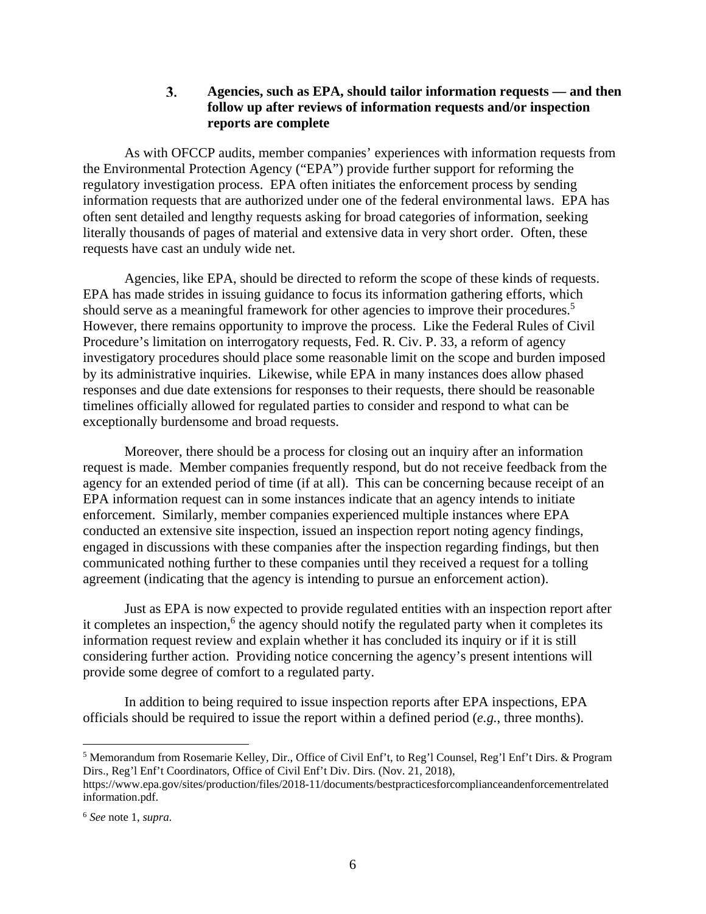### 3. Agencies, such as EPA, should tailor information requests — and then follow up after reviews of information requests and/or inspection reports are complete

As with OFCCP audits, member companies' experiences with information requests from the Environmental Protection Agency ("EPA") provide further support for reforming the regulatory investigation process. EPA often initiates the enforcement process by sending information requests that are authorized under one of the federal environmental laws. EPA has often sent detailed and lengthy requests asking for broad categories of information, seeking literally thousands of pages of material and extensive data in very short order. Often, these requests have cast an unduly wide net.

Agencies, like EPA, should be directed to reform the scope of these kinds of requests. EPA has made strides in issuing guidance to focus its information gathering efforts, which should serve as a meaningful framework for other agencies to improve their procedures.[5] However, there remains opportunity to improve the process. Like the Federal Rules of Civil Procedure's limitation on interrogatory requests, Fed. R. Civ. P. 33, a reform of agency investigatory procedures should place some reasonable limit on the scope and burden imposed by its administrative inquiries. Likewise, while EPA in many instances does allow phased responses and due date extensions for responses to their requests, there should be reasonable timelines officially allowed for regulated parties to consider and respond to what can be exceptionally burdensome and broad requests.

Moreover, there should be a process for closing out an inquiry after an information request is made. Member companies frequently respond, but do not receive feedback from the agency for an extended period of time (if at all). This can be concerning because receipt of an EPA information request can in some instances indicate that an agency intends to initiate enforcement. Similarly, member companies experienced multiple instances where EPA conducted an extensive site inspection, issued an inspection report noting agency findings, engaged in discussions with these companies after the inspection regarding findings, but then communicated nothing further to these companies until they received a request for a tolling agreement (indicating that the agency is intending to pursue an enforcement action).

Just as EPA is now expected to provide regulated entities with an inspection report after it completes an inspection,[6] the agency should notify the regulated party when it completes its information request review and explain whether it has concluded its inquiry or if it is still considering further action. Providing notice concerning the agency's present intentions will provide some degree of comfort to a regulated party.

In addition to being required to issue inspection reports after EPA inspections, EPA officials should be required to issue the report within a defined period (*e.g.*, three months).

---

[5] Memorandum from Rosemarie Kelley, Dir., Office of Civil Enf't, to Reg'l Counsel, Reg'l Enf't Dirs. & Program Dirs., Reg'l Enf't Coordinators, Office of Civil Enf't Div. Dirs. (Nov. 21, 2018), https://www.epa.gov/sites/production/files/2018-11/documents/bestpracticesforcomplianceandenforcementrelatedinformation.pdf.

[6] *See* note 1, *supra*.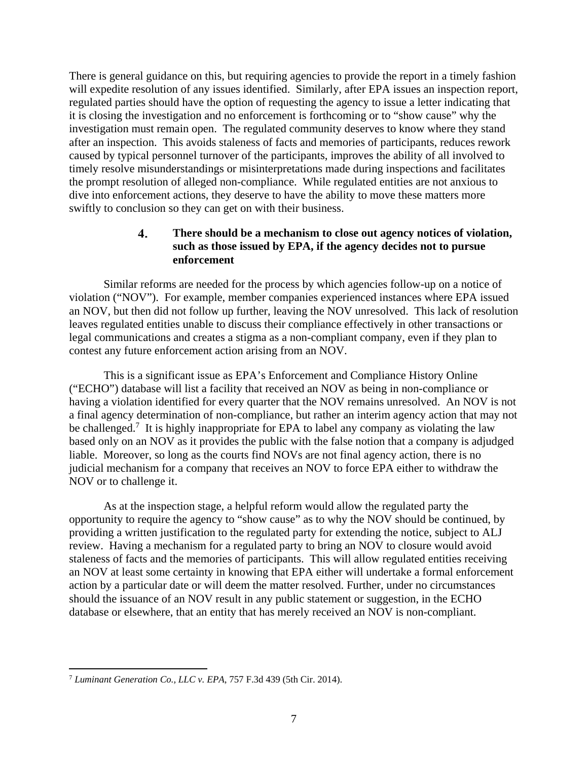There is general guidance on this, but requiring agencies to provide the report in a timely fashion will expedite resolution of any issues identified. Similarly, after EPA issues an inspection report, regulated parties should have the option of requesting the agency to issue a letter indicating that it is closing the investigation and no enforcement is forthcoming or to "show cause" why the investigation must remain open. The regulated community deserves to know where they stand after an inspection. This avoids staleness of facts and memories of participants, reduces rework caused by typical personnel turnover of the participants, improves the ability of all involved to timely resolve misunderstandings or misinterpretations made during inspections and facilitates the prompt resolution of alleged non-compliance. While regulated entities are not anxious to dive into enforcement actions, they deserve to have the ability to move these matters more swiftly to conclusion so they can get on with their business.

### 4. There should be a mechanism to close out agency notices of violation, such as those issued by EPA, if the agency decides not to pursue enforcement

Similar reforms are needed for the process by which agencies follow-up on a notice of violation ("NOV"). For example, member companies experienced instances where EPA issued an NOV, but then did not follow up further, leaving the NOV unresolved. This lack of resolution leaves regulated entities unable to discuss their compliance effectively in other transactions or legal communications and creates a stigma as a non-compliant company, even if they plan to contest any future enforcement action arising from an NOV.

This is a significant issue as EPA's Enforcement and Compliance History Online ("ECHO") database will list a facility that received an NOV as being in non-compliance or having a violation identified for every quarter that the NOV remains unresolved. An NOV is not a final agency determination of non-compliance, but rather an interim agency action that may not be challenged.[7] It is highly inappropriate for EPA to label any company as violating the law based only on an NOV as it provides the public with the false notion that a company is adjudged liable. Moreover, so long as the courts find NOVs are not final agency action, there is no judicial mechanism for a company that receives an NOV to force EPA either to withdraw the NOV or to challenge it.

As at the inspection stage, a helpful reform would allow the regulated party the opportunity to require the agency to "show cause" as to why the NOV should be continued, by providing a written justification to the regulated party for extending the notice, subject to ALJ review. Having a mechanism for a regulated party to bring an NOV to closure would avoid staleness of facts and the memories of participants. This will allow regulated entities receiving an NOV at least some certainty in knowing that EPA either will undertake a formal enforcement action by a particular date or will deem the matter resolved. Further, under no circumstances should the issuance of an NOV result in any public statement or suggestion, in the ECHO database or elsewhere, that an entity that has merely received an NOV is non-compliant.

---

[7] *Luminant Generation Co., LLC v. EPA*, 757 F.3d 439 (5th Cir. 2014).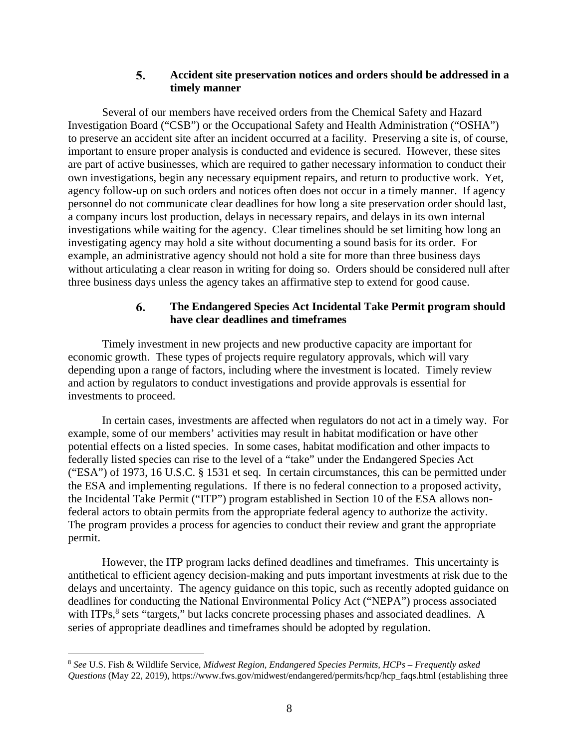### 5. Accident site preservation notices and orders should be addressed in a timely manner

Several of our members have received orders from the Chemical Safety and Hazard Investigation Board ("CSB") or the Occupational Safety and Health Administration ("OSHA") to preserve an accident site after an incident occurred at a facility. Preserving a site is, of course, important to ensure proper analysis is conducted and evidence is secured. However, these sites are part of active businesses, which are required to gather necessary information to conduct their own investigations, begin any necessary equipment repairs, and return to productive work. Yet, agency follow-up on such orders and notices often does not occur in a timely manner. If agency personnel do not communicate clear deadlines for how long a site preservation order should last, a company incurs lost production, delays in necessary repairs, and delays in its own internal investigations while waiting for the agency. Clear timelines should be set limiting how long an investigating agency may hold a site without documenting a sound basis for its order. For example, an administrative agency should not hold a site for more than three business days without articulating a clear reason in writing for doing so. Orders should be considered null after three business days unless the agency takes an affirmative step to extend for good cause.

### 6. The Endangered Species Act Incidental Take Permit program should have clear deadlines and timeframes

Timely investment in new projects and new productive capacity are important for economic growth. These types of projects require regulatory approvals, which will vary depending upon a range of factors, including where the investment is located. Timely review and action by regulators to conduct investigations and provide approvals is essential for investments to proceed.

In certain cases, investments are affected when regulators do not act in a timely way. For example, some of our members' activities may result in habitat modification or have other potential effects on a listed species. In some cases, habitat modification and other impacts to federally listed species can rise to the level of a "take" under the Endangered Species Act ("ESA") of 1973, 16 U.S.C. § 1531 et seq. In certain circumstances, this can be permitted under the ESA and implementing regulations. If there is no federal connection to a proposed activity, the Incidental Take Permit ("ITP") program established in Section 10 of the ESA allows non-federal actors to obtain permits from the appropriate federal agency to authorize the activity. The program provides a process for agencies to conduct their review and grant the appropriate permit.

However, the ITP program lacks defined deadlines and timeframes. This uncertainty is antithetical to efficient agency decision-making and puts important investments at risk due to the delays and uncertainty. The agency guidance on this topic, such as recently adopted guidance on deadlines for conducting the National Environmental Policy Act ("NEPA") process associated with ITPs,[8] sets "targets," but lacks concrete processing phases and associated deadlines. A series of appropriate deadlines and timeframes should be adopted by regulation.

---

[8] *See* U.S. Fish & Wildlife Service, *Midwest Region, Endangered Species Permits, HCPs – Frequently asked Questions* (May 22, 2019), https://www.fws.gov/midwest/endangered/permits/hcp/hcp_faqs.html (establishing three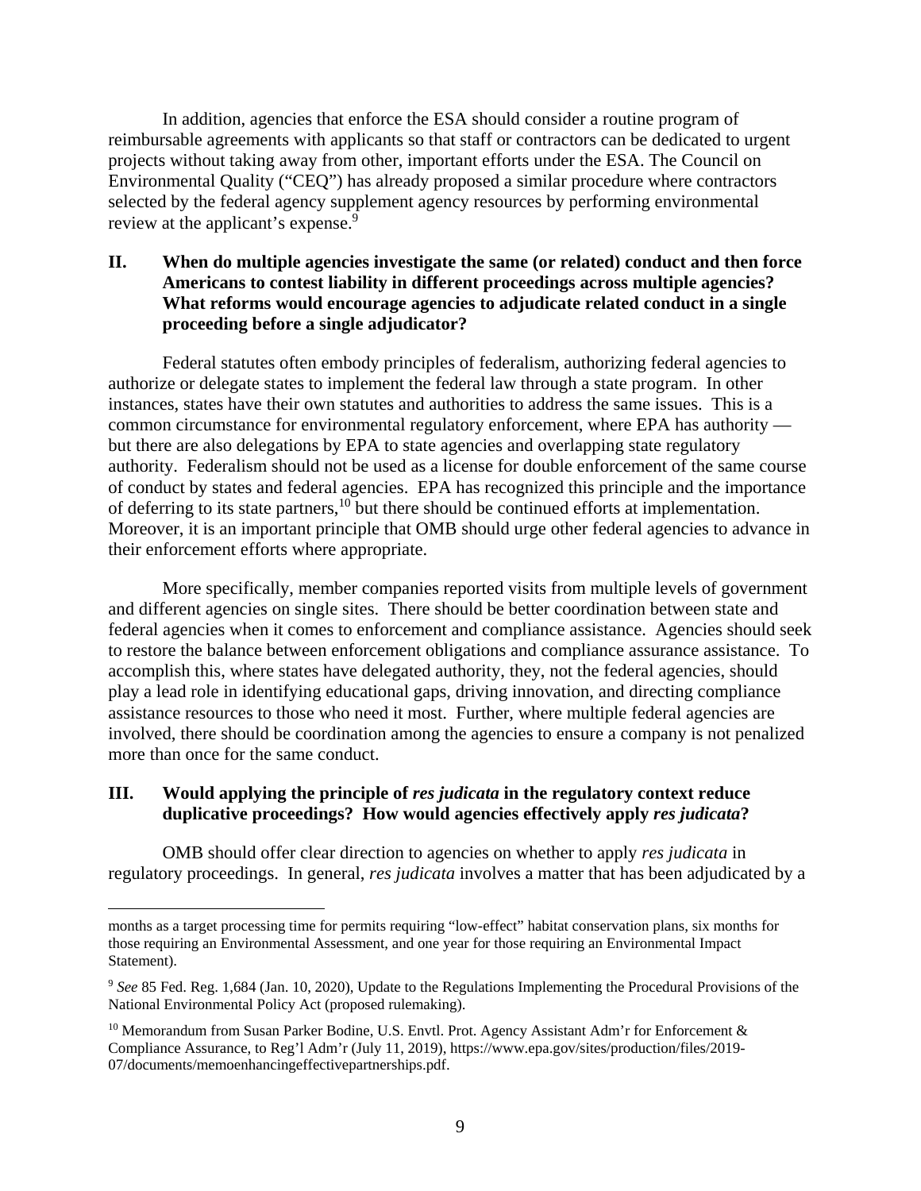In addition, agencies that enforce the ESA should consider a routine program of reimbursable agreements with applicants so that staff or contractors can be dedicated to urgent projects without taking away from other, important efforts under the ESA. The Council on Environmental Quality ("CEQ") has already proposed a similar procedure where contractors selected by the federal agency supplement agency resources by performing environmental review at the applicant's expense.[9]

## II. When do multiple agencies investigate the same (or related) conduct and then force Americans to contest liability in different proceedings across multiple agencies? What reforms would encourage agencies to adjudicate related conduct in a single proceeding before a single adjudicator?

Federal statutes often embody principles of federalism, authorizing federal agencies to authorize or delegate states to implement the federal law through a state program. In other instances, states have their own statutes and authorities to address the same issues. This is a common circumstance for environmental regulatory enforcement, where EPA has authority — but there are also delegations by EPA to state agencies and overlapping state regulatory authority. Federalism should not be used as a license for double enforcement of the same course of conduct by states and federal agencies. EPA has recognized this principle and the importance of deferring to its state partners,[10] but there should be continued efforts at implementation. Moreover, it is an important principle that OMB should urge other federal agencies to advance in their enforcement efforts where appropriate.

More specifically, member companies reported visits from multiple levels of government and different agencies on single sites. There should be better coordination between state and federal agencies when it comes to enforcement and compliance assistance. Agencies should seek to restore the balance between enforcement obligations and compliance assurance assistance. To accomplish this, where states have delegated authority, they, not the federal agencies, should play a lead role in identifying educational gaps, driving innovation, and directing compliance assistance resources to those who need it most. Further, where multiple federal agencies are involved, there should be coordination among the agencies to ensure a company is not penalized more than once for the same conduct.

## III. Would applying the principle of *res judicata* in the regulatory context reduce duplicative proceedings? How would agencies effectively apply *res judicata*?

OMB should offer clear direction to agencies on whether to apply *res judicata* in regulatory proceedings. In general, *res judicata* involves a matter that has been adjudicated by a

---

months as a target processing time for permits requiring "low-effect" habitat conservation plans, six months for those requiring an Environmental Assessment, and one year for those requiring an Environmental Impact Statement).

[9] *See* 85 Fed. Reg. 1,684 (Jan. 10, 2020), Update to the Regulations Implementing the Procedural Provisions of the National Environmental Policy Act (proposed rulemaking).

[10] Memorandum from Susan Parker Bodine, U.S. Envtl. Prot. Agency Assistant Adm'r for Enforcement & Compliance Assurance, to Reg'l Adm'r (July 11, 2019), https://www.epa.gov/sites/production/files/2019-07/documents/memoenhancingeffectivepartnerships.pdf.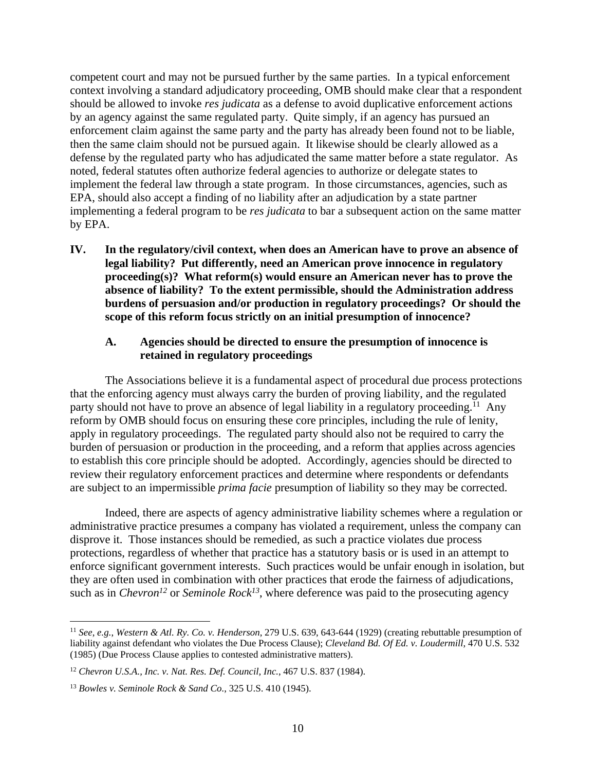competent court and may not be pursued further by the same parties. In a typical enforcement context involving a standard adjudicatory proceeding, OMB should make clear that a respondent should be allowed to invoke *res judicata* as a defense to avoid duplicative enforcement actions by an agency against the same regulated party. Quite simply, if an agency has pursued an enforcement claim against the same party and the party has already been found not to be liable, then the same claim should not be pursued again. It likewise should be clearly allowed as a defense by the regulated party who has adjudicated the same matter before a state regulator. As noted, federal statutes often authorize federal agencies to authorize or delegate states to implement the federal law through a state program. In those circumstances, agencies, such as EPA, should also accept a finding of no liability after an adjudication by a state partner implementing a federal program to be *res judicata* to bar a subsequent action on the same matter by EPA.

## IV. In the regulatory/civil context, when does an American have to prove an absence of legal liability? Put differently, need an American prove innocence in regulatory proceeding(s)? What reform(s) would ensure an American never has to prove the absence of liability? To the extent permissible, should the Administration address burdens of persuasion and/or production in regulatory proceedings? Or should the scope of this reform focus strictly on an initial presumption of innocence?

### A. Agencies should be directed to ensure the presumption of innocence is retained in regulatory proceedings

The Associations believe it is a fundamental aspect of procedural due process protections that the enforcing agency must always carry the burden of proving liability, and the regulated party should not have to prove an absence of legal liability in a regulatory proceeding.[11] Any reform by OMB should focus on ensuring these core principles, including the rule of lenity, apply in regulatory proceedings. The regulated party should also not be required to carry the burden of persuasion or production in the proceeding, and a reform that applies across agencies to establish this core principle should be adopted. Accordingly, agencies should be directed to review their regulatory enforcement practices and determine where respondents or defendants are subject to an impermissible *prima facie* presumption of liability so they may be corrected.

Indeed, there are aspects of agency administrative liability schemes where a regulation or administrative practice presumes a company has violated a requirement, unless the company can disprove it. Those instances should be remedied, as such a practice violates due process protections, regardless of whether that practice has a statutory basis or is used in an attempt to enforce significant government interests. Such practices would be unfair enough in isolation, but they are often used in combination with other practices that erode the fairness of adjudications, such as in *Chevron*[12] or *Seminole Rock*[13], where deference was paid to the prosecuting agency

---

[11] *See, e.g., Western & Atl. Ry. Co. v. Henderson*, 279 U.S. 639, 643-644 (1929) (creating rebuttable presumption of liability against defendant who violates the Due Process Clause); *Cleveland Bd. Of Ed. v. Loudermill*, 470 U.S. 532 (1985) (Due Process Clause applies to contested administrative matters).

[12] *Chevron U.S.A., Inc. v. Nat. Res. Def. Council, Inc.*, 467 U.S. 837 (1984).

[13] *Bowles v. Seminole Rock & Sand Co.*, 325 U.S. 410 (1945).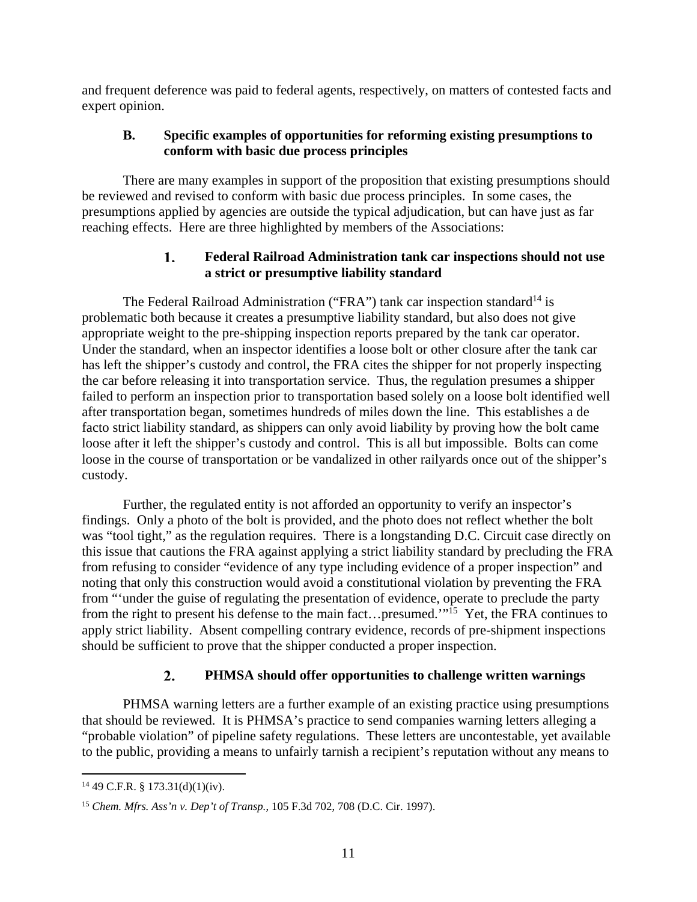and frequent deference was paid to federal agents, respectively, on matters of contested facts and expert opinion.

### B. Specific examples of opportunities for reforming existing presumptions to conform with basic due process principles

There are many examples in support of the proposition that existing presumptions should be reviewed and revised to conform with basic due process principles. In some cases, the presumptions applied by agencies are outside the typical adjudication, but can have just as far reaching effects. Here are three highlighted by members of the Associations:

#### 1. Federal Railroad Administration tank car inspections should not use a strict or presumptive liability standard

The Federal Railroad Administration ("FRA") tank car inspection standard[14] is problematic both because it creates a presumptive liability standard, but also does not give appropriate weight to the pre-shipping inspection reports prepared by the tank car operator. Under the standard, when an inspector identifies a loose bolt or other closure after the tank car has left the shipper's custody and control, the FRA cites the shipper for not properly inspecting the car before releasing it into transportation service. Thus, the regulation presumes a shipper failed to perform an inspection prior to transportation based solely on a loose bolt identified well after transportation began, sometimes hundreds of miles down the line. This establishes a de facto strict liability standard, as shippers can only avoid liability by proving how the bolt came loose after it left the shipper's custody and control. This is all but impossible. Bolts can come loose in the course of transportation or be vandalized in other railyards once out of the shipper's custody.

Further, the regulated entity is not afforded an opportunity to verify an inspector's findings. Only a photo of the bolt is provided, and the photo does not reflect whether the bolt was "tool tight," as the regulation requires. There is a longstanding D.C. Circuit case directly on this issue that cautions the FRA against applying a strict liability standard by precluding the FRA from refusing to consider "evidence of any type including evidence of a proper inspection" and noting that only this construction would avoid a constitutional violation by preventing the FRA from "'under the guise of regulating the presentation of evidence, operate to preclude the party from the right to present his defense to the main fact…presumed.'"[15] Yet, the FRA continues to apply strict liability. Absent compelling contrary evidence, records of pre-shipment inspections should be sufficient to prove that the shipper conducted a proper inspection.

#### 2. PHMSA should offer opportunities to challenge written warnings

PHMSA warning letters are a further example of an existing practice using presumptions that should be reviewed. It is PHMSA's practice to send companies warning letters alleging a "probable violation" of pipeline safety regulations. These letters are uncontestable, yet available to the public, providing a means to unfairly tarnish a recipient's reputation without any means to

---

[14] 49 C.F.R. § 173.31(d)(1)(iv).

[15] *Chem. Mfrs. Ass'n v. Dep't of Transp.*, 105 F.3d 702, 708 (D.C. Cir. 1997).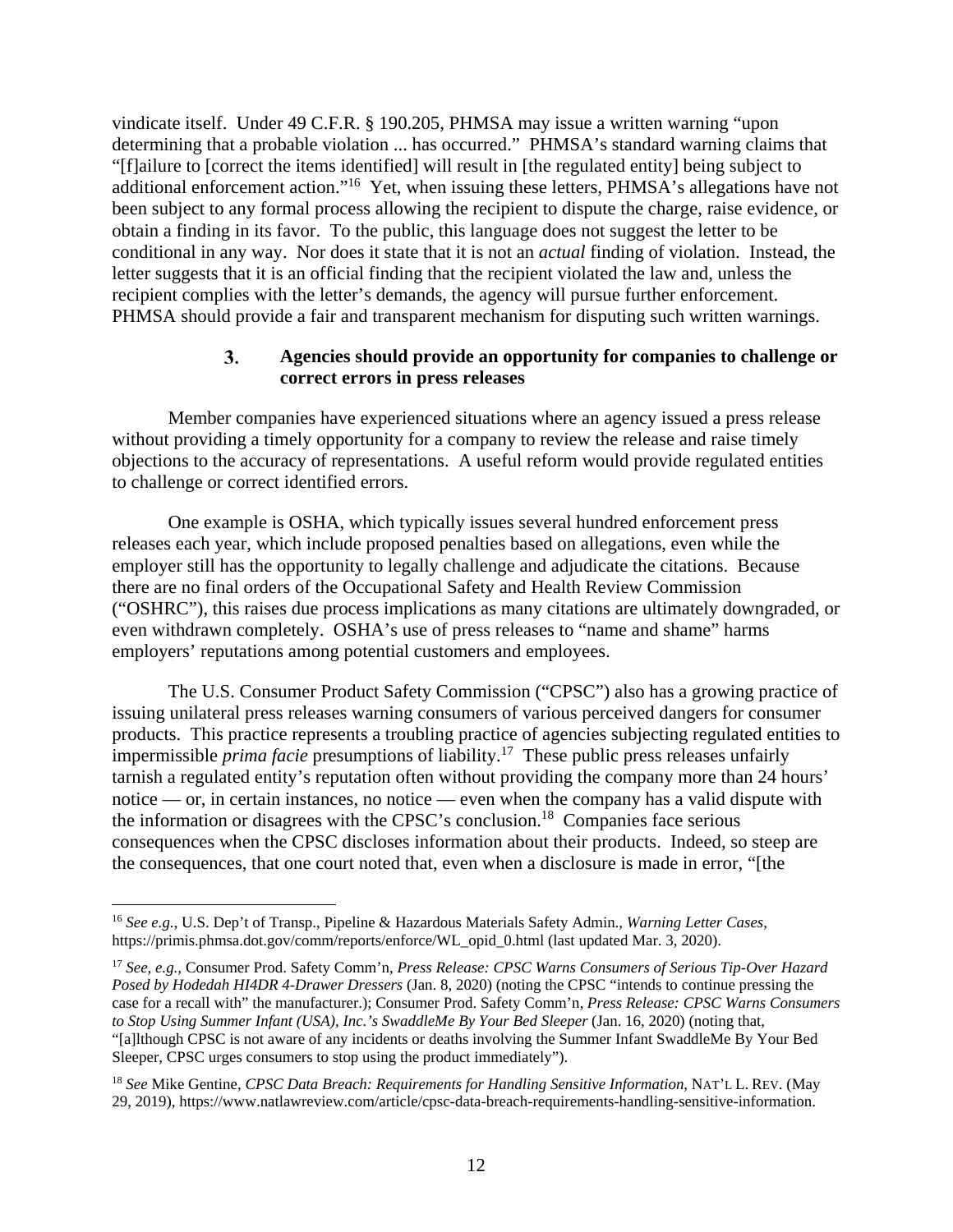vindicate itself. Under 49 C.F.R. § 190.205, PHMSA may issue a written warning "upon determining that a probable violation ... has occurred." PHMSA's standard warning claims that "[f]ailure to [correct the items identified] will result in [the regulated entity] being subject to additional enforcement action."[16] Yet, when issuing these letters, PHMSA's allegations have not been subject to any formal process allowing the recipient to dispute the charge, raise evidence, or obtain a finding in its favor. To the public, this language does not suggest the letter to be conditional in any way. Nor does it state that it is not an *actual* finding of violation. Instead, the letter suggests that it is an official finding that the recipient violated the law and, unless the recipient complies with the letter's demands, the agency will pursue further enforcement. PHMSA should provide a fair and transparent mechanism for disputing such written warnings.

#### 3. Agencies should provide an opportunity for companies to challenge or correct errors in press releases

Member companies have experienced situations where an agency issued a press release without providing a timely opportunity for a company to review the release and raise timely objections to the accuracy of representations. A useful reform would provide regulated entities to challenge or correct identified errors.

One example is OSHA, which typically issues several hundred enforcement press releases each year, which include proposed penalties based on allegations, even while the employer still has the opportunity to legally challenge and adjudicate the citations. Because there are no final orders of the Occupational Safety and Health Review Commission ("OSHRC"), this raises due process implications as many citations are ultimately downgraded, or even withdrawn completely. OSHA's use of press releases to "name and shame" harms employers' reputations among potential customers and employees.

The U.S. Consumer Product Safety Commission ("CPSC") also has a growing practice of issuing unilateral press releases warning consumers of various perceived dangers for consumer products. This practice represents a troubling practice of agencies subjecting regulated entities to impermissible *prima facie* presumptions of liability.[17] These public press releases unfairly tarnish a regulated entity's reputation often without providing the company more than 24 hours' notice — or, in certain instances, no notice — even when the company has a valid dispute with the information or disagrees with the CPSC's conclusion.[18] Companies face serious consequences when the CPSC discloses information about their products. Indeed, so steep are the consequences, that one court noted that, even when a disclosure is made in error, "[the

---

[16] *See e.g.*, U.S. Dep't of Transp., Pipeline & Hazardous Materials Safety Admin., *Warning Letter Cases*, https://primis.phmsa.dot.gov/comm/reports/enforce/WL_opid_0.html (last updated Mar. 3, 2020).

[17] *See, e.g.,* Consumer Prod. Safety Comm'n, *Press Release: CPSC Warns Consumers of Serious Tip-Over Hazard Posed by Hodedah HI4DR 4-Drawer Dressers* (Jan. 8, 2020) (noting the CPSC "intends to continue pressing the case for a recall with" the manufacturer.); Consumer Prod. Safety Comm'n, *Press Release: CPSC Warns Consumers to Stop Using Summer Infant (USA), Inc.'s SwaddleMe By Your Bed Sleeper* (Jan. 16, 2020) (noting that, "[a]lthough CPSC is not aware of any incidents or deaths involving the Summer Infant SwaddleMe By Your Bed Sleeper, CPSC urges consumers to stop using the product immediately").

[18] *See* Mike Gentine, *CPSC Data Breach: Requirements for Handling Sensitive Information*, NAT'L L. REV. (May 29, 2019), https://www.natlawreview.com/article/cpsc-data-breach-requirements-handling-sensitive-information.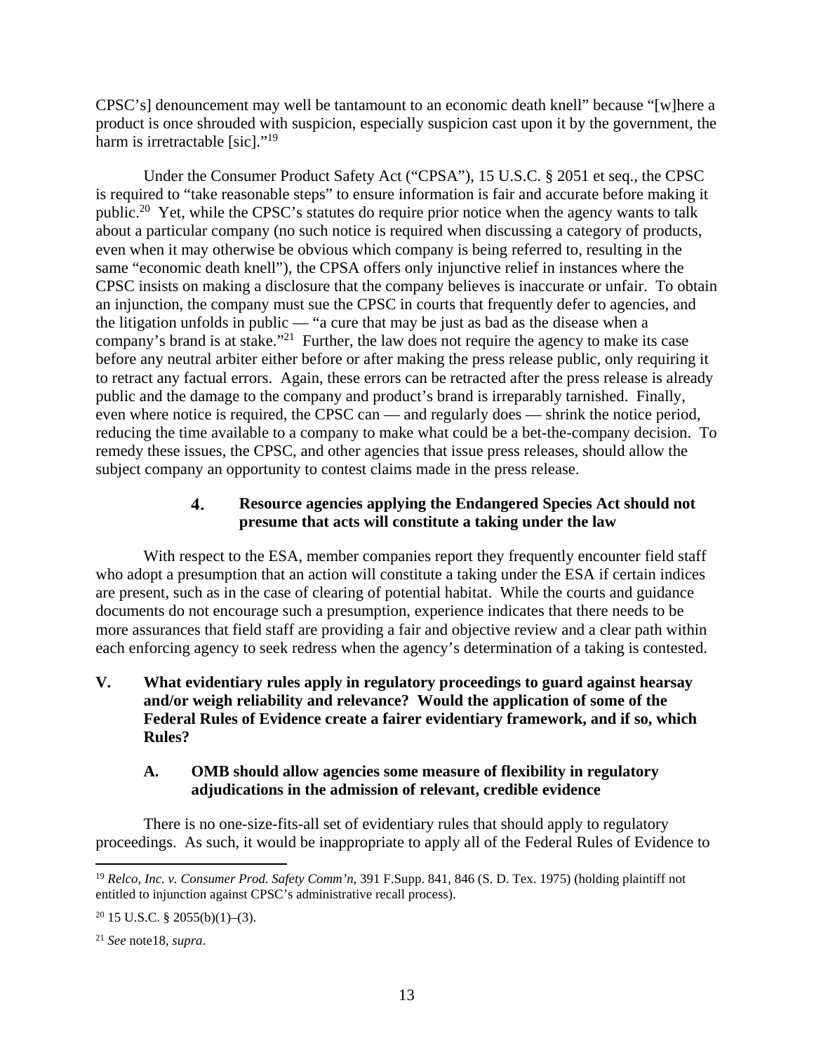CPSC's] denouncement may well be tantamount to an economic death knell" because "[w]here a product is once shrouded with suspicion, especially suspicion cast upon it by the government, the harm is irretractable [sic]."[19]

Under the Consumer Product Safety Act ("CPSA"), 15 U.S.C. § 2051 et seq., the CPSC is required to "take reasonable steps" to ensure information is fair and accurate before making it public.[20] Yet, while the CPSC's statutes do require prior notice when the agency wants to talk about a particular company (no such notice is required when discussing a category of products, even when it may otherwise be obvious which company is being referred to, resulting in the same "economic death knell"), the CPSA offers only injunctive relief in instances where the CPSC insists on making a disclosure that the company believes is inaccurate or unfair. To obtain an injunction, the company must sue the CPSC in courts that frequently defer to agencies, and the litigation unfolds in public — "a cure that may be just as bad as the disease when a company's brand is at stake."[21] Further, the law does not require the agency to make its case before any neutral arbiter either before or after making the press release public, only requiring it to retract any factual errors. Again, these errors can be retracted after the press release is already public and the damage to the company and product's brand is irreparably tarnished. Finally, even where notice is required, the CPSC can — and regularly does — shrink the notice period, reducing the time available to a company to make what could be a bet-the-company decision. To remedy these issues, the CPSC, and other agencies that issue press releases, should allow the subject company an opportunity to contest claims made in the press release.

#### 4. Resource agencies applying the Endangered Species Act should not presume that acts will constitute a taking under the law

With respect to the ESA, member companies report they frequently encounter field staff who adopt a presumption that an action will constitute a taking under the ESA if certain indices are present, such as in the case of clearing of potential habitat. While the courts and guidance documents do not encourage such a presumption, experience indicates that there needs to be more assurances that field staff are providing a fair and objective review and a clear path within each enforcing agency to seek redress when the agency's determination of a taking is contested.

## V. What evidentiary rules apply in regulatory proceedings to guard against hearsay and/or weigh reliability and relevance? Would the application of some of the Federal Rules of Evidence create a fairer evidentiary framework, and if so, which Rules?

### A. OMB should allow agencies some measure of flexibility in regulatory adjudications in the admission of relevant, credible evidence

There is no one-size-fits-all set of evidentiary rules that should apply to regulatory proceedings. As such, it would be inappropriate to apply all of the Federal Rules of Evidence to

---

[19] *Relco, Inc. v. Consumer Prod. Safety Comm'n*, 391 F.Supp. 841, 846 (S. D. Tex. 1975) (holding plaintiff not entitled to injunction against CPSC's administrative recall process).

[20] 15 U.S.C. § 2055(b)(1)–(3).

[21] *See* note18, *supra*.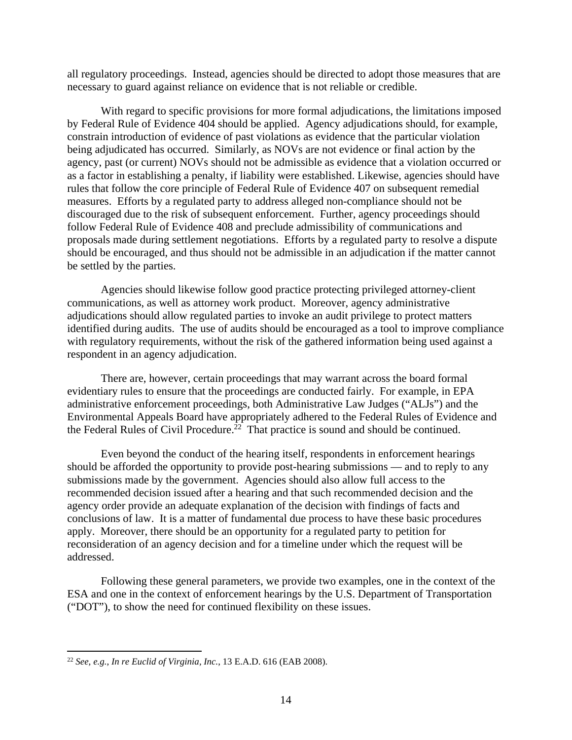all regulatory proceedings. Instead, agencies should be directed to adopt those measures that are necessary to guard against reliance on evidence that is not reliable or credible.

With regard to specific provisions for more formal adjudications, the limitations imposed by Federal Rule of Evidence 404 should be applied. Agency adjudications should, for example, constrain introduction of evidence of past violations as evidence that the particular violation being adjudicated has occurred. Similarly, as NOVs are not evidence or final action by the agency, past (or current) NOVs should not be admissible as evidence that a violation occurred or as a factor in establishing a penalty, if liability were established. Likewise, agencies should have rules that follow the core principle of Federal Rule of Evidence 407 on subsequent remedial measures. Efforts by a regulated party to address alleged non-compliance should not be discouraged due to the risk of subsequent enforcement. Further, agency proceedings should follow Federal Rule of Evidence 408 and preclude admissibility of communications and proposals made during settlement negotiations. Efforts by a regulated party to resolve a dispute should be encouraged, and thus should not be admissible in an adjudication if the matter cannot be settled by the parties.

Agencies should likewise follow good practice protecting privileged attorney-client communications, as well as attorney work product. Moreover, agency administrative adjudications should allow regulated parties to invoke an audit privilege to protect matters identified during audits. The use of audits should be encouraged as a tool to improve compliance with regulatory requirements, without the risk of the gathered information being used against a respondent in an agency adjudication.

There are, however, certain proceedings that may warrant across the board formal evidentiary rules to ensure that the proceedings are conducted fairly. For example, in EPA administrative enforcement proceedings, both Administrative Law Judges ("ALJs") and the Environmental Appeals Board have appropriately adhered to the Federal Rules of Evidence and the Federal Rules of Civil Procedure.[22] That practice is sound and should be continued.

Even beyond the conduct of the hearing itself, respondents in enforcement hearings should be afforded the opportunity to provide post-hearing submissions — and to reply to any submissions made by the government. Agencies should also allow full access to the recommended decision issued after a hearing and that such recommended decision and the agency order provide an adequate explanation of the decision with findings of facts and conclusions of law. It is a matter of fundamental due process to have these basic procedures apply. Moreover, there should be an opportunity for a regulated party to petition for reconsideration of an agency decision and for a timeline under which the request will be addressed.

Following these general parameters, we provide two examples, one in the context of the ESA and one in the context of enforcement hearings by the U.S. Department of Transportation ("DOT"), to show the need for continued flexibility on these issues.

---

[22] *See, e.g., In re Euclid of Virginia, Inc.*, 13 E.A.D. 616 (EAB 2008).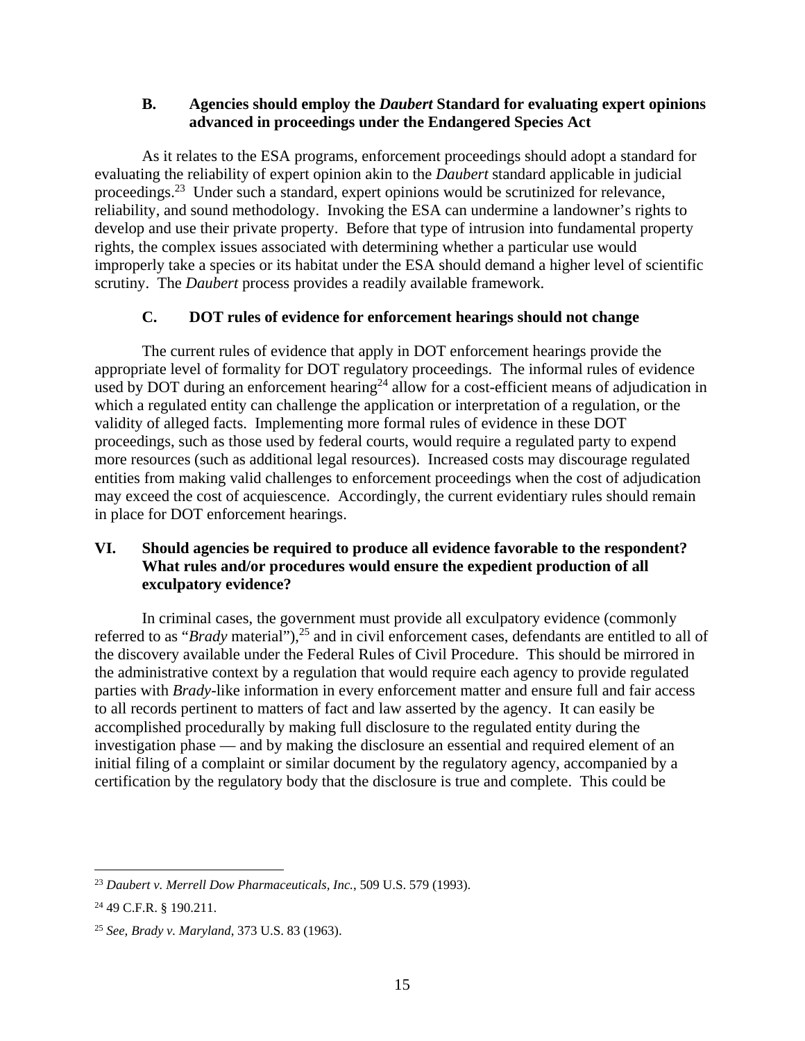### B. Agencies should employ the *Daubert* Standard for evaluating expert opinions advanced in proceedings under the Endangered Species Act

As it relates to the ESA programs, enforcement proceedings should adopt a standard for evaluating the reliability of expert opinion akin to the *Daubert* standard applicable in judicial proceedings.[23] Under such a standard, expert opinions would be scrutinized for relevance, reliability, and sound methodology. Invoking the ESA can undermine a landowner's rights to develop and use their private property. Before that type of intrusion into fundamental property rights, the complex issues associated with determining whether a particular use would improperly take a species or its habitat under the ESA should demand a higher level of scientific scrutiny. The *Daubert* process provides a readily available framework.

### C. DOT rules of evidence for enforcement hearings should not change

The current rules of evidence that apply in DOT enforcement hearings provide the appropriate level of formality for DOT regulatory proceedings. The informal rules of evidence used by DOT during an enforcement hearing[24] allow for a cost-efficient means of adjudication in which a regulated entity can challenge the application or interpretation of a regulation, or the validity of alleged facts. Implementing more formal rules of evidence in these DOT proceedings, such as those used by federal courts, would require a regulated party to expend more resources (such as additional legal resources). Increased costs may discourage regulated entities from making valid challenges to enforcement proceedings when the cost of adjudication may exceed the cost of acquiescence. Accordingly, the current evidentiary rules should remain in place for DOT enforcement hearings.

## VI. Should agencies be required to produce all evidence favorable to the respondent? What rules and/or procedures would ensure the expedient production of all exculpatory evidence?

In criminal cases, the government must provide all exculpatory evidence (commonly referred to as "*Brady* material"),[25] and in civil enforcement cases, defendants are entitled to all of the discovery available under the Federal Rules of Civil Procedure. This should be mirrored in the administrative context by a regulation that would require each agency to provide regulated parties with *Brady*-like information in every enforcement matter and ensure full and fair access to all records pertinent to matters of fact and law asserted by the agency. It can easily be accomplished procedurally by making full disclosure to the regulated entity during the investigation phase — and by making the disclosure an essential and required element of an initial filing of a complaint or similar document by the regulatory agency, accompanied by a certification by the regulatory body that the disclosure is true and complete. This could be

---

[23] *Daubert v. Merrell Dow Pharmaceuticals, Inc.*, 509 U.S. 579 (1993).

[24] 49 C.F.R. § 190.211.

[25] *See, Brady v. Maryland*, 373 U.S. 83 (1963).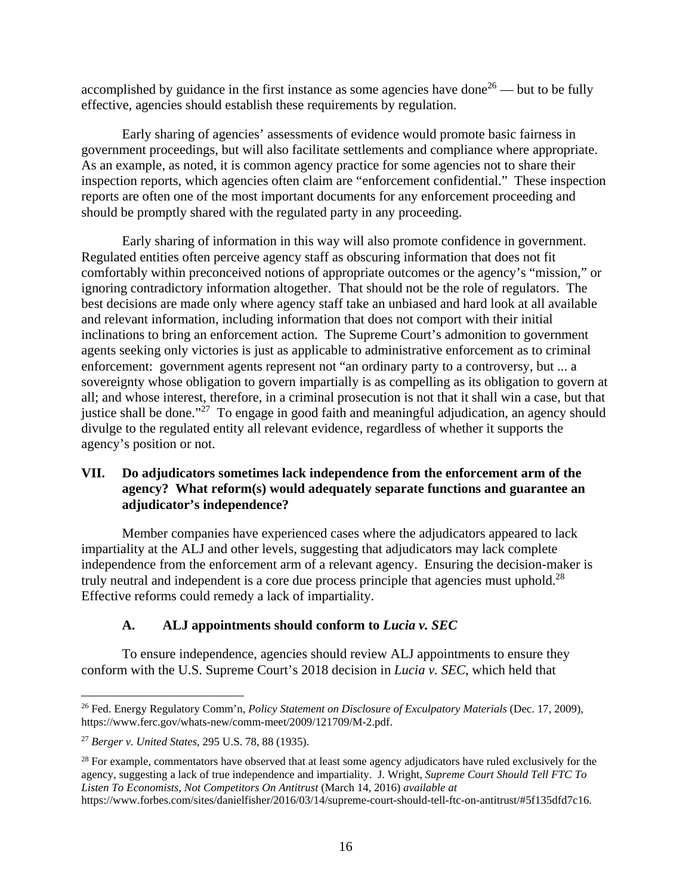accomplished by guidance in the first instance as some agencies have done[26] — but to be fully effective, agencies should establish these requirements by regulation.

Early sharing of agencies' assessments of evidence would promote basic fairness in government proceedings, but will also facilitate settlements and compliance where appropriate. As an example, as noted, it is common agency practice for some agencies not to share their inspection reports, which agencies often claim are "enforcement confidential." These inspection reports are often one of the most important documents for any enforcement proceeding and should be promptly shared with the regulated party in any proceeding.

Early sharing of information in this way will also promote confidence in government. Regulated entities often perceive agency staff as obscuring information that does not fit comfortably within preconceived notions of appropriate outcomes or the agency's "mission," or ignoring contradictory information altogether. That should not be the role of regulators. The best decisions are made only where agency staff take an unbiased and hard look at all available and relevant information, including information that does not comport with their initial inclinations to bring an enforcement action. The Supreme Court's admonition to government agents seeking only victories is just as applicable to administrative enforcement as to criminal enforcement: government agents represent not "an ordinary party to a controversy, but ... a sovereignty whose obligation to govern impartially is as compelling as its obligation to govern at all; and whose interest, therefore, in a criminal prosecution is not that it shall win a case, but that justice shall be done."[27] To engage in good faith and meaningful adjudication, an agency should divulge to the regulated entity all relevant evidence, regardless of whether it supports the agency's position or not.

## VII. Do adjudicators sometimes lack independence from the enforcement arm of the agency? What reform(s) would adequately separate functions and guarantee an adjudicator's independence?

Member companies have experienced cases where the adjudicators appeared to lack impartiality at the ALJ and other levels, suggesting that adjudicators may lack complete independence from the enforcement arm of a relevant agency. Ensuring the decision-maker is truly neutral and independent is a core due process principle that agencies must uphold.[28] Effective reforms could remedy a lack of impartiality.

### A. ALJ appointments should conform to *Lucia v. SEC*

To ensure independence, agencies should review ALJ appointments to ensure they conform with the U.S. Supreme Court's 2018 decision in *Lucia v. SEC*, which held that

---

[26] Fed. Energy Regulatory Comm'n, *Policy Statement on Disclosure of Exculpatory Materials* (Dec. 17, 2009), https://www.ferc.gov/whats-new/comm-meet/2009/121709/M-2.pdf.

[27] *Berger v. United States*, 295 U.S. 78, 88 (1935).

[28] For example, commentators have observed that at least some agency adjudicators have ruled exclusively for the agency, suggesting a lack of true independence and impartiality. J. Wright, *Supreme Court Should Tell FTC To Listen To Economists, Not Competitors On Antitrust* (March 14, 2016) *available at* https://www.forbes.com/sites/danielfisher/2016/03/14/supreme-court-should-tell-ftc-on-antitrust/#5f135dfd7c16.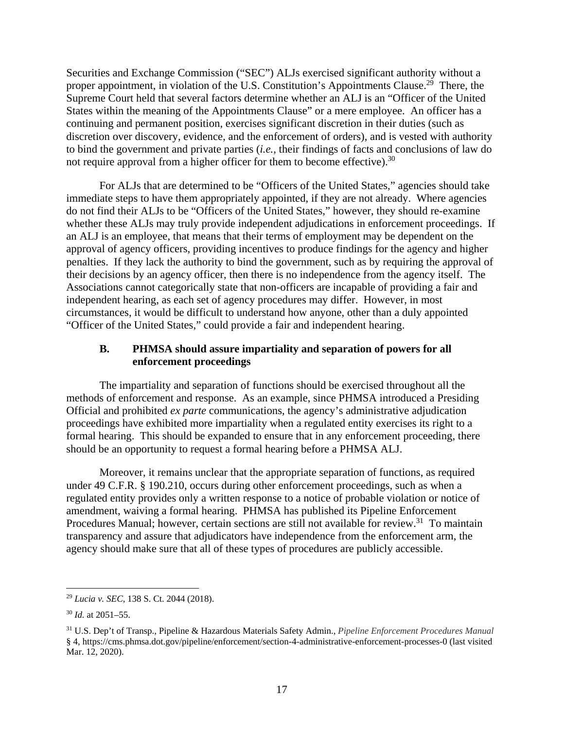Securities and Exchange Commission ("SEC") ALJs exercised significant authority without a proper appointment, in violation of the U.S. Constitution's Appointments Clause.[29] There, the Supreme Court held that several factors determine whether an ALJ is an "Officer of the United States within the meaning of the Appointments Clause" or a mere employee. An officer has a continuing and permanent position, exercises significant discretion in their duties (such as discretion over discovery, evidence, and the enforcement of orders), and is vested with authority to bind the government and private parties (*i.e.*, their findings of facts and conclusions of law do not require approval from a higher officer for them to become effective).[30]

For ALJs that are determined to be "Officers of the United States," agencies should take immediate steps to have them appropriately appointed, if they are not already. Where agencies do not find their ALJs to be "Officers of the United States," however, they should re-examine whether these ALJs may truly provide independent adjudications in enforcement proceedings. If an ALJ is an employee, that means that their terms of employment may be dependent on the approval of agency officers, providing incentives to produce findings for the agency and higher penalties. If they lack the authority to bind the government, such as by requiring the approval of their decisions by an agency officer, then there is no independence from the agency itself. The Associations cannot categorically state that non-officers are incapable of providing a fair and independent hearing, as each set of agency procedures may differ. However, in most circumstances, it would be difficult to understand how anyone, other than a duly appointed "Officer of the United States," could provide a fair and independent hearing.

### B. PHMSA should assure impartiality and separation of powers for all enforcement proceedings

The impartiality and separation of functions should be exercised throughout all the methods of enforcement and response. As an example, since PHMSA introduced a Presiding Official and prohibited *ex parte* communications, the agency's administrative adjudication proceedings have exhibited more impartiality when a regulated entity exercises its right to a formal hearing. This should be expanded to ensure that in any enforcement proceeding, there should be an opportunity to request a formal hearing before a PHMSA ALJ.

Moreover, it remains unclear that the appropriate separation of functions, as required under 49 C.F.R. § 190.210, occurs during other enforcement proceedings, such as when a regulated entity provides only a written response to a notice of probable violation or notice of amendment, waiving a formal hearing. PHMSA has published its Pipeline Enforcement Procedures Manual; however, certain sections are still not available for review.[31] To maintain transparency and assure that adjudicators have independence from the enforcement arm, the agency should make sure that all of these types of procedures are publicly accessible.

---

[29] *Lucia v. SEC*, 138 S. Ct. 2044 (2018).

[30] *Id.* at 2051–55.

[31] U.S. Dep't of Transp., Pipeline & Hazardous Materials Safety Admin., *Pipeline Enforcement Procedures Manual* § 4, https://cms.phmsa.dot.gov/pipeline/enforcement/section-4-administrative-enforcement-processes-0 (last visited Mar. 12, 2020).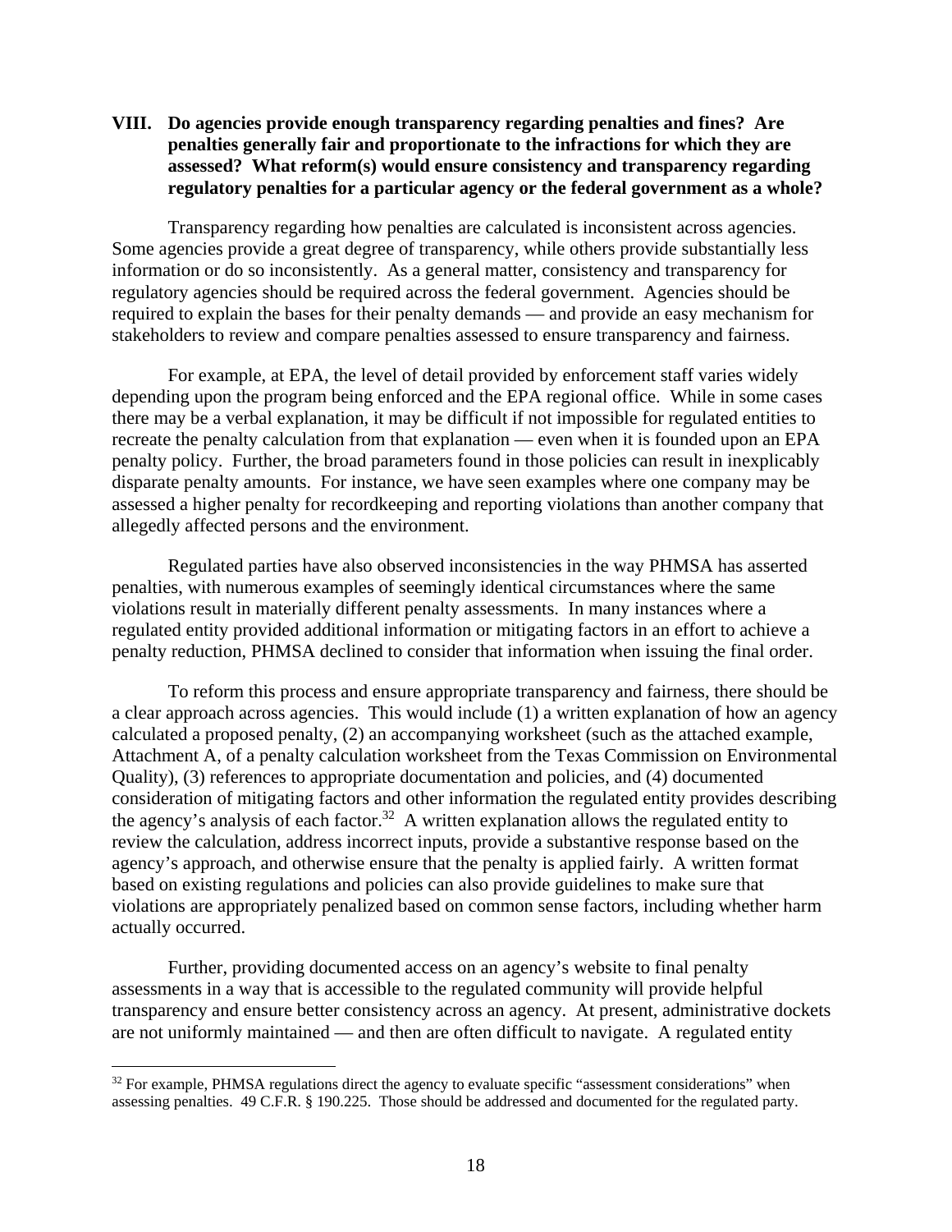## VIII. Do agencies provide enough transparency regarding penalties and fines? Are penalties generally fair and proportionate to the infractions for which they are assessed? What reform(s) would ensure consistency and transparency regarding regulatory penalties for a particular agency or the federal government as a whole?

Transparency regarding how penalties are calculated is inconsistent across agencies. Some agencies provide a great degree of transparency, while others provide substantially less information or do so inconsistently. As a general matter, consistency and transparency for regulatory agencies should be required across the federal government. Agencies should be required to explain the bases for their penalty demands — and provide an easy mechanism for stakeholders to review and compare penalties assessed to ensure transparency and fairness.

For example, at EPA, the level of detail provided by enforcement staff varies widely depending upon the program being enforced and the EPA regional office. While in some cases there may be a verbal explanation, it may be difficult if not impossible for regulated entities to recreate the penalty calculation from that explanation — even when it is founded upon an EPA penalty policy. Further, the broad parameters found in those policies can result in inexplicably disparate penalty amounts. For instance, we have seen examples where one company may be assessed a higher penalty for recordkeeping and reporting violations than another company that allegedly affected persons and the environment.

Regulated parties have also observed inconsistencies in the way PHMSA has asserted penalties, with numerous examples of seemingly identical circumstances where the same violations result in materially different penalty assessments. In many instances where a regulated entity provided additional information or mitigating factors in an effort to achieve a penalty reduction, PHMSA declined to consider that information when issuing the final order.

To reform this process and ensure appropriate transparency and fairness, there should be a clear approach across agencies. This would include (1) a written explanation of how an agency calculated a proposed penalty, (2) an accompanying worksheet (such as the attached example, Attachment A, of a penalty calculation worksheet from the Texas Commission on Environmental Quality), (3) references to appropriate documentation and policies, and (4) documented consideration of mitigating factors and other information the regulated entity provides describing the agency's analysis of each factor.[32] A written explanation allows the regulated entity to review the calculation, address incorrect inputs, provide a substantive response based on the agency's approach, and otherwise ensure that the penalty is applied fairly. A written format based on existing regulations and policies can also provide guidelines to make sure that violations are appropriately penalized based on common sense factors, including whether harm actually occurred.

Further, providing documented access on an agency's website to final penalty assessments in a way that is accessible to the regulated community will provide helpful transparency and ensure better consistency across an agency. At present, administrative dockets are not uniformly maintained — and then are often difficult to navigate. A regulated entity

---

[32] For example, PHMSA regulations direct the agency to evaluate specific "assessment considerations" when assessing penalties. 49 C.F.R. § 190.225. Those should be addressed and documented for the regulated party.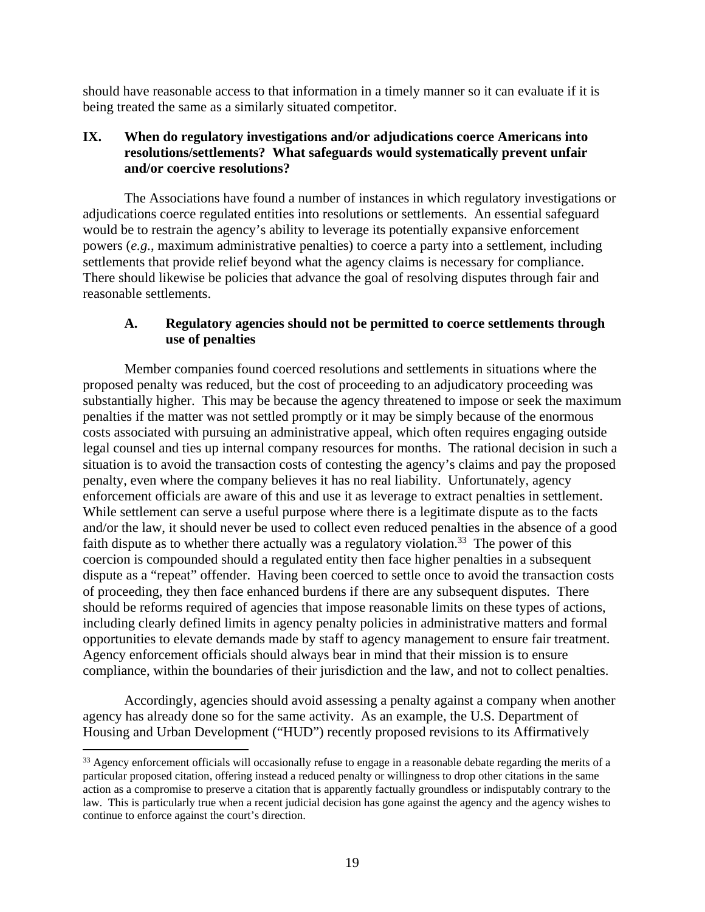should have reasonable access to that information in a timely manner so it can evaluate if it is being treated the same as a similarly situated competitor.

## IX. When do regulatory investigations and/or adjudications coerce Americans into resolutions/settlements? What safeguards would systematically prevent unfair and/or coercive resolutions?

The Associations have found a number of instances in which regulatory investigations or adjudications coerce regulated entities into resolutions or settlements. An essential safeguard would be to restrain the agency's ability to leverage its potentially expansive enforcement powers (*e.g.*, maximum administrative penalties) to coerce a party into a settlement, including settlements that provide relief beyond what the agency claims is necessary for compliance. There should likewise be policies that advance the goal of resolving disputes through fair and reasonable settlements.

### A. Regulatory agencies should not be permitted to coerce settlements through use of penalties

Member companies found coerced resolutions and settlements in situations where the proposed penalty was reduced, but the cost of proceeding to an adjudicatory proceeding was substantially higher. This may be because the agency threatened to impose or seek the maximum penalties if the matter was not settled promptly or it may be simply because of the enormous costs associated with pursuing an administrative appeal, which often requires engaging outside legal counsel and ties up internal company resources for months. The rational decision in such a situation is to avoid the transaction costs of contesting the agency's claims and pay the proposed penalty, even where the company believes it has no real liability. Unfortunately, agency enforcement officials are aware of this and use it as leverage to extract penalties in settlement. While settlement can serve a useful purpose where there is a legitimate dispute as to the facts and/or the law, it should never be used to collect even reduced penalties in the absence of a good faith dispute as to whether there actually was a regulatory violation.[33] The power of this coercion is compounded should a regulated entity then face higher penalties in a subsequent dispute as a "repeat" offender. Having been coerced to settle once to avoid the transaction costs of proceeding, they then face enhanced burdens if there are any subsequent disputes. There should be reforms required of agencies that impose reasonable limits on these types of actions, including clearly defined limits in agency penalty policies in administrative matters and formal opportunities to elevate demands made by staff to agency management to ensure fair treatment. Agency enforcement officials should always bear in mind that their mission is to ensure compliance, within the boundaries of their jurisdiction and the law, and not to collect penalties.

Accordingly, agencies should avoid assessing a penalty against a company when another agency has already done so for the same activity. As an example, the U.S. Department of Housing and Urban Development ("HUD") recently proposed revisions to its Affirmatively

[33] Agency enforcement officials will occasionally refuse to engage in a reasonable debate regarding the merits of a particular proposed citation, offering instead a reduced penalty or willingness to drop other citations in the same action as a compromise to preserve a citation that is apparently factually groundless or indisputably contrary to the law. This is particularly true when a recent judicial decision has gone against the agency and the agency wishes to continue to enforce against the court's direction.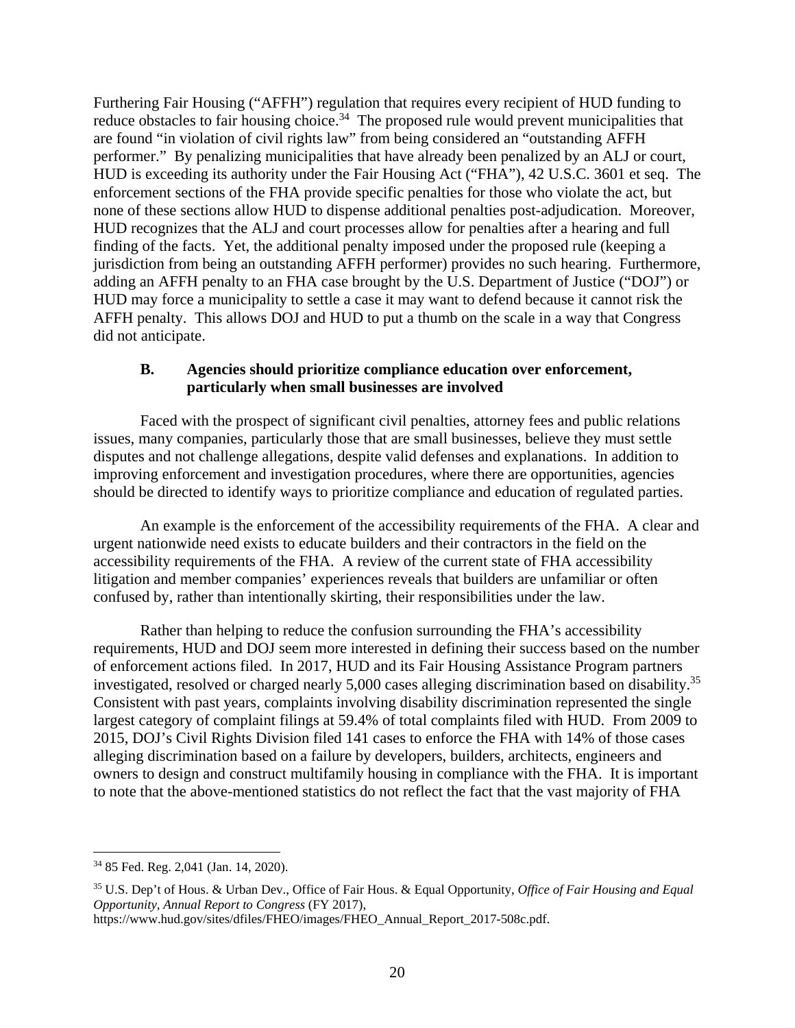Furthering Fair Housing ("AFFH") regulation that requires every recipient of HUD funding to reduce obstacles to fair housing choice.[34] The proposed rule would prevent municipalities that are found "in violation of civil rights law" from being considered an "outstanding AFFH performer." By penalizing municipalities that have already been penalized by an ALJ or court, HUD is exceeding its authority under the Fair Housing Act ("FHA"), 42 U.S.C. 3601 et seq. The enforcement sections of the FHA provide specific penalties for those who violate the act, but none of these sections allow HUD to dispense additional penalties post-adjudication. Moreover, HUD recognizes that the ALJ and court processes allow for penalties after a hearing and full finding of the facts. Yet, the additional penalty imposed under the proposed rule (keeping a jurisdiction from being an outstanding AFFH performer) provides no such hearing. Furthermore, adding an AFFH penalty to an FHA case brought by the U.S. Department of Justice ("DOJ") or HUD may force a municipality to settle a case it may want to defend because it cannot risk the AFFH penalty. This allows DOJ and HUD to put a thumb on the scale in a way that Congress did not anticipate.

### B. Agencies should prioritize compliance education over enforcement, particularly when small businesses are involved

Faced with the prospect of significant civil penalties, attorney fees and public relations issues, many companies, particularly those that are small businesses, believe they must settle disputes and not challenge allegations, despite valid defenses and explanations. In addition to improving enforcement and investigation procedures, where there are opportunities, agencies should be directed to identify ways to prioritize compliance and education of regulated parties.

An example is the enforcement of the accessibility requirements of the FHA. A clear and urgent nationwide need exists to educate builders and their contractors in the field on the accessibility requirements of the FHA. A review of the current state of FHA accessibility litigation and member companies' experiences reveals that builders are unfamiliar or often confused by, rather than intentionally skirting, their responsibilities under the law.

Rather than helping to reduce the confusion surrounding the FHA's accessibility requirements, HUD and DOJ seem more interested in defining their success based on the number of enforcement actions filed. In 2017, HUD and its Fair Housing Assistance Program partners investigated, resolved or charged nearly 5,000 cases alleging discrimination based on disability.[35] Consistent with past years, complaints involving disability discrimination represented the single largest category of complaint filings at 59.4% of total complaints filed with HUD. From 2009 to 2015, DOJ's Civil Rights Division filed 141 cases to enforce the FHA with 14% of those cases alleging discrimination based on a failure by developers, builders, architects, engineers and owners to design and construct multifamily housing in compliance with the FHA. It is important to note that the above-mentioned statistics do not reflect the fact that the vast majority of FHA

---

[34] 85 Fed. Reg. 2,041 (Jan. 14, 2020).

[35] U.S. Dep't of Hous. & Urban Dev., Office of Fair Hous. & Equal Opportunity, *Office of Fair Housing and Equal Opportunity, Annual Report to Congress* (FY 2017), https://www.hud.gov/sites/dfiles/FHEO/images/FHEO_Annual_Report_2017-508c.pdf.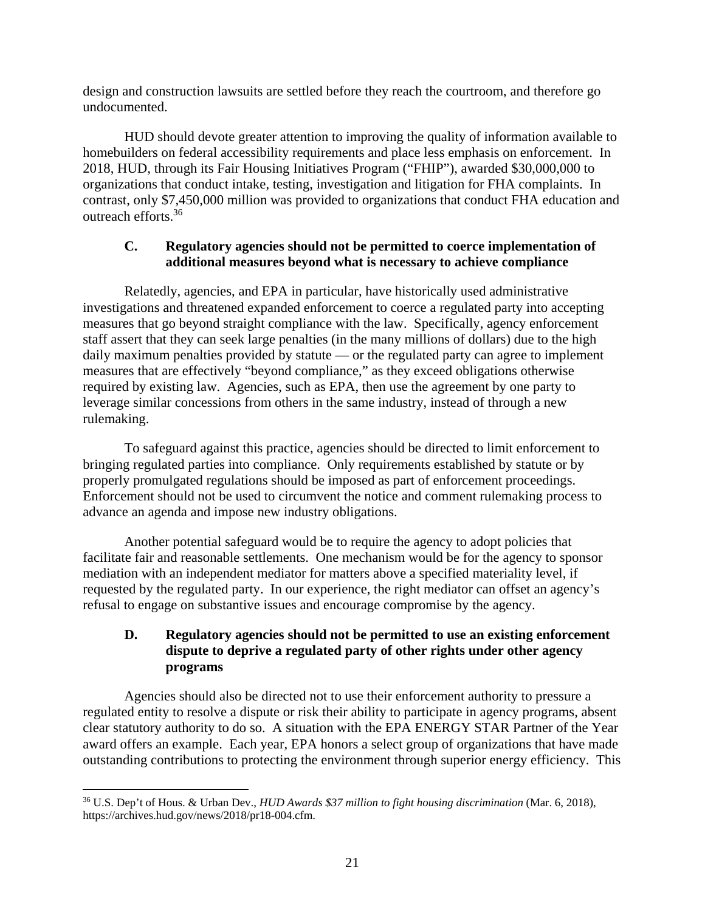design and construction lawsuits are settled before they reach the courtroom, and therefore go undocumented.

HUD should devote greater attention to improving the quality of information available to homebuilders on federal accessibility requirements and place less emphasis on enforcement. In 2018, HUD, through its Fair Housing Initiatives Program ("FHIP"), awarded $30,000,000 to organizations that conduct intake, testing, investigation and litigation for FHA complaints. In contrast, only $7,450,000 million was provided to organizations that conduct FHA education and outreach efforts.[36]

### C. Regulatory agencies should not be permitted to coerce implementation of additional measures beyond what is necessary to achieve compliance

Relatedly, agencies, and EPA in particular, have historically used administrative investigations and threatened expanded enforcement to coerce a regulated party into accepting measures that go beyond straight compliance with the law. Specifically, agency enforcement staff assert that they can seek large penalties (in the many millions of dollars) due to the high daily maximum penalties provided by statute — or the regulated party can agree to implement measures that are effectively "beyond compliance," as they exceed obligations otherwise required by existing law. Agencies, such as EPA, then use the agreement by one party to leverage similar concessions from others in the same industry, instead of through a new rulemaking.

To safeguard against this practice, agencies should be directed to limit enforcement to bringing regulated parties into compliance. Only requirements established by statute or by properly promulgated regulations should be imposed as part of enforcement proceedings. Enforcement should not be used to circumvent the notice and comment rulemaking process to advance an agenda and impose new industry obligations.

Another potential safeguard would be to require the agency to adopt policies that facilitate fair and reasonable settlements. One mechanism would be for the agency to sponsor mediation with an independent mediator for matters above a specified materiality level, if requested by the regulated party. In our experience, the right mediator can offset an agency's refusal to engage on substantive issues and encourage compromise by the agency.

### D. Regulatory agencies should not be permitted to use an existing enforcement dispute to deprive a regulated party of other rights under other agency programs

Agencies should also be directed not to use their enforcement authority to pressure a regulated entity to resolve a dispute or risk their ability to participate in agency programs, absent clear statutory authority to do so. A situation with the EPA ENERGY STAR Partner of the Year award offers an example. Each year, EPA honors a select group of organizations that have made outstanding contributions to protecting the environment through superior energy efficiency. This

---

[36] U.S. Dep't of Hous. & Urban Dev., *HUD Awards $37 million to fight housing discrimination* (Mar. 6, 2018), https://archives.hud.gov/news/2018/pr18-004.cfm.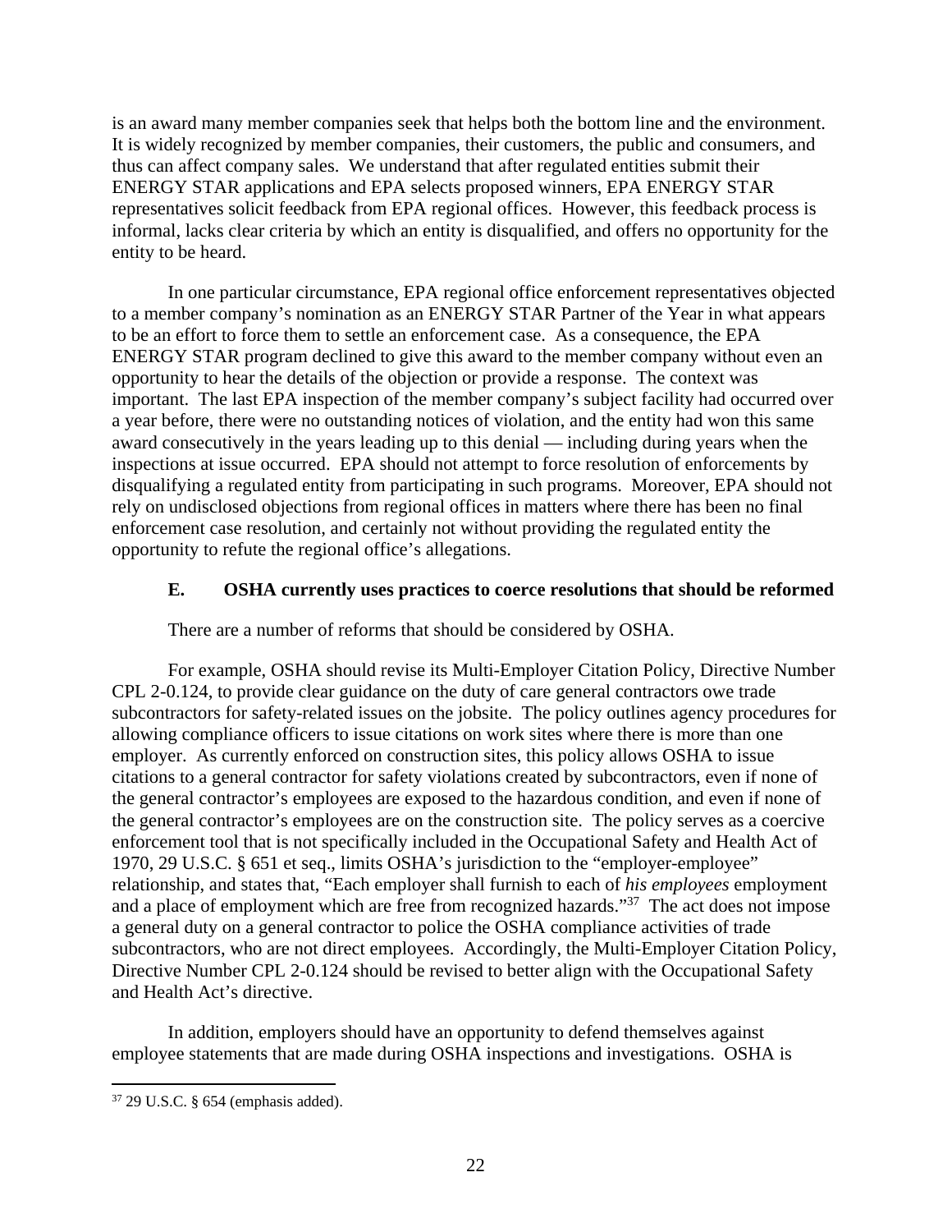is an award many member companies seek that helps both the bottom line and the environment. It is widely recognized by member companies, their customers, the public and consumers, and thus can affect company sales. We understand that after regulated entities submit their ENERGY STAR applications and EPA selects proposed winners, EPA ENERGY STAR representatives solicit feedback from EPA regional offices. However, this feedback process is informal, lacks clear criteria by which an entity is disqualified, and offers no opportunity for the entity to be heard.

In one particular circumstance, EPA regional office enforcement representatives objected to a member company's nomination as an ENERGY STAR Partner of the Year in what appears to be an effort to force them to settle an enforcement case. As a consequence, the EPA ENERGY STAR program declined to give this award to the member company without even an opportunity to hear the details of the objection or provide a response. The context was important. The last EPA inspection of the member company's subject facility had occurred over a year before, there were no outstanding notices of violation, and the entity had won this same award consecutively in the years leading up to this denial — including during years when the inspections at issue occurred. EPA should not attempt to force resolution of enforcements by disqualifying a regulated entity from participating in such programs. Moreover, EPA should not rely on undisclosed objections from regional offices in matters where there has been no final enforcement case resolution, and certainly not without providing the regulated entity the opportunity to refute the regional office's allegations.

### E. OSHA currently uses practices to coerce resolutions that should be reformed

There are a number of reforms that should be considered by OSHA.

For example, OSHA should revise its Multi-Employer Citation Policy, Directive Number CPL 2-0.124, to provide clear guidance on the duty of care general contractors owe trade subcontractors for safety-related issues on the jobsite. The policy outlines agency procedures for allowing compliance officers to issue citations on work sites where there is more than one employer. As currently enforced on construction sites, this policy allows OSHA to issue citations to a general contractor for safety violations created by subcontractors, even if none of the general contractor's employees are exposed to the hazardous condition, and even if none of the general contractor's employees are on the construction site. The policy serves as a coercive enforcement tool that is not specifically included in the Occupational Safety and Health Act of 1970, 29 U.S.C. § 651 et seq., limits OSHA's jurisdiction to the "employer-employee" relationship, and states that, "Each employer shall furnish to each of *his employees* employment and a place of employment which are free from recognized hazards."[37] The act does not impose a general duty on a general contractor to police the OSHA compliance activities of trade subcontractors, who are not direct employees. Accordingly, the Multi-Employer Citation Policy, Directive Number CPL 2-0.124 should be revised to better align with the Occupational Safety and Health Act's directive.

In addition, employers should have an opportunity to defend themselves against employee statements that are made during OSHA inspections and investigations. OSHA is

[37] 29 U.S.C. § 654 (emphasis added).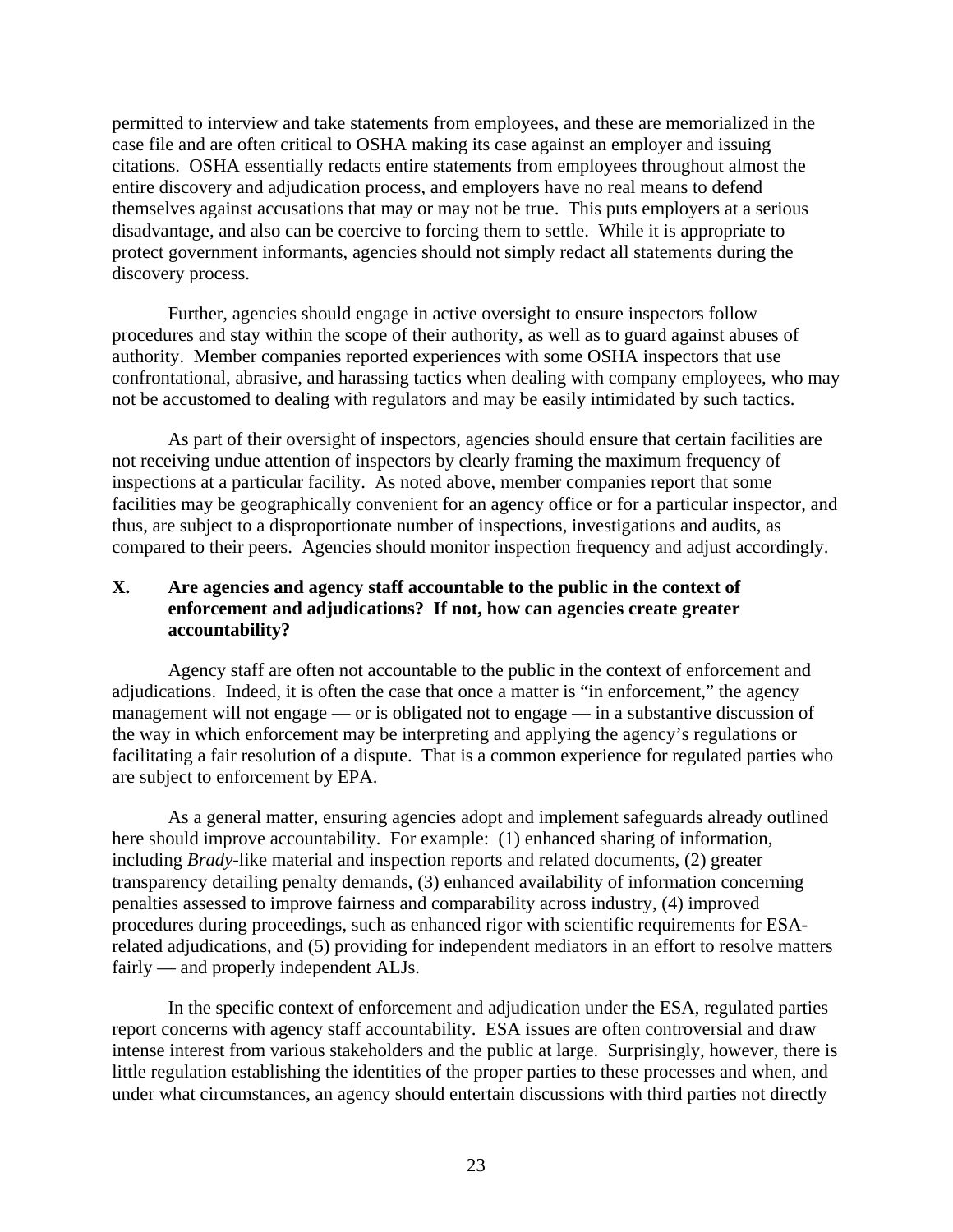permitted to interview and take statements from employees, and these are memorialized in the case file and are often critical to OSHA making its case against an employer and issuing citations. OSHA essentially redacts entire statements from employees throughout almost the entire discovery and adjudication process, and employers have no real means to defend themselves against accusations that may or may not be true. This puts employers at a serious disadvantage, and also can be coercive to forcing them to settle. While it is appropriate to protect government informants, agencies should not simply redact all statements during the discovery process.

Further, agencies should engage in active oversight to ensure inspectors follow procedures and stay within the scope of their authority, as well as to guard against abuses of authority. Member companies reported experiences with some OSHA inspectors that use confrontational, abrasive, and harassing tactics when dealing with company employees, who may not be accustomed to dealing with regulators and may be easily intimidated by such tactics.

As part of their oversight of inspectors, agencies should ensure that certain facilities are not receiving undue attention of inspectors by clearly framing the maximum frequency of inspections at a particular facility. As noted above, member companies report that some facilities may be geographically convenient for an agency office or for a particular inspector, and thus, are subject to a disproportionate number of inspections, investigations and audits, as compared to their peers. Agencies should monitor inspection frequency and adjust accordingly.

## X. Are agencies and agency staff accountable to the public in the context of enforcement and adjudications? If not, how can agencies create greater accountability?

Agency staff are often not accountable to the public in the context of enforcement and adjudications. Indeed, it is often the case that once a matter is "in enforcement," the agency management will not engage — or is obligated not to engage — in a substantive discussion of the way in which enforcement may be interpreting and applying the agency's regulations or facilitating a fair resolution of a dispute. That is a common experience for regulated parties who are subject to enforcement by EPA.

As a general matter, ensuring agencies adopt and implement safeguards already outlined here should improve accountability. For example: (1) enhanced sharing of information, including *Brady*-like material and inspection reports and related documents, (2) greater transparency detailing penalty demands, (3) enhanced availability of information concerning penalties assessed to improve fairness and comparability across industry, (4) improved procedures during proceedings, such as enhanced rigor with scientific requirements for ESA-related adjudications, and (5) providing for independent mediators in an effort to resolve matters fairly — and properly independent ALJs.

In the specific context of enforcement and adjudication under the ESA, regulated parties report concerns with agency staff accountability. ESA issues are often controversial and draw intense interest from various stakeholders and the public at large. Surprisingly, however, there is little regulation establishing the identities of the proper parties to these processes and when, and under what circumstances, an agency should entertain discussions with third parties not directly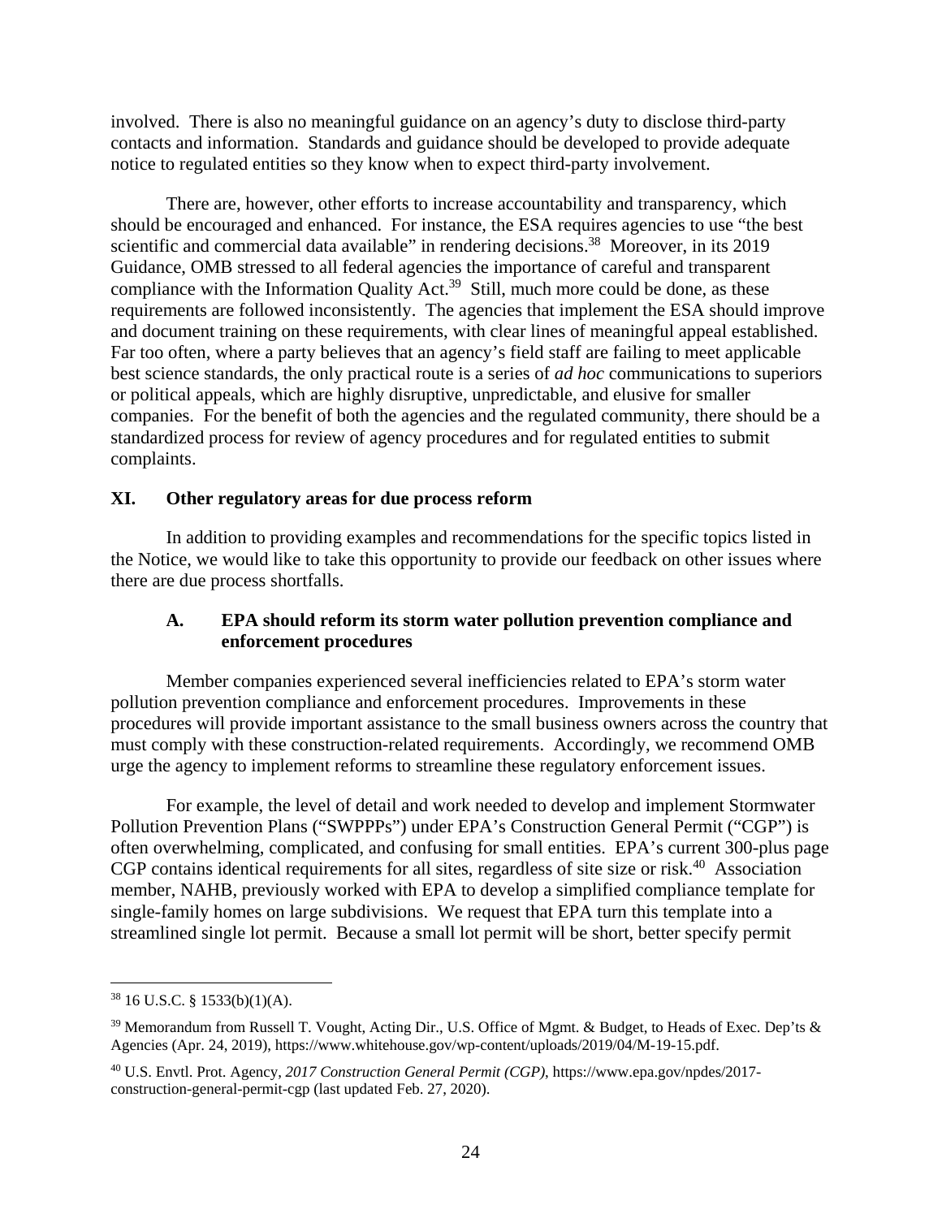involved. There is also no meaningful guidance on an agency's duty to disclose third-party contacts and information. Standards and guidance should be developed to provide adequate notice to regulated entities so they know when to expect third-party involvement.

There are, however, other efforts to increase accountability and transparency, which should be encouraged and enhanced. For instance, the ESA requires agencies to use "the best scientific and commercial data available" in rendering decisions.[38] Moreover, in its 2019 Guidance, OMB stressed to all federal agencies the importance of careful and transparent compliance with the Information Quality Act.[39] Still, much more could be done, as these requirements are followed inconsistently. The agencies that implement the ESA should improve and document training on these requirements, with clear lines of meaningful appeal established. Far too often, where a party believes that an agency's field staff are failing to meet applicable best science standards, the only practical route is a series of *ad hoc* communications to superiors or political appeals, which are highly disruptive, unpredictable, and elusive for smaller companies. For the benefit of both the agencies and the regulated community, there should be a standardized process for review of agency procedures and for regulated entities to submit complaints.

## XI. Other regulatory areas for due process reform

In addition to providing examples and recommendations for the specific topics listed in the Notice, we would like to take this opportunity to provide our feedback on other issues where there are due process shortfalls.

### A. EPA should reform its storm water pollution prevention compliance and enforcement procedures

Member companies experienced several inefficiencies related to EPA's storm water pollution prevention compliance and enforcement procedures. Improvements in these procedures will provide important assistance to the small business owners across the country that must comply with these construction-related requirements. Accordingly, we recommend OMB urge the agency to implement reforms to streamline these regulatory enforcement issues.

For example, the level of detail and work needed to develop and implement Stormwater Pollution Prevention Plans ("SWPPPs") under EPA's Construction General Permit ("CGP") is often overwhelming, complicated, and confusing for small entities. EPA's current 300-plus page CGP contains identical requirements for all sites, regardless of site size or risk.[40] Association member, NAHB, previously worked with EPA to develop a simplified compliance template for single-family homes on large subdivisions. We request that EPA turn this template into a streamlined single lot permit. Because a small lot permit will be short, better specify permit

---

[38] 16 U.S.C. § 1533(b)(1)(A).

[39] Memorandum from Russell T. Vought, Acting Dir., U.S. Office of Mgmt. & Budget, to Heads of Exec. Dep'ts & Agencies (Apr. 24, 2019), https://www.whitehouse.gov/wp-content/uploads/2019/04/M-19-15.pdf.

[40] U.S. Envtl. Prot. Agency, *2017 Construction General Permit (CGP)*, https://www.epa.gov/npdes/2017-construction-general-permit-cgp (last updated Feb. 27, 2020).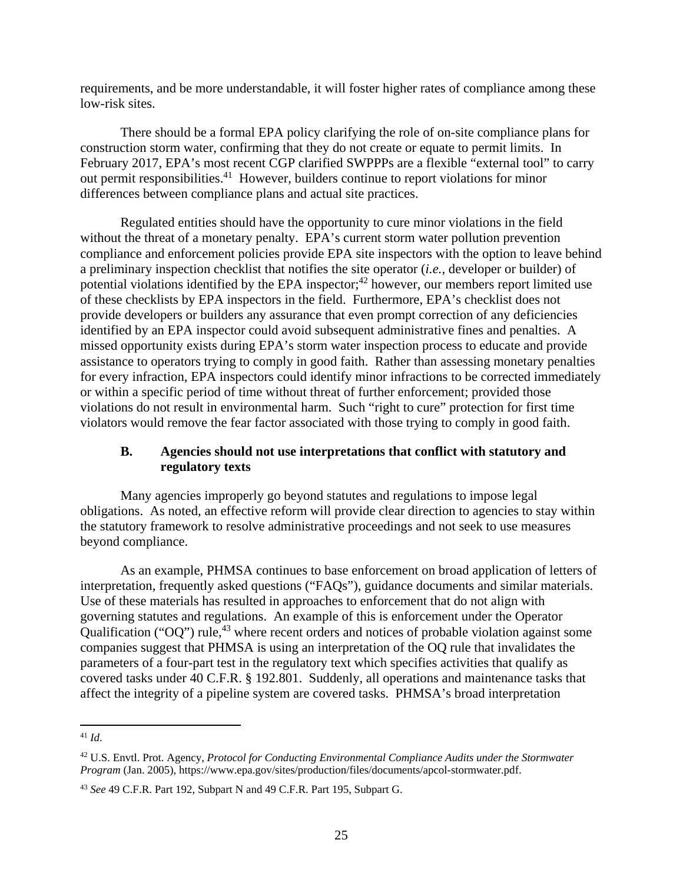requirements, and be more understandable, it will foster higher rates of compliance among these low-risk sites.

There should be a formal EPA policy clarifying the role of on-site compliance plans for construction storm water, confirming that they do not create or equate to permit limits. In February 2017, EPA's most recent CGP clarified SWPPPs are a flexible "external tool" to carry out permit responsibilities.[41] However, builders continue to report violations for minor differences between compliance plans and actual site practices.

Regulated entities should have the opportunity to cure minor violations in the field without the threat of a monetary penalty. EPA's current storm water pollution prevention compliance and enforcement policies provide EPA site inspectors with the option to leave behind a preliminary inspection checklist that notifies the site operator (*i.e.*, developer or builder) of potential violations identified by the EPA inspector;[42] however, our members report limited use of these checklists by EPA inspectors in the field. Furthermore, EPA's checklist does not provide developers or builders any assurance that even prompt correction of any deficiencies identified by an EPA inspector could avoid subsequent administrative fines and penalties. A missed opportunity exists during EPA's storm water inspection process to educate and provide assistance to operators trying to comply in good faith. Rather than assessing monetary penalties for every infraction, EPA inspectors could identify minor infractions to be corrected immediately or within a specific period of time without threat of further enforcement; provided those violations do not result in environmental harm. Such "right to cure" protection for first time violators would remove the fear factor associated with those trying to comply in good faith.

### B. Agencies should not use interpretations that conflict with statutory and regulatory texts

Many agencies improperly go beyond statutes and regulations to impose legal obligations. As noted, an effective reform will provide clear direction to agencies to stay within the statutory framework to resolve administrative proceedings and not seek to use measures beyond compliance.

As an example, PHMSA continues to base enforcement on broad application of letters of interpretation, frequently asked questions ("FAQs"), guidance documents and similar materials. Use of these materials has resulted in approaches to enforcement that do not align with governing statutes and regulations. An example of this is enforcement under the Operator Qualification ("OQ") rule,[43] where recent orders and notices of probable violation against some companies suggest that PHMSA is using an interpretation of the OQ rule that invalidates the parameters of a four-part test in the regulatory text which specifies activities that qualify as covered tasks under 40 C.F.R. § 192.801. Suddenly, all operations and maintenance tasks that affect the integrity of a pipeline system are covered tasks. PHMSA's broad interpretation

---

[41] *Id*.

[42] U.S. Envtl. Prot. Agency, *Protocol for Conducting Environmental Compliance Audits under the Stormwater Program* (Jan. 2005), https://www.epa.gov/sites/production/files/documents/apcol-stormwater.pdf.

[43] *See* 49 C.F.R. Part 192, Subpart N and 49 C.F.R. Part 195, Subpart G.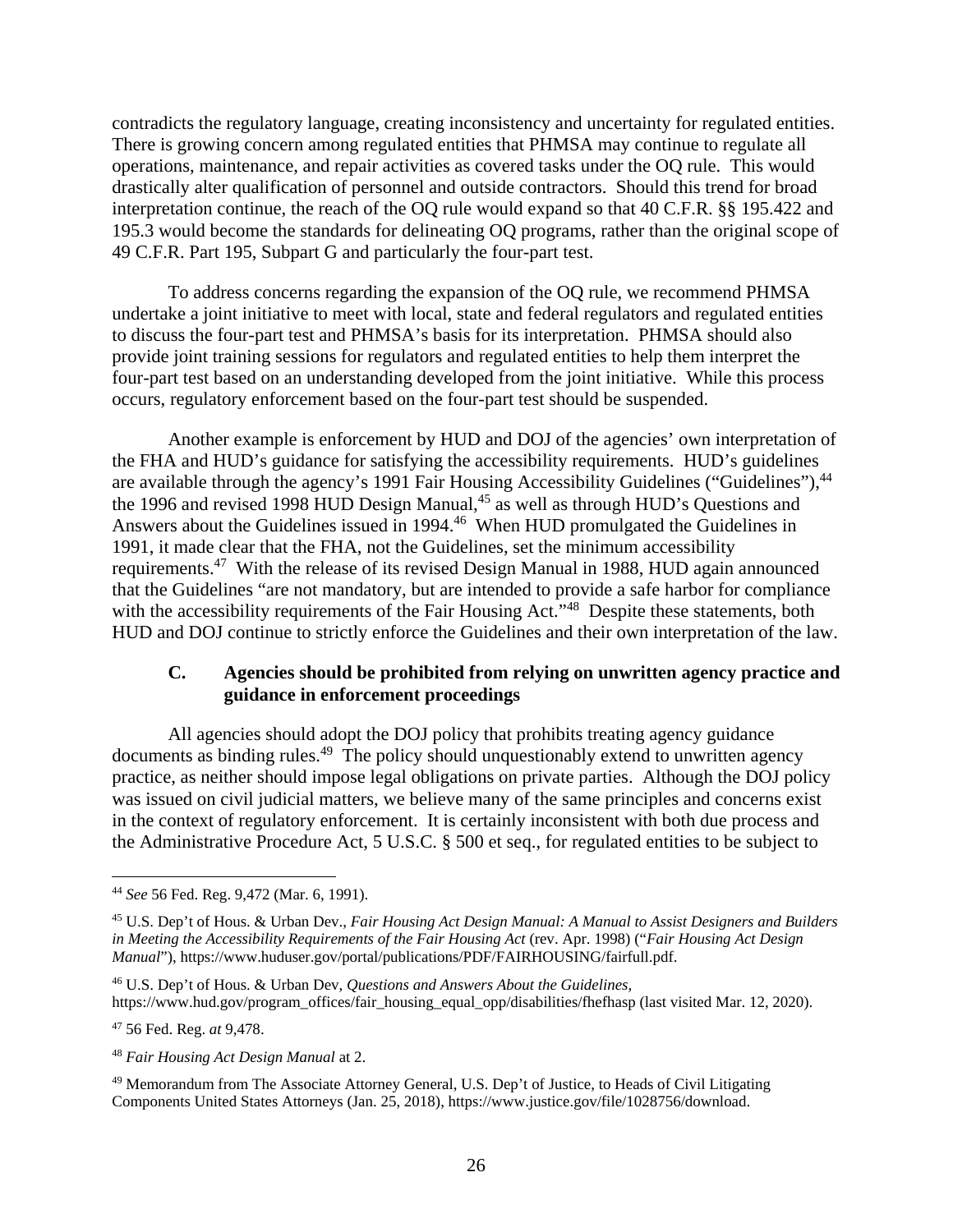contradicts the regulatory language, creating inconsistency and uncertainty for regulated entities. There is growing concern among regulated entities that PHMSA may continue to regulate all operations, maintenance, and repair activities as covered tasks under the OQ rule. This would drastically alter qualification of personnel and outside contractors. Should this trend for broad interpretation continue, the reach of the OQ rule would expand so that 40 C.F.R. §§ 195.422 and 195.3 would become the standards for delineating OQ programs, rather than the original scope of 49 C.F.R. Part 195, Subpart G and particularly the four-part test.

To address concerns regarding the expansion of the OQ rule, we recommend PHMSA undertake a joint initiative to meet with local, state and federal regulators and regulated entities to discuss the four-part test and PHMSA's basis for its interpretation. PHMSA should also provide joint training sessions for regulators and regulated entities to help them interpret the four-part test based on an understanding developed from the joint initiative. While this process occurs, regulatory enforcement based on the four-part test should be suspended.

Another example is enforcement by HUD and DOJ of the agencies' own interpretation of the FHA and HUD's guidance for satisfying the accessibility requirements. HUD's guidelines are available through the agency's 1991 Fair Housing Accessibility Guidelines ("Guidelines"),[44] the 1996 and revised 1998 HUD Design Manual,[45] as well as through HUD's Questions and Answers about the Guidelines issued in 1994.[46] When HUD promulgated the Guidelines in 1991, it made clear that the FHA, not the Guidelines, set the minimum accessibility requirements.[47] With the release of its revised Design Manual in 1988, HUD again announced that the Guidelines "are not mandatory, but are intended to provide a safe harbor for compliance with the accessibility requirements of the Fair Housing Act."[48] Despite these statements, both HUD and DOJ continue to strictly enforce the Guidelines and their own interpretation of the law.

### C. Agencies should be prohibited from relying on unwritten agency practice and guidance in enforcement proceedings

All agencies should adopt the DOJ policy that prohibits treating agency guidance documents as binding rules.[49] The policy should unquestionably extend to unwritten agency practice, as neither should impose legal obligations on private parties. Although the DOJ policy was issued on civil judicial matters, we believe many of the same principles and concerns exist in the context of regulatory enforcement. It is certainly inconsistent with both due process and the Administrative Procedure Act, 5 U.S.C. § 500 et seq., for regulated entities to be subject to

---

[44] *See* 56 Fed. Reg. 9,472 (Mar. 6, 1991).

[45] U.S. Dep't of Hous. & Urban Dev., *Fair Housing Act Design Manual: A Manual to Assist Designers and Builders in Meeting the Accessibility Requirements of the Fair Housing Act* (rev. Apr. 1998) ("*Fair Housing Act Design Manual*"), https://www.huduser.gov/portal/publications/PDF/FAIRHOUSING/fairfull.pdf.

[46] U.S. Dep't of Hous. & Urban Dev, *Questions and Answers About the Guidelines*, https://www.hud.gov/program_offices/fair_housing_equal_opp/disabilities/fhefhasp (last visited Mar. 12, 2020).

[47] 56 Fed. Reg. *at* 9,478.

[48] *Fair Housing Act Design Manual* at 2.

[49] Memorandum from The Associate Attorney General, U.S. Dep't of Justice, to Heads of Civil Litigating Components United States Attorneys (Jan. 25, 2018), https://www.justice.gov/file/1028756/download.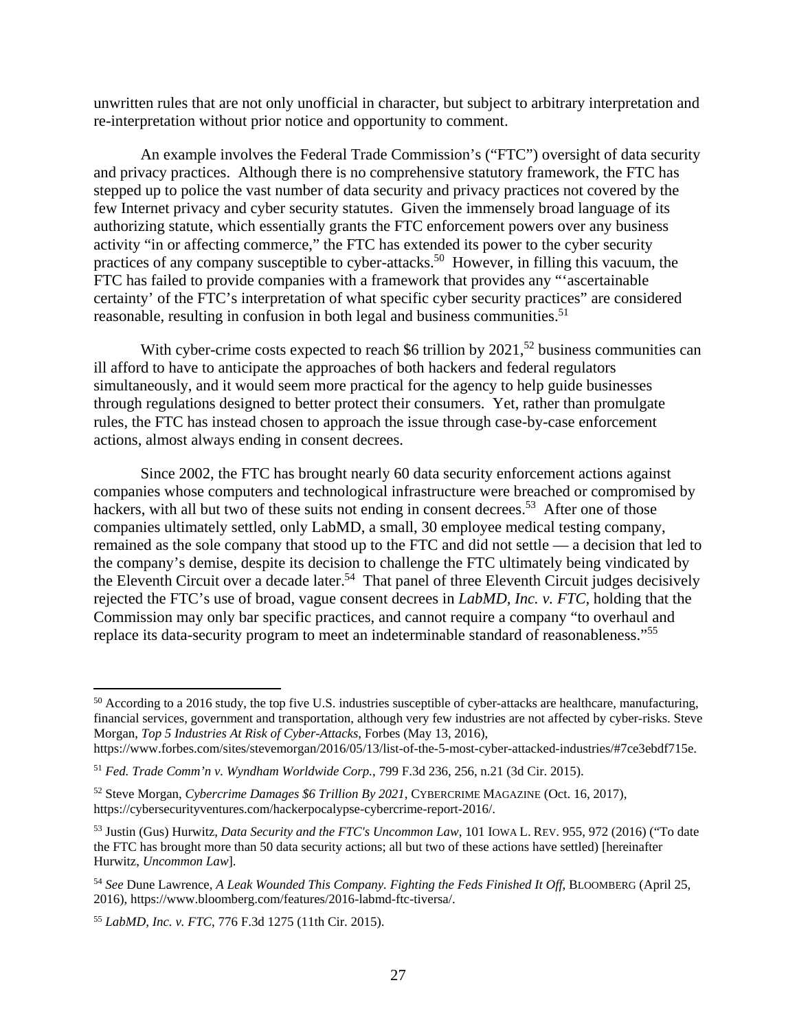unwritten rules that are not only unofficial in character, but subject to arbitrary interpretation and re-interpretation without prior notice and opportunity to comment.

An example involves the Federal Trade Commission's ("FTC") oversight of data security and privacy practices. Although there is no comprehensive statutory framework, the FTC has stepped up to police the vast number of data security and privacy practices not covered by the few Internet privacy and cyber security statutes. Given the immensely broad language of its authorizing statute, which essentially grants the FTC enforcement powers over any business activity "in or affecting commerce," the FTC has extended its power to the cyber security practices of any company susceptible to cyber-attacks.[50] However, in filling this vacuum, the FTC has failed to provide companies with a framework that provides any "'ascertainable certainty' of the FTC's interpretation of what specific cyber security practices" are considered reasonable, resulting in confusion in both legal and business communities.[51]

With cyber-crime costs expected to reach $6 trillion by 2021,[52] business communities can ill afford to have to anticipate the approaches of both hackers and federal regulators simultaneously, and it would seem more practical for the agency to help guide businesses through regulations designed to better protect their consumers. Yet, rather than promulgate rules, the FTC has instead chosen to approach the issue through case-by-case enforcement actions, almost always ending in consent decrees.

Since 2002, the FTC has brought nearly 60 data security enforcement actions against companies whose computers and technological infrastructure were breached or compromised by hackers, with all but two of these suits not ending in consent decrees.[53] After one of those companies ultimately settled, only LabMD, a small, 30 employee medical testing company, remained as the sole company that stood up to the FTC and did not settle — a decision that led to the company's demise, despite its decision to challenge the FTC ultimately being vindicated by the Eleventh Circuit over a decade later.[54] That panel of three Eleventh Circuit judges decisively rejected the FTC's use of broad, vague consent decrees in *LabMD, Inc. v. FTC*, holding that the Commission may only bar specific practices, and cannot require a company "to overhaul and replace its data-security program to meet an indeterminable standard of reasonableness."[55]

---

[50] According to a 2016 study, the top five U.S. industries susceptible of cyber-attacks are healthcare, manufacturing, financial services, government and transportation, although very few industries are not affected by cyber-risks. Steve Morgan, *Top 5 Industries At Risk of Cyber-Attacks*, Forbes (May 13, 2016), https://www.forbes.com/sites/stevemorgan/2016/05/13/list-of-the-5-most-cyber-attacked-industries/#7ce3ebdf715e.

[51] *Fed. Trade Comm'n v. Wyndham Worldwide Corp.*, 799 F.3d 236, 256, n.21 (3d Cir. 2015).

[52] Steve Morgan, *Cybercrime Damages $6 Trillion By 2021*, CYBERCRIME MAGAZINE (Oct. 16, 2017), https://cybersecurityventures.com/hackerpocalypse-cybercrime-report-2016/.

[53] Justin (Gus) Hurwitz, *Data Security and the FTC's Uncommon Law*, 101 IOWA L. REV. 955, 972 (2016) ("To date the FTC has brought more than 50 data security actions; all but two of these actions have settled) [hereinafter Hurwitz, *Uncommon Law*].

[54] *See* Dune Lawrence, *A Leak Wounded This Company. Fighting the Feds Finished It Off,* BLOOMBERG (April 25, 2016), https://www.bloomberg.com/features/2016-labmd-ftc-tiversa/.

[55] *LabMD, Inc. v. FTC*, 776 F.3d 1275 (11th Cir. 2015).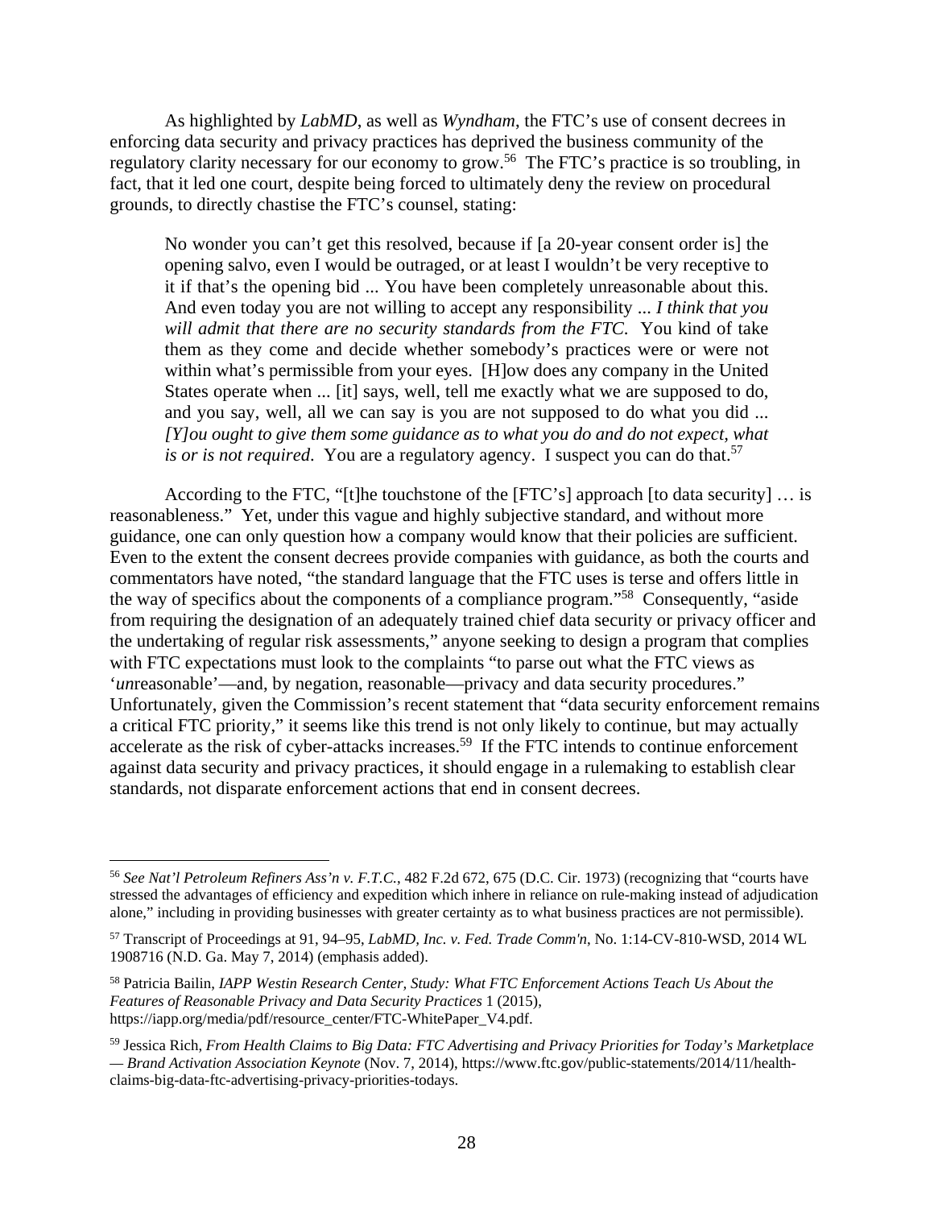As highlighted by *LabMD*, as well as *Wyndham*, the FTC's use of consent decrees in enforcing data security and privacy practices has deprived the business community of the regulatory clarity necessary for our economy to grow.[56] The FTC's practice is so troubling, in fact, that it led one court, despite being forced to ultimately deny the review on procedural grounds, to directly chastise the FTC's counsel, stating:

> No wonder you can't get this resolved, because if [a 20-year consent order is] the opening salvo, even I would be outraged, or at least I wouldn't be very receptive to it if that's the opening bid ... You have been completely unreasonable about this. And even today you are not willing to accept any responsibility ... *I think that you will admit that there are no security standards from the FTC.* You kind of take them as they come and decide whether somebody's practices were or were not within what's permissible from your eyes. [H]ow does any company in the United States operate when ... [it] says, well, tell me exactly what we are supposed to do, and you say, well, all we can say is you are not supposed to do what you did ... *[Y]ou ought to give them some guidance as to what you do and do not expect, what is or is not required*. You are a regulatory agency. I suspect you can do that.[57]

According to the FTC, "[t]he touchstone of the [FTC's] approach [to data security] … is reasonableness." Yet, under this vague and highly subjective standard, and without more guidance, one can only question how a company would know that their policies are sufficient. Even to the extent the consent decrees provide companies with guidance, as both the courts and commentators have noted, "the standard language that the FTC uses is terse and offers little in the way of specifics about the components of a compliance program."[58] Consequently, "aside from requiring the designation of an adequately trained chief data security or privacy officer and the undertaking of regular risk assessments," anyone seeking to design a program that complies with FTC expectations must look to the complaints "to parse out what the FTC views as '*un*reasonable'—and, by negation, reasonable—privacy and data security procedures." Unfortunately, given the Commission's recent statement that "data security enforcement remains a critical FTC priority," it seems like this trend is not only likely to continue, but may actually accelerate as the risk of cyber-attacks increases.[59] If the FTC intends to continue enforcement against data security and privacy practices, it should engage in a rulemaking to establish clear standards, not disparate enforcement actions that end in consent decrees.

---

[56] *See Nat'l Petroleum Refiners Ass'n v. F.T.C.*, 482 F.2d 672, 675 (D.C. Cir. 1973) (recognizing that "courts have stressed the advantages of efficiency and expedition which inhere in reliance on rule-making instead of adjudication alone," including in providing businesses with greater certainty as to what business practices are not permissible).

[57] Transcript of Proceedings at 91, 94–95, *LabMD, Inc. v. Fed. Trade Comm'n*, No. 1:14-CV-810-WSD, 2014 WL 1908716 (N.D. Ga. May 7, 2014) (emphasis added).

[58] Patricia Bailin, *IAPP Westin Research Center, Study: What FTC Enforcement Actions Teach Us About the Features of Reasonable Privacy and Data Security Practices* 1 (2015), https://iapp.org/media/pdf/resource_center/FTC-WhitePaper_V4.pdf.

[59] Jessica Rich, *From Health Claims to Big Data: FTC Advertising and Privacy Priorities for Today's Marketplace — Brand Activation Association Keynote* (Nov. 7, 2014), https://www.ftc.gov/public-statements/2014/11/health-claims-big-data-ftc-advertising-privacy-priorities-todays.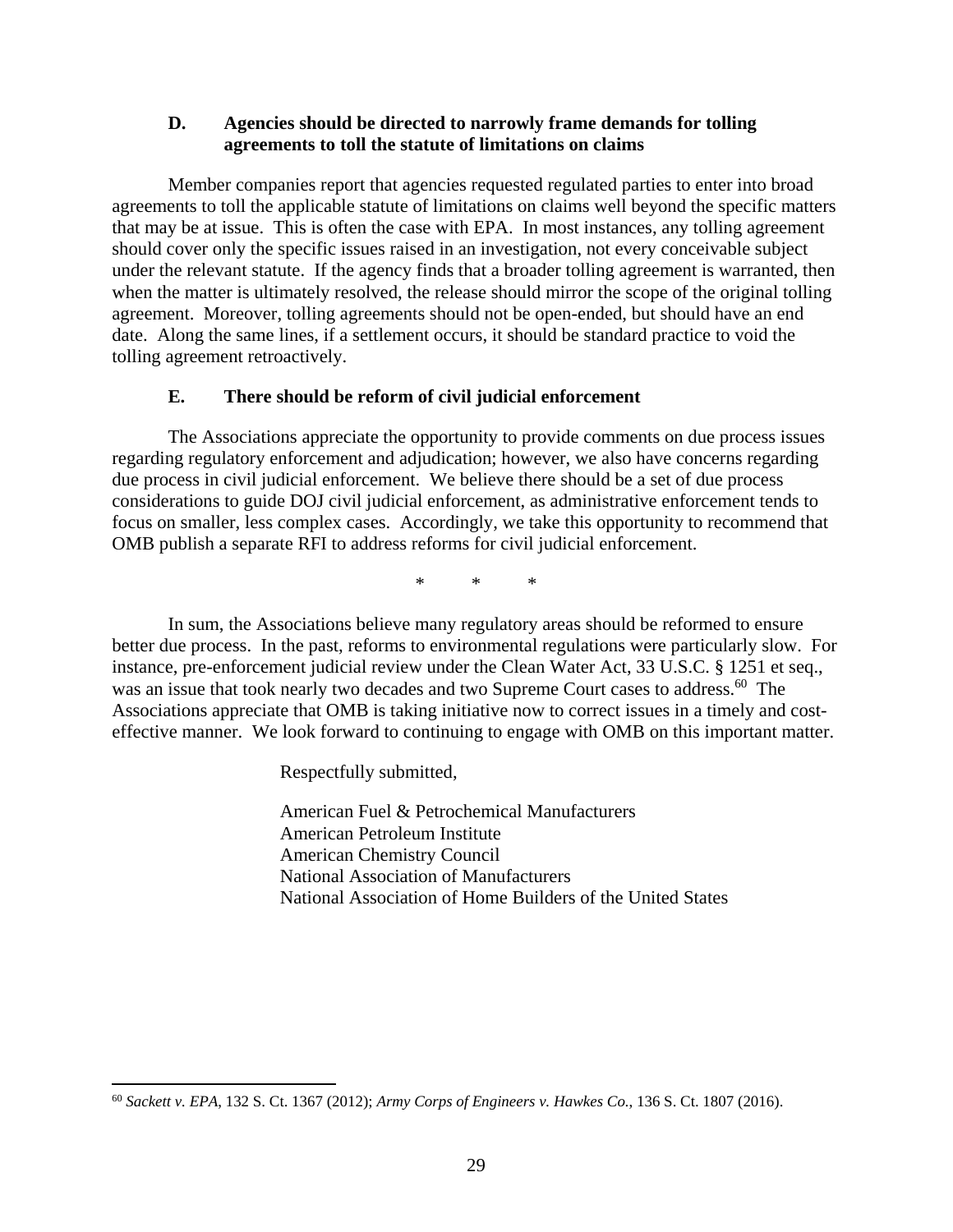### D. Agencies should be directed to narrowly frame demands for tolling agreements to toll the statute of limitations on claims

Member companies report that agencies requested regulated parties to enter into broad agreements to toll the applicable statute of limitations on claims well beyond the specific matters that may be at issue. This is often the case with EPA. In most instances, any tolling agreement should cover only the specific issues raised in an investigation, not every conceivable subject under the relevant statute. If the agency finds that a broader tolling agreement is warranted, then when the matter is ultimately resolved, the release should mirror the scope of the original tolling agreement. Moreover, tolling agreements should not be open-ended, but should have an end date. Along the same lines, if a settlement occurs, it should be standard practice to void the tolling agreement retroactively.

### E. There should be reform of civil judicial enforcement

The Associations appreciate the opportunity to provide comments on due process issues regarding regulatory enforcement and adjudication; however, we also have concerns regarding due process in civil judicial enforcement. We believe there should be a set of due process considerations to guide DOJ civil judicial enforcement, as administrative enforcement tends to focus on smaller, less complex cases. Accordingly, we take this opportunity to recommend that OMB publish a separate RFI to address reforms for civil judicial enforcement.

\* \* \*

In sum, the Associations believe many regulatory areas should be reformed to ensure better due process. In the past, reforms to environmental regulations were particularly slow. For instance, pre-enforcement judicial review under the Clean Water Act, 33 U.S.C. § 1251 et seq., was an issue that took nearly two decades and two Supreme Court cases to address.[60] The Associations appreciate that OMB is taking initiative now to correct issues in a timely and cost-effective manner. We look forward to continuing to engage with OMB on this important matter.

Respectfully submitted,

American Fuel & Petrochemical Manufacturers
American Petroleum Institute
American Chemistry Council
National Association of Manufacturers
National Association of Home Builders of the United States

---

[60] *Sackett v. EPA*, 132 S. Ct. 1367 (2012); *Army Corps of Engineers v. Hawkes Co.*, 136 S. Ct. 1807 (2016).